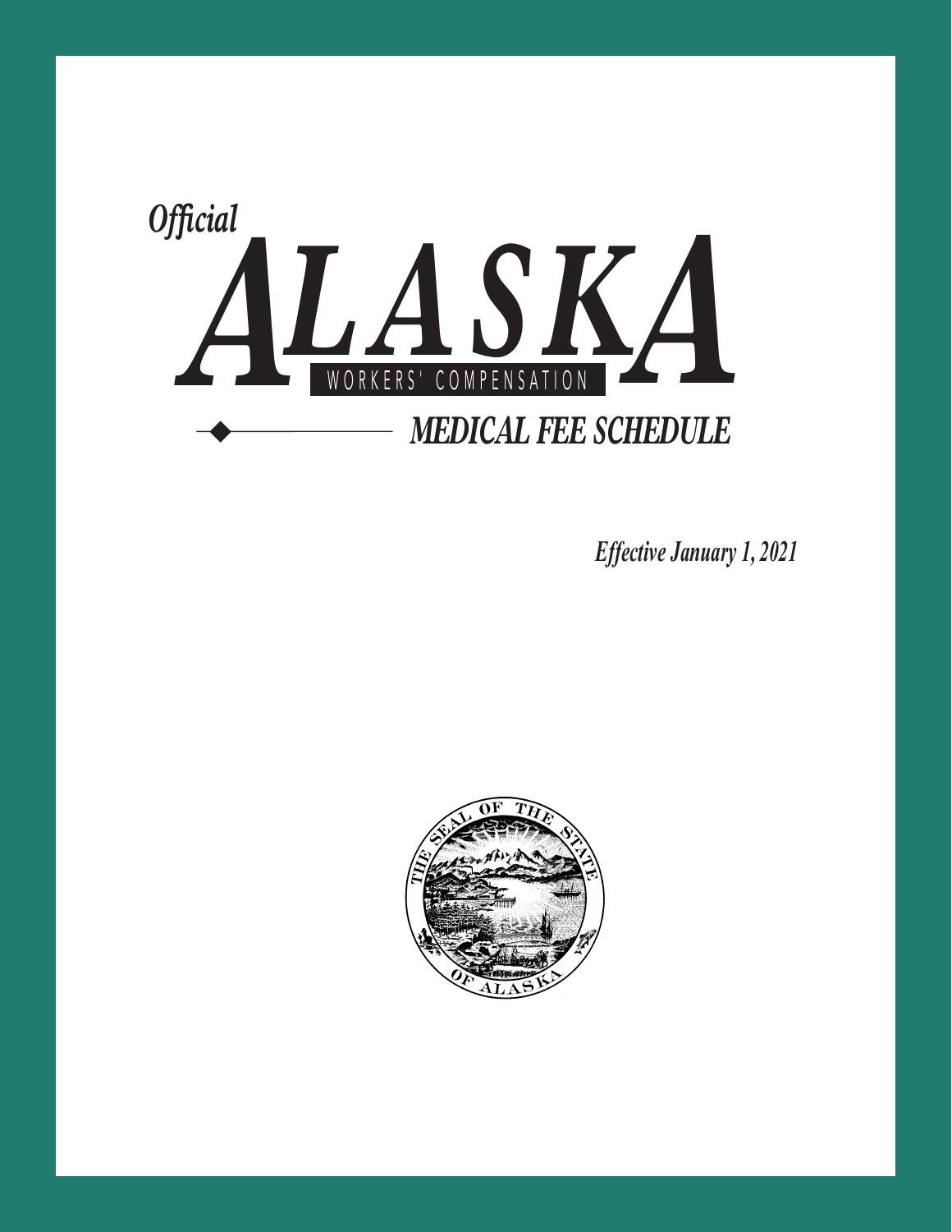*Official*

# ALASKA

WORKERS' COMPENSATION

## *MEDICAL FEE SCHEDULE*

*Effective January 1, 2021*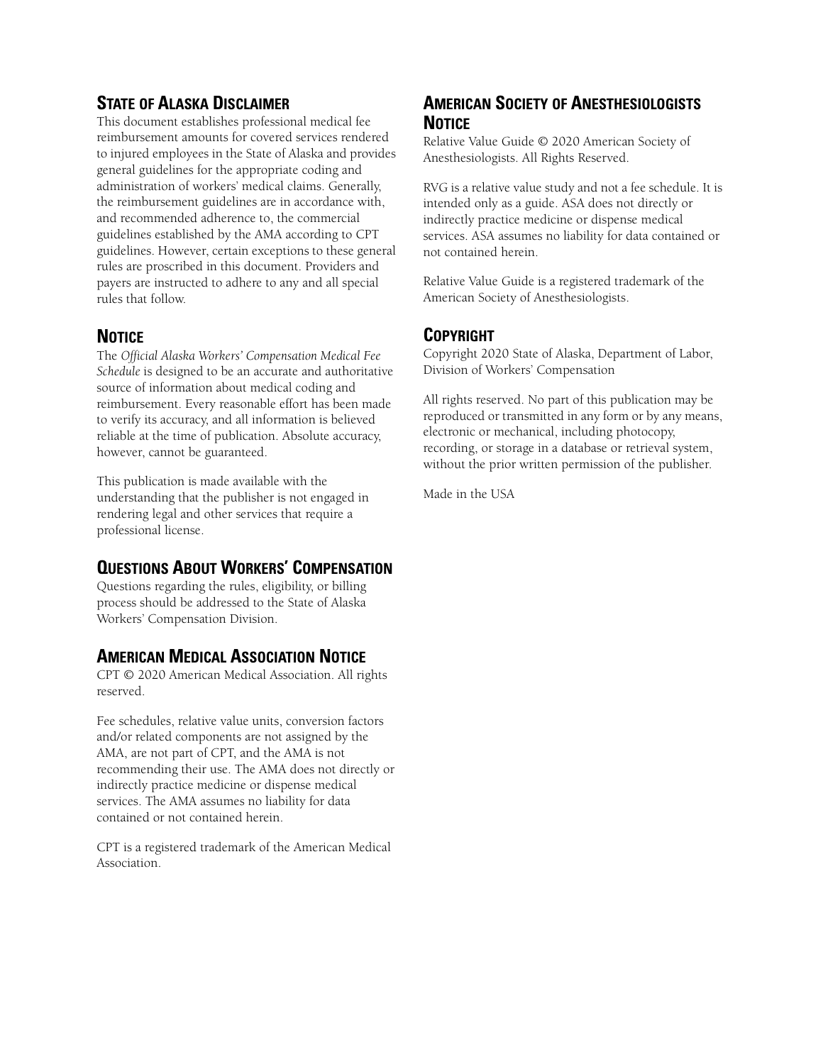## State of Alaska Disclaimer

This document establishes professional medical fee reimbursement amounts for covered services rendered to injured employees in the State of Alaska and provides general guidelines for the appropriate coding and administration of workers' medical claims. Generally, the reimbursement guidelines are in accordance with, and recommended adherence to, the commercial guidelines established by the AMA according to CPT guidelines. However, certain exceptions to these general rules are proscribed in this document. Providers and payers are instructed to adhere to any and all special rules that follow.

## Notice

The *Official Alaska Workers' Compensation Medical Fee Schedule* is designed to be an accurate and authoritative source of information about medical coding and reimbursement. Every reasonable effort has been made to verify its accuracy, and all information is believed reliable at the time of publication. Absolute accuracy, however, cannot be guaranteed.

This publication is made available with the understanding that the publisher is not engaged in rendering legal and other services that require a professional license.

## Questions About Workers' Compensation

Questions regarding the rules, eligibility, or billing process should be addressed to the State of Alaska Workers' Compensation Division.

## American Medical Association Notice

CPT © 2020 American Medical Association. All rights reserved.

Fee schedules, relative value units, conversion factors and/or related components are not assigned by the AMA, are not part of CPT, and the AMA is not recommending their use. The AMA does not directly or indirectly practice medicine or dispense medical services. The AMA assumes no liability for data contained or not contained herein.

CPT is a registered trademark of the American Medical Association.

## American Society of Anesthesiologists Notice

Relative Value Guide © 2020 American Society of Anesthesiologists. All Rights Reserved.

RVG is a relative value study and not a fee schedule. It is intended only as a guide. ASA does not directly or indirectly practice medicine or dispense medical services. ASA assumes no liability for data contained or not contained herein.

Relative Value Guide is a registered trademark of the American Society of Anesthesiologists.

## Copyright

Copyright 2020 State of Alaska, Department of Labor, Division of Workers' Compensation

All rights reserved. No part of this publication may be reproduced or transmitted in any form or by any means, electronic or mechanical, including photocopy, recording, or storage in a database or retrieval system, without the prior written permission of the publisher.

Made in the USA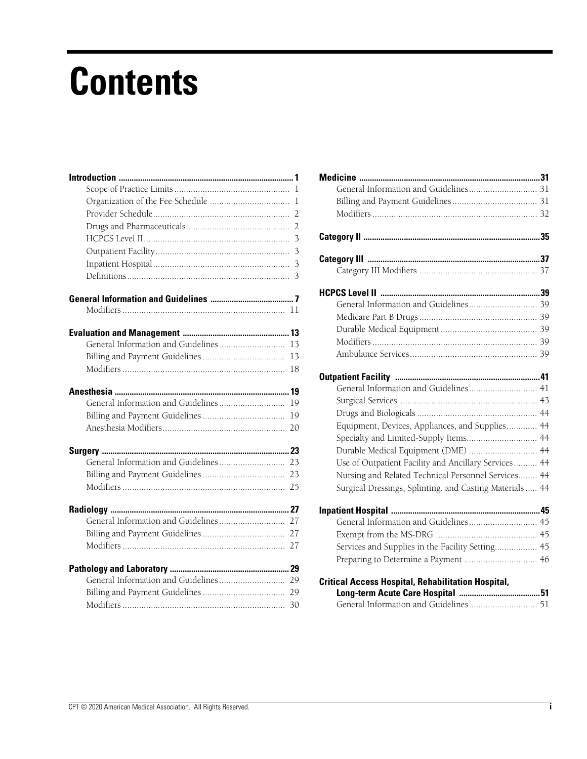# Contents

**Introduction** ..... **1**
- Scope of Practice Limits ..... 1
- Organization of the Fee Schedule ..... 1
- Provider Schedule ..... 2
- Drugs and Pharmaceuticals ..... 2
- HCPCS Level II ..... 3
- Outpatient Facility ..... 3
- Inpatient Hospital ..... 3
- Definitions ..... 3

**General Information and Guidelines** ..... **7**
- Modifiers ..... 11

**Evaluation and Management** ..... **13**
- General Information and Guidelines ..... 13
- Billing and Payment Guidelines ..... 13
- Modifiers ..... 18

**Anesthesia** ..... **19**
- General Information and Guidelines ..... 19
- Billing and Payment Guidelines ..... 19
- Anesthesia Modifiers ..... 20

**Surgery** ..... **23**
- General Information and Guidelines ..... 23
- Billing and Payment Guidelines ..... 23
- Modifiers ..... 25

**Radiology** ..... **27**
- General Information and Guidelines ..... 27
- Billing and Payment Guidelines ..... 27
- Modifiers ..... 27

**Pathology and Laboratory** ..... **29**
- General Information and Guidelines ..... 29
- Billing and Payment Guidelines ..... 29
- Modifiers ..... 30

**Medicine** ..... **31**
- General Information and Guidelines ..... 31
- Billing and Payment Guidelines ..... 31
- Modifiers ..... 32

**Category II** ..... **35**

**Category III** ..... **37**
- Category III Modifiers ..... 37

**HCPCS Level II** ..... **39**
- General Information and Guidelines ..... 39
- Medicare Part B Drugs ..... 39
- Durable Medical Equipment ..... 39
- Modifiers ..... 39
- Ambulance Services ..... 39

**Outpatient Facility** ..... **41**
- General Information and Guidelines ..... 41
- Surgical Services ..... 43
- Drugs and Biologicals ..... 44
- Equipment, Devices, Appliances, and Supplies ..... 44
- Specialty and Limited-Supply Items ..... 44
- Durable Medical Equipment (DME) ..... 44
- Use of Outpatient Facility and Ancillary Services ..... 44
- Nursing and Related Technical Personnel Services ..... 44
- Surgical Dressings, Splinting, and Casting Materials ..... 44

**Inpatient Hospital** ..... **45**
- General Information and Guidelines ..... 45
- Exempt from the MS-DRG ..... 45
- Services and Supplies in the Facility Setting ..... 45
- Preparing to Determine a Payment ..... 46

**Critical Access Hospital, Rehabilitation Hospital, Long-term Acute Care Hospital** ..... **51**
- General Information and Guidelines ..... 51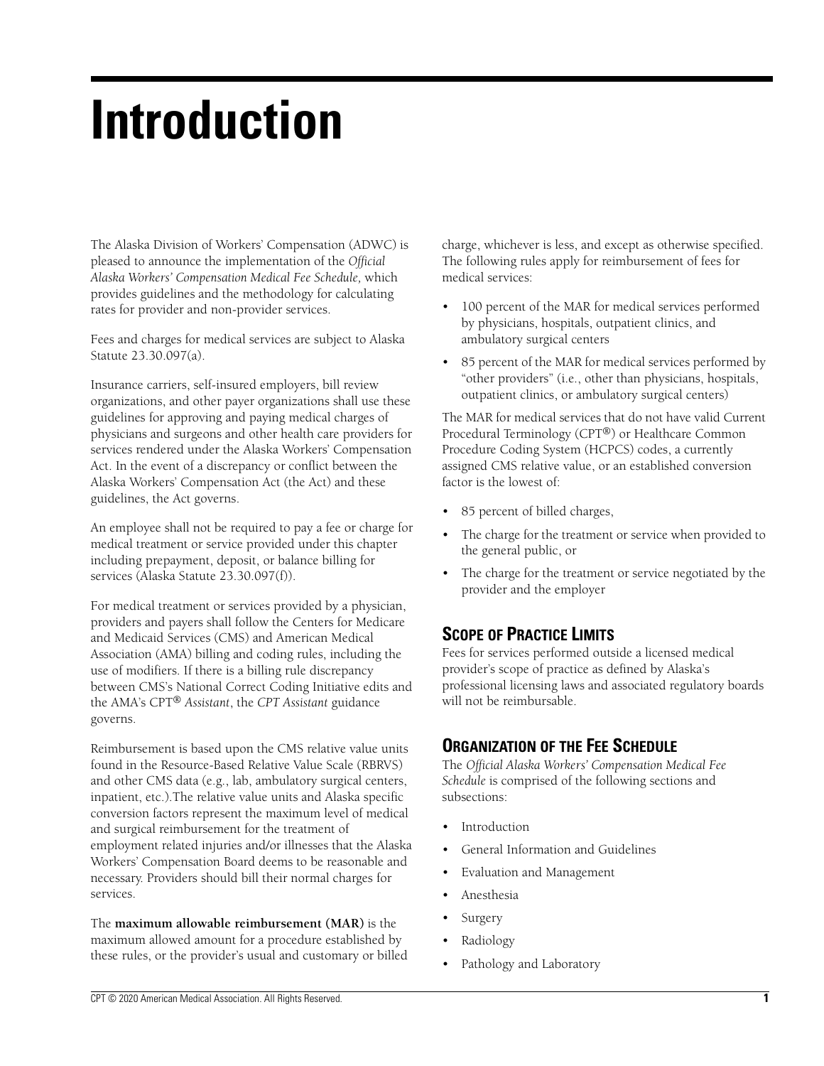# Introduction

The Alaska Division of Workers' Compensation (ADWC) is pleased to announce the implementation of the *Official Alaska Workers' Compensation Medical Fee Schedule,* which provides guidelines and the methodology for calculating rates for provider and non-provider services.

Fees and charges for medical services are subject to Alaska Statute 23.30.097(a).

Insurance carriers, self-insured employers, bill review organizations, and other payer organizations shall use these guidelines for approving and paying medical charges of physicians and surgeons and other health care providers for services rendered under the Alaska Workers' Compensation Act. In the event of a discrepancy or conflict between the Alaska Workers' Compensation Act (the Act) and these guidelines, the Act governs.

An employee shall not be required to pay a fee or charge for medical treatment or service provided under this chapter including prepayment, deposit, or balance billing for services (Alaska Statute 23.30.097(f)).

For medical treatment or services provided by a physician, providers and payers shall follow the Centers for Medicare and Medicaid Services (CMS) and American Medical Association (AMA) billing and coding rules, including the use of modifiers. If there is a billing rule discrepancy between CMS's National Correct Coding Initiative edits and the AMA's CPT® *Assistant*, the *CPT Assistant* guidance governs.

Reimbursement is based upon the CMS relative value units found in the Resource-Based Relative Value Scale (RBRVS) and other CMS data (e.g., lab, ambulatory surgical centers, inpatient, etc.).The relative value units and Alaska specific conversion factors represent the maximum level of medical and surgical reimbursement for the treatment of employment related injuries and/or illnesses that the Alaska Workers' Compensation Board deems to be reasonable and necessary. Providers should bill their normal charges for services.

The **maximum allowable reimbursement (MAR)** is the maximum allowed amount for a procedure established by these rules, or the provider's usual and customary or billed charge, whichever is less, and except as otherwise specified. The following rules apply for reimbursement of fees for medical services:

- 100 percent of the MAR for medical services performed by physicians, hospitals, outpatient clinics, and ambulatory surgical centers
- 85 percent of the MAR for medical services performed by "other providers" (i.e., other than physicians, hospitals, outpatient clinics, or ambulatory surgical centers)

The MAR for medical services that do not have valid Current Procedural Terminology (CPT®) or Healthcare Common Procedure Coding System (HCPCS) codes, a currently assigned CMS relative value, or an established conversion factor is the lowest of:

- 85 percent of billed charges,
- The charge for the treatment or service when provided to the general public, or
- The charge for the treatment or service negotiated by the provider and the employer

## Scope of Practice Limits

Fees for services performed outside a licensed medical provider's scope of practice as defined by Alaska's professional licensing laws and associated regulatory boards will not be reimbursable.

## Organization of the Fee Schedule

The *Official Alaska Workers' Compensation Medical Fee Schedule* is comprised of the following sections and subsections:

- Introduction
- General Information and Guidelines
- Evaluation and Management
- Anesthesia
- Surgery
- Radiology
- Pathology and Laboratory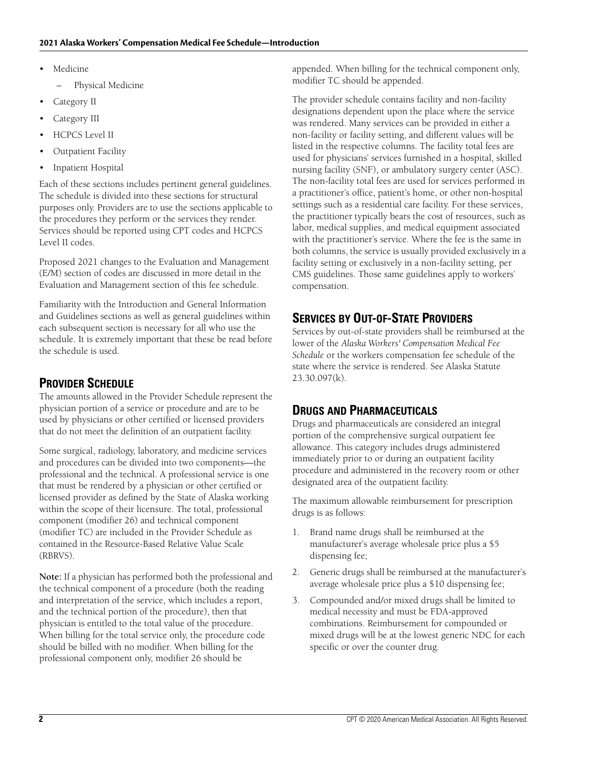- Medicine
  - Physical Medicine
- Category II
- Category III
- HCPCS Level II
- Outpatient Facility
- Inpatient Hospital

Each of these sections includes pertinent general guidelines. The schedule is divided into these sections for structural purposes only. Providers are to use the sections applicable to the procedures they perform or the services they render. Services should be reported using CPT codes and HCPCS Level II codes.

Proposed 2021 changes to the Evaluation and Management (E/M) section of codes are discussed in more detail in the Evaluation and Management section of this fee schedule.

Familiarity with the Introduction and General Information and Guidelines sections as well as general guidelines within each subsequent section is necessary for all who use the schedule. It is extremely important that these be read before the schedule is used.

## Provider Schedule

The amounts allowed in the Provider Schedule represent the physician portion of a service or procedure and are to be used by physicians or other certified or licensed providers that do not meet the definition of an outpatient facility.

Some surgical, radiology, laboratory, and medicine services and procedures can be divided into two components—the professional and the technical. A professional service is one that must be rendered by a physician or other certified or licensed provider as defined by the State of Alaska working within the scope of their licensure. The total, professional component (modifier 26) and technical component (modifier TC) are included in the Provider Schedule as contained in the Resource-Based Relative Value Scale (RBRVS).

**Note:** If a physician has performed both the professional and the technical component of a procedure (both the reading and interpretation of the service, which includes a report, and the technical portion of the procedure), then that physician is entitled to the total value of the procedure. When billing for the total service only, the procedure code should be billed with no modifier. When billing for the professional component only, modifier 26 should be appended. When billing for the technical component only, modifier TC should be appended.

The provider schedule contains facility and non-facility designations dependent upon the place where the service was rendered. Many services can be provided in either a non-facility or facility setting, and different values will be listed in the respective columns. The facility total fees are used for physicians' services furnished in a hospital, skilled nursing facility (SNF), or ambulatory surgery center (ASC). The non-facility total fees are used for services performed in a practitioner's office, patient's home, or other non-hospital settings such as a residential care facility. For these services, the practitioner typically bears the cost of resources, such as labor, medical supplies, and medical equipment associated with the practitioner's service. Where the fee is the same in both columns, the service is usually provided exclusively in a facility setting or exclusively in a non-facility setting, per CMS guidelines. Those same guidelines apply to workers' compensation.

## Services by Out-of-State Providers

Services by out-of-state providers shall be reimbursed at the lower of the *Alaska Workers' Compensation Medical Fee Schedule* or the workers compensation fee schedule of the state where the service is rendered. See Alaska Statute 23.30.097(k).

## Drugs and Pharmaceuticals

Drugs and pharmaceuticals are considered an integral portion of the comprehensive surgical outpatient fee allowance. This category includes drugs administered immediately prior to or during an outpatient facility procedure and administered in the recovery room or other designated area of the outpatient facility.

The maximum allowable reimbursement for prescription drugs is as follows:

1. Brand name drugs shall be reimbursed at the manufacturer's average wholesale price plus a $5 dispensing fee;
2. Generic drugs shall be reimbursed at the manufacturer's average wholesale price plus a $10 dispensing fee;
3. Compounded and/or mixed drugs shall be limited to medical necessity and must be FDA-approved combinations. Reimbursement for compounded or mixed drugs will be at the lowest generic NDC for each specific or over the counter drug.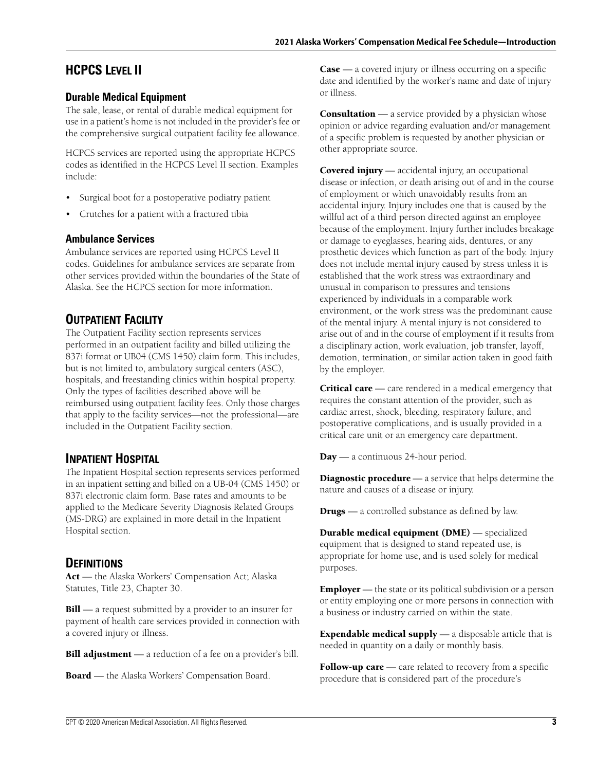## HCPCS Level II

### Durable Medical Equipment

The sale, lease, or rental of durable medical equipment for use in a patient's home is not included in the provider's fee or the comprehensive surgical outpatient facility fee allowance.

HCPCS services are reported using the appropriate HCPCS codes as identified in the HCPCS Level II section. Examples include:

- Surgical boot for a postoperative podiatry patient
- Crutches for a patient with a fractured tibia

### Ambulance Services

Ambulance services are reported using HCPCS Level II codes. Guidelines for ambulance services are separate from other services provided within the boundaries of the State of Alaska. See the HCPCS section for more information.

## Outpatient Facility

The Outpatient Facility section represents services performed in an outpatient facility and billed utilizing the 837i format or UB04 (CMS 1450) claim form. This includes, but is not limited to, ambulatory surgical centers (ASC), hospitals, and freestanding clinics within hospital property. Only the types of facilities described above will be reimbursed using outpatient facility fees. Only those charges that apply to the facility services—not the professional—are included in the Outpatient Facility section.

## Inpatient Hospital

The Inpatient Hospital section represents services performed in an inpatient setting and billed on a UB-04 (CMS 1450) or 837i electronic claim form. Base rates and amounts to be applied to the Medicare Severity Diagnosis Related Groups (MS-DRG) are explained in more detail in the Inpatient Hospital section.

## Definitions

**Act** — the Alaska Workers' Compensation Act; Alaska Statutes, Title 23, Chapter 30.

**Bill** — a request submitted by a provider to an insurer for payment of health care services provided in connection with a covered injury or illness.

**Bill adjustment** — a reduction of a fee on a provider's bill.

**Board** — the Alaska Workers' Compensation Board.

**Case** — a covered injury or illness occurring on a specific date and identified by the worker's name and date of injury or illness.

**Consultation** — a service provided by a physician whose opinion or advice regarding evaluation and/or management of a specific problem is requested by another physician or other appropriate source.

**Covered injury** — accidental injury, an occupational disease or infection, or death arising out of and in the course of employment or which unavoidably results from an accidental injury. Injury includes one that is caused by the willful act of a third person directed against an employee because of the employment. Injury further includes breakage or damage to eyeglasses, hearing aids, dentures, or any prosthetic devices which function as part of the body. Injury does not include mental injury caused by stress unless it is established that the work stress was extraordinary and unusual in comparison to pressures and tensions experienced by individuals in a comparable work environment, or the work stress was the predominant cause of the mental injury. A mental injury is not considered to arise out of and in the course of employment if it results from a disciplinary action, work evaluation, job transfer, layoff, demotion, termination, or similar action taken in good faith by the employer.

**Critical care** — care rendered in a medical emergency that requires the constant attention of the provider, such as cardiac arrest, shock, bleeding, respiratory failure, and postoperative complications, and is usually provided in a critical care unit or an emergency care department.

**Day** — a continuous 24-hour period.

**Diagnostic procedure** — a service that helps determine the nature and causes of a disease or injury.

**Drugs** — a controlled substance as defined by law.

**Durable medical equipment (DME)** — specialized equipment that is designed to stand repeated use, is appropriate for home use, and is used solely for medical purposes.

**Employer** — the state or its political subdivision or a person or entity employing one or more persons in connection with a business or industry carried on within the state.

**Expendable medical supply** — a disposable article that is needed in quantity on a daily or monthly basis.

**Follow-up care** — care related to recovery from a specific procedure that is considered part of the procedure's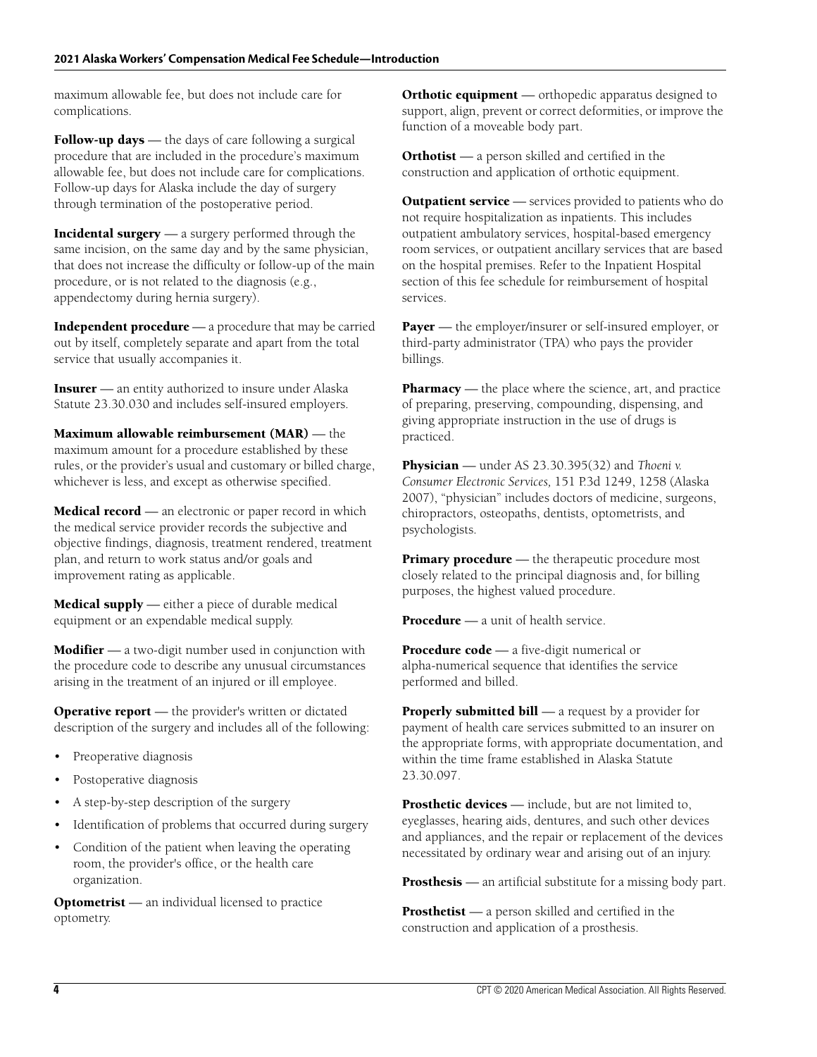maximum allowable fee, but does not include care for complications.

**Follow-up days** — the days of care following a surgical procedure that are included in the procedure's maximum allowable fee, but does not include care for complications. Follow-up days for Alaska include the day of surgery through termination of the postoperative period.

**Incidental surgery** — a surgery performed through the same incision, on the same day and by the same physician, that does not increase the difficulty or follow-up of the main procedure, or is not related to the diagnosis (e.g., appendectomy during hernia surgery).

**Independent procedure** — a procedure that may be carried out by itself, completely separate and apart from the total service that usually accompanies it.

**Insurer** — an entity authorized to insure under Alaska Statute 23.30.030 and includes self-insured employers.

**Maximum allowable reimbursement (MAR)** — the maximum amount for a procedure established by these rules, or the provider's usual and customary or billed charge, whichever is less, and except as otherwise specified.

**Medical record** — an electronic or paper record in which the medical service provider records the subjective and objective findings, diagnosis, treatment rendered, treatment plan, and return to work status and/or goals and improvement rating as applicable.

**Medical supply** — either a piece of durable medical equipment or an expendable medical supply.

**Modifier** — a two-digit number used in conjunction with the procedure code to describe any unusual circumstances arising in the treatment of an injured or ill employee.

**Operative report** — the provider's written or dictated description of the surgery and includes all of the following:

- Preoperative diagnosis
- Postoperative diagnosis
- A step-by-step description of the surgery
- Identification of problems that occurred during surgery
- Condition of the patient when leaving the operating room, the provider's office, or the health care organization.

**Optometrist** — an individual licensed to practice optometry.

**Orthotic equipment** — orthopedic apparatus designed to support, align, prevent or correct deformities, or improve the function of a moveable body part.

**Orthotist** — a person skilled and certified in the construction and application of orthotic equipment.

**Outpatient service** — services provided to patients who do not require hospitalization as inpatients. This includes outpatient ambulatory services, hospital-based emergency room services, or outpatient ancillary services that are based on the hospital premises. Refer to the Inpatient Hospital section of this fee schedule for reimbursement of hospital services.

**Payer** — the employer/insurer or self-insured employer, or third-party administrator (TPA) who pays the provider billings.

**Pharmacy** — the place where the science, art, and practice of preparing, preserving, compounding, dispensing, and giving appropriate instruction in the use of drugs is practiced.

**Physician** — under AS 23.30.395(32) and *Thoeni v. Consumer Electronic Services,* 151 P.3d 1249, 1258 (Alaska 2007), "physician" includes doctors of medicine, surgeons, chiropractors, osteopaths, dentists, optometrists, and psychologists.

**Primary procedure** — the therapeutic procedure most closely related to the principal diagnosis and, for billing purposes, the highest valued procedure.

**Procedure** — a unit of health service.

**Procedure code** — a five-digit numerical or alpha-numerical sequence that identifies the service performed and billed.

**Properly submitted bill** — a request by a provider for payment of health care services submitted to an insurer on the appropriate forms, with appropriate documentation, and within the time frame established in Alaska Statute 23.30.097.

**Prosthetic devices** — include, but are not limited to, eyeglasses, hearing aids, dentures, and such other devices and appliances, and the repair or replacement of the devices necessitated by ordinary wear and arising out of an injury.

**Prosthesis** — an artificial substitute for a missing body part.

**Prosthetist** — a person skilled and certified in the construction and application of a prosthesis.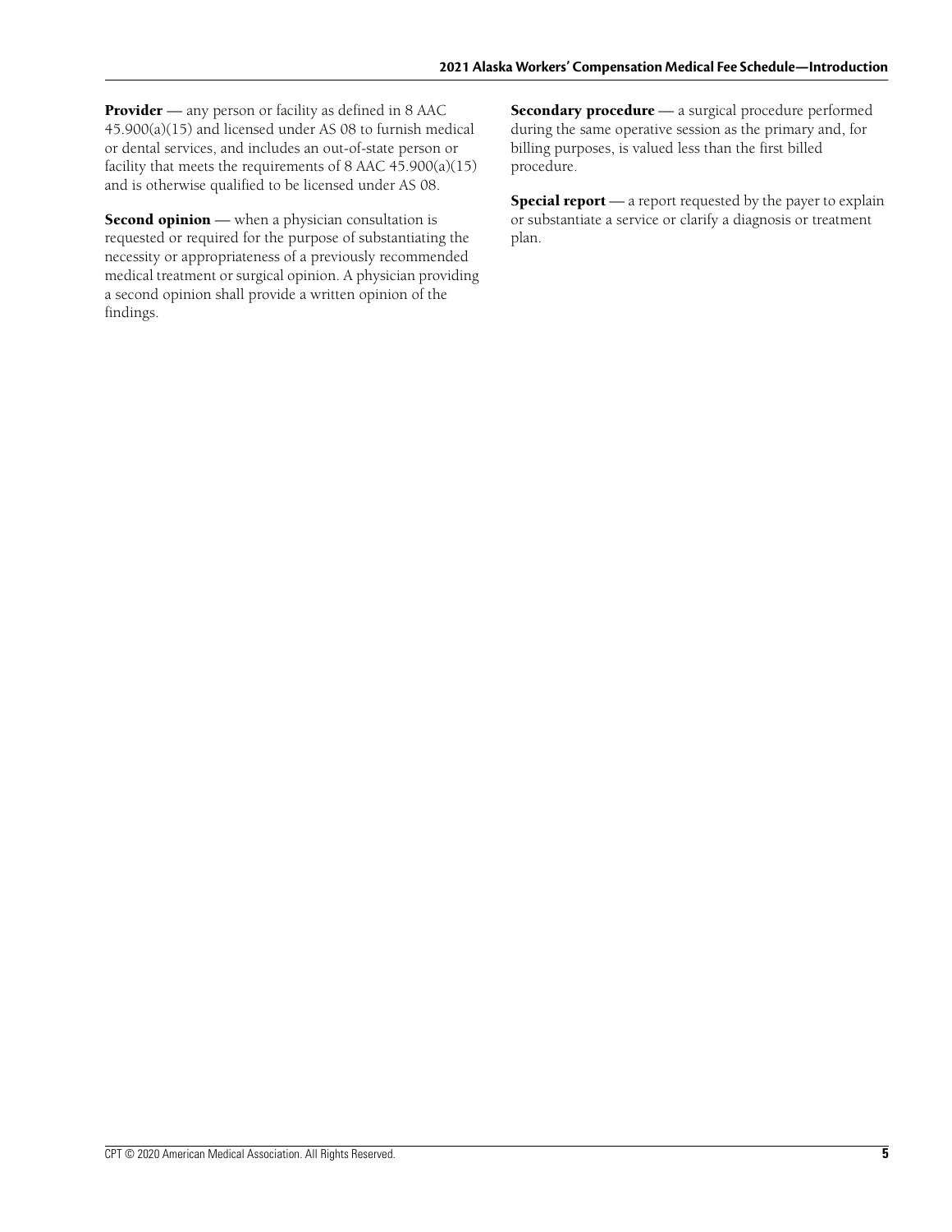**Provider** — any person or facility as defined in 8 AAC 45.900(a)(15) and licensed under AS 08 to furnish medical or dental services, and includes an out-of-state person or facility that meets the requirements of 8 AAC 45.900(a)(15) and is otherwise qualified to be licensed under AS 08.

**Second opinion** — when a physician consultation is requested or required for the purpose of substantiating the necessity or appropriateness of a previously recommended medical treatment or surgical opinion. A physician providing a second opinion shall provide a written opinion of the findings.

**Secondary procedure** — a surgical procedure performed during the same operative session as the primary and, for billing purposes, is valued less than the first billed procedure.

**Special report** — a report requested by the payer to explain or substantiate a service or clarify a diagnosis or treatment plan.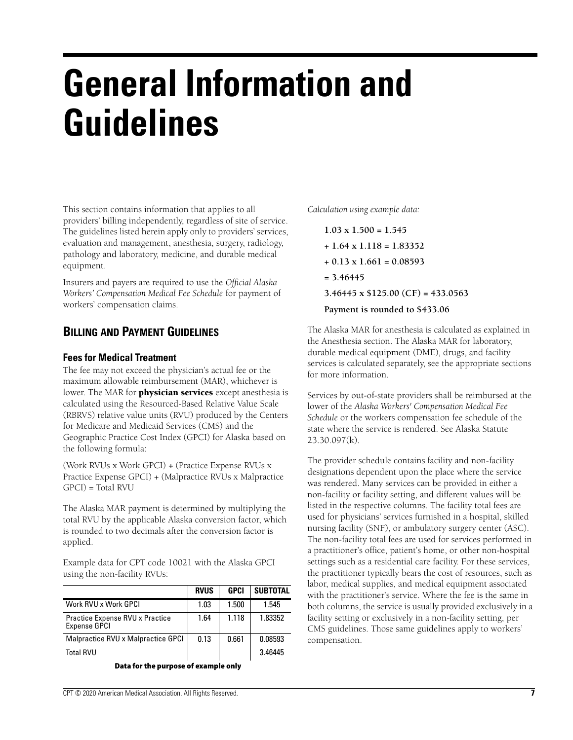# General Information and Guidelines

This section contains information that applies to all providers' billing independently, regardless of site of service. The guidelines listed herein apply only to providers' services, evaluation and management, anesthesia, surgery, radiology, pathology and laboratory, medicine, and durable medical equipment.

Insurers and payers are required to use the *Official Alaska Workers' Compensation Medical Fee Schedule* for payment of workers' compensation claims.

## Billing and Payment Guidelines

### Fees for Medical Treatment

The fee may not exceed the physician's actual fee or the maximum allowable reimbursement (MAR), whichever is lower. The MAR for **physician services** except anesthesia is calculated using the Resourced-Based Relative Value Scale (RBRVS) relative value units (RVU) produced by the Centers for Medicare and Medicaid Services (CMS) and the Geographic Practice Cost Index (GPCI) for Alaska based on the following formula:

(Work RVUs x Work GPCI) + (Practice Expense RVUs x Practice Expense GPCI) + (Malpractice RVUs x Malpractice GPCI) = Total RVU

The Alaska MAR payment is determined by multiplying the total RVU by the applicable Alaska conversion factor, which is rounded to two decimals after the conversion factor is applied.

Example data for CPT code 10021 with the Alaska GPCI using the non-facility RVUs:

| | RVUS | GPCI | SUBTOTAL |
|---|---|---|---|
| Work RVU x Work GPCI | 1.03 | 1.500 | 1.545 |
| Practice Expense RVU x Practice Expense GPCI | 1.64 | 1.118 | 1.83352 |
| Malpractice RVU x Malpractice GPCI | 0.13 | 0.661 | 0.08593 |
| Total RVU | | | 3.46445 |

**Data for the purpose of example only**

*Calculation using example data:*

**1.03 x 1.500 = 1.545**

**+ 1.64 x 1.118 = 1.83352**

**+ 0.13 x 1.661 = 0.08593**

**= 3.46445**

**3.46445 x $125.00 (CF) = 433.0563**

**Payment is rounded to $433.06**

The Alaska MAR for anesthesia is calculated as explained in the Anesthesia section. The Alaska MAR for laboratory, durable medical equipment (DME), drugs, and facility services is calculated separately, see the appropriate sections for more information.

Services by out-of-state providers shall be reimbursed at the lower of the *Alaska Workers' Compensation Medical Fee Schedule* or the workers compensation fee schedule of the state where the service is rendered. See Alaska Statute 23.30.097(k).

The provider schedule contains facility and non-facility designations dependent upon the place where the service was rendered. Many services can be provided in either a non-facility or facility setting, and different values will be listed in the respective columns. The facility total fees are used for physicians' services furnished in a hospital, skilled nursing facility (SNF), or ambulatory surgery center (ASC). The non-facility total fees are used for services performed in a practitioner's office, patient's home, or other non-hospital settings such as a residential care facility. For these services, the practitioner typically bears the cost of resources, such as labor, medical supplies, and medical equipment associated with the practitioner's service. Where the fee is the same in both columns, the service is usually provided exclusively in a facility setting or exclusively in a non-facility setting, per CMS guidelines. Those same guidelines apply to workers' compensation.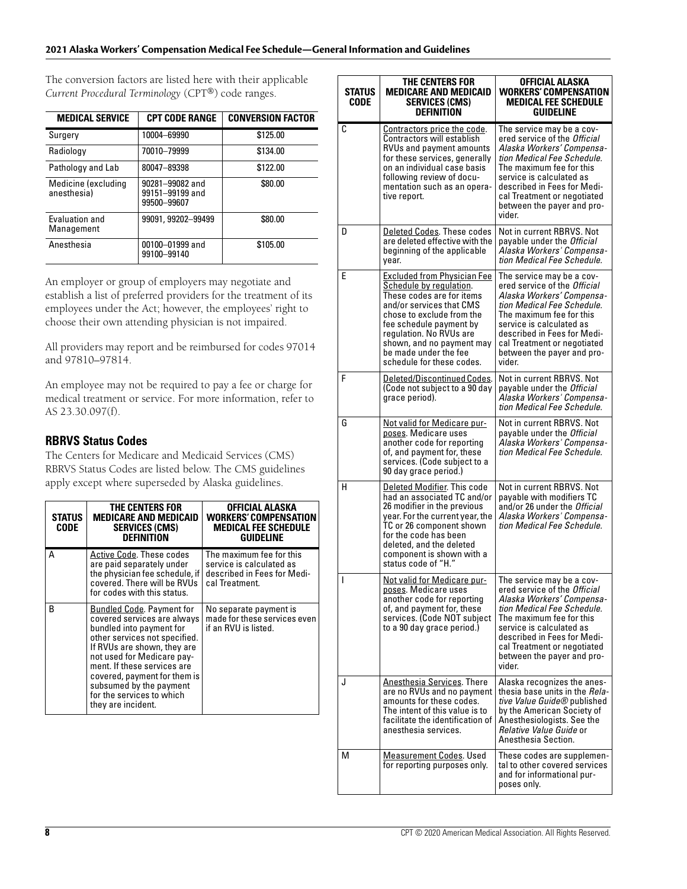The conversion factors are listed here with their applicable *Current Procedural Terminology* (CPT®) code ranges.

| MEDICAL SERVICE | CPT CODE RANGE | CONVERSION FACTOR |
|---|---|---|
| Surgery | 10004–69990 | $125.00 |
| Radiology | 70010–79999 | $134.00 |
| Pathology and Lab | 80047–89398 | $122.00 |
| Medicine (excluding anesthesia) | 90281–99082 and 99151–99199 and 99500–99607 | $80.00 |
| Evaluation and Management | 99091, 99202–99499 | $80.00 |
| Anesthesia | 00100–01999 and 99100–99140 | $105.00 |

An employer or group of employers may negotiate and establish a list of preferred providers for the treatment of its employees under the Act; however, the employees' right to choose their own attending physician is not impaired.

All providers may report and be reimbursed for codes 97014 and 97810–97814.

An employee may not be required to pay a fee or charge for medical treatment or service. For more information, refer to AS 23.30.097(f).

## RBRVS Status Codes

The Centers for Medicare and Medicaid Services (CMS) RBRVS Status Codes are listed below. The CMS guidelines apply except where superseded by Alaska guidelines.

| STATUS CODE | THE CENTERS FOR MEDICARE AND MEDICAID SERVICES (CMS) DEFINITION | OFFICIAL ALASKA WORKERS' COMPENSATION MEDICAL FEE SCHEDULE GUIDELINE |
|---|---|---|
| A | Active Code. These codes are paid separately under the physician fee schedule, if covered. There will be RVUs for codes with this status. | The maximum fee for this service is calculated as described in Fees for Medical Treatment. |
| B | Bundled Code. Payment for covered services are always bundled into payment for other services not specified. If RVUs are shown, they are not used for Medicare payment. If these services are covered, payment for them is subsumed by the payment for the services to which they are incident. | No separate payment is made for these services even if an RVU is listed. |
| C | Contractors price the code. Contractors will establish RVUs and payment amounts for these services, generally on an individual case basis following review of documentation such as an operative report. | The service may be a covered service of the *Official Alaska Workers' Compensation Medical Fee Schedule.* The maximum fee for this service is calculated as described in Fees for Medical Treatment or negotiated between the payer and provider. |
| D | Deleted Codes. These codes are deleted effective with the beginning of the applicable year. | Not in current RBRVS. Not payable under the *Official Alaska Workers' Compensation Medical Fee Schedule.* |
| E | Excluded from Physician Fee Schedule by regulation. These codes are for items and/or services that CMS chose to exclude from the fee schedule payment by regulation. No RVUs are shown, and no payment may be made under the fee schedule for these codes. | The service may be a covered service of the *Official Alaska Workers' Compensation Medical Fee Schedule.* The maximum fee for this service is calculated as described in Fees for Medical Treatment or negotiated between the payer and provider. |
| F | Deleted/Discontinued Codes. (Code not subject to a 90 day grace period). | Not in current RBRVS. Not payable under the *Official Alaska Workers' Compensation Medical Fee Schedule.* |
| G | Not valid for Medicare purposes. Medicare uses another code for reporting of, and payment for, these services. (Code subject to a 90 day grace period.) | Not in current RBRVS. Not payable under the *Official Alaska Workers' Compensation Medical Fee Schedule.* |
| H | Deleted Modifier. This code had an associated TC and/or 26 modifier in the previous year. For the current year, the TC or 26 component shown for the code has been deleted, and the deleted component is shown with a status code of "H." | Not in current RBRVS. Not payable with modifiers TC and/or 26 under the *Official Alaska Workers' Compensation Medical Fee Schedule.* |
| I | Not valid for Medicare purposes. Medicare uses another code for reporting of, and payment for, these services. (Code NOT subject to a 90 day grace period.) | The service may be a covered service of the *Official Alaska Workers' Compensation Medical Fee Schedule.* The maximum fee for this service is calculated as described in Fees for Medical Treatment or negotiated between the payer and provider. |
| J | Anesthesia Services. There are no RVUs and no payment amounts for these codes. The intent of this value is to facilitate the identification of anesthesia services. | Alaska recognizes the anesthesia base units in the *Relative Value Guide®* published by the American Society of Anesthesiologists. See the *Relative Value Guide* or Anesthesia Section. |
| M | Measurement Codes. Used for reporting purposes only. | These codes are supplemental to other covered services and for informational purposes only. |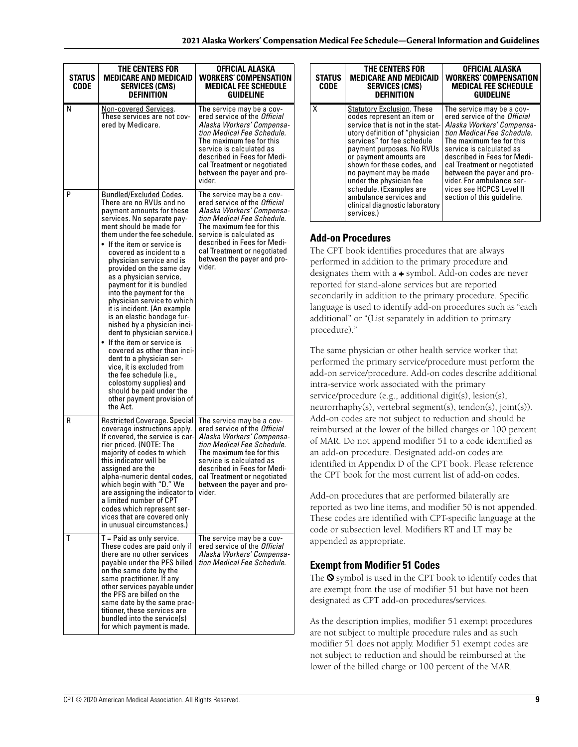| STATUS CODE | THE CENTERS FOR MEDICARE AND MEDICAID SERVICES (CMS) DEFINITION | OFFICIAL ALASKA WORKERS' COMPENSATION MEDICAL FEE SCHEDULE GUIDELINE |
|---|---|---|
| N | Non-covered Services. These services are not covered by Medicare. | The service may be a covered service of the *Official Alaska Workers' Compensation Medical Fee Schedule.* The maximum fee for this service is calculated as described in Fees for Medical Treatment or negotiated between the payer and provider. |
| P | Bundled/Excluded Codes. There are no RVUs and no payment amounts for these services. No separate payment should be made for them under the fee schedule. • If the item or service is covered as incident to a physician service and is provided on the same day as a physician service, payment for it is bundled into the payment for the physician service to which it is incident. (An example is an elastic bandage furnished by a physician incident to physician service.) • If the item or service is covered as other than incident to a physician service, it is excluded from the fee schedule (i.e., colostomy supplies) and should be paid under the other payment provision of the Act. | The service may be a covered service of the *Official Alaska Workers' Compensation Medical Fee Schedule.* The maximum fee for this service is calculated as described in Fees for Medical Treatment or negotiated between the payer and provider. |
| R | Restricted Coverage. Special coverage instructions apply. If covered, the service is carrier priced. (NOTE: The majority of codes to which this indicator will be assigned are the alpha-numeric dental codes, which begin with "D." We are assigning the indicator to a limited number of CPT codes which represent services that are covered only in unusual circumstances.) | The service may be a covered service of the *Official Alaska Workers' Compensation Medical Fee Schedule.* The maximum fee for this service is calculated as described in Fees for Medical Treatment or negotiated between the payer and provider. |
| T | T = Paid as only service. These codes are paid only if there are no other services payable under the PFS billed on the same date by the same practitioner. If any other services payable under the PFS are billed on the same date by the same practitioner, these services are bundled into the service(s) for which payment is made. | The service may be a covered service of the *Official Alaska Workers' Compensation Medical Fee Schedule.* |
| X | Statutory Exclusion. These codes represent an item or service that is not in the statutory definition of "physician services" for fee schedule payment purposes. No RVUs or payment amounts are shown for these codes, and no payment may be made under the physician fee schedule. (Examples are ambulance services and clinical diagnostic laboratory services.) | The service may be a covered service of the *Official Alaska Workers' Compensation Medical Fee Schedule.* The maximum fee for this service is calculated as described in Fees for Medical Treatment or negotiated between the payer and provider. For ambulance services see HCPCS Level II section of this guideline. |

## Add-on Procedures

The CPT book identifies procedures that are always performed in addition to the primary procedure and designates them with a + symbol. Add-on codes are never reported for stand-alone services but are reported secondarily in addition to the primary procedure. Specific language is used to identify add-on procedures such as "each additional" or "(List separately in addition to primary procedure)."

The same physician or other health service worker that performed the primary service/procedure must perform the add-on service/procedure. Add-on codes describe additional intra-service work associated with the primary service/procedure (e.g., additional digit(s), lesion(s), neurorrhaphy(s), vertebral segment(s), tendon(s), joint(s)). Add-on codes are not subject to reduction and should be reimbursed at the lower of the billed charges or 100 percent of MAR. Do not append modifier 51 to a code identified as an add-on procedure. Designated add-on codes are identified in Appendix D of the CPT book. Please reference the CPT book for the most current list of add-on codes.

Add-on procedures that are performed bilaterally are reported as two line items, and modifier 50 is not appended. These codes are identified with CPT-specific language at the code or subsection level. Modifiers RT and LT may be appended as appropriate.

## Exempt from Modifier 51 Codes

The ⊘ symbol is used in the CPT book to identify codes that are exempt from the use of modifier 51 but have not been designated as CPT add-on procedures/services.

As the description implies, modifier 51 exempt procedures are not subject to multiple procedure rules and as such modifier 51 does not apply. Modifier 51 exempt codes are not subject to reduction and should be reimbursed at the lower of the billed charge or 100 percent of the MAR.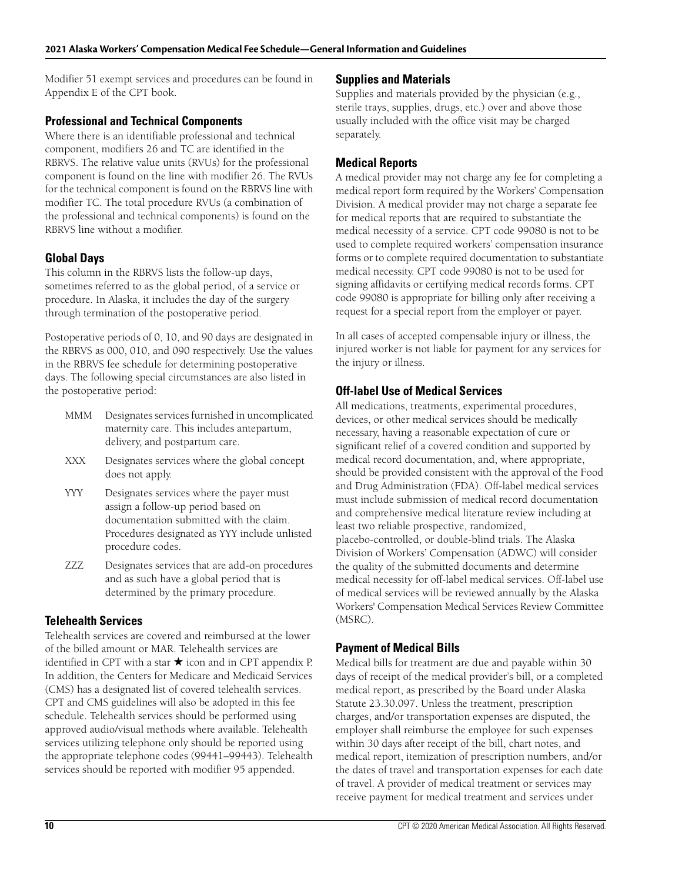Modifier 51 exempt services and procedures can be found in Appendix E of the CPT book.

### Professional and Technical Components

Where there is an identifiable professional and technical component, modifiers 26 and TC are identified in the RBRVS. The relative value units (RVUs) for the professional component is found on the line with modifier 26. The RVUs for the technical component is found on the RBRVS line with modifier TC. The total procedure RVUs (a combination of the professional and technical components) is found on the RBRVS line without a modifier.

### Global Days

This column in the RBRVS lists the follow-up days, sometimes referred to as the global period, of a service or procedure. In Alaska, it includes the day of the surgery through termination of the postoperative period.

Postoperative periods of 0, 10, and 90 days are designated in the RBRVS as 000, 010, and 090 respectively. Use the values in the RBRVS fee schedule for determining postoperative days. The following special circumstances are also listed in the postoperative period:

- MMM Designates services furnished in uncomplicated maternity care. This includes antepartum, delivery, and postpartum care.
- XXX Designates services where the global concept does not apply.
- YYY Designates services where the payer must assign a follow-up period based on documentation submitted with the claim. Procedures designated as YYY include unlisted procedure codes.
- ZZZ Designates services that are add-on procedures and as such have a global period that is determined by the primary procedure.

### Telehealth Services

Telehealth services are covered and reimbursed at the lower of the billed amount or MAR. Telehealth services are identified in CPT with a star ★ icon and in CPT appendix P. In addition, the Centers for Medicare and Medicaid Services (CMS) has a designated list of covered telehealth services. CPT and CMS guidelines will also be adopted in this fee schedule. Telehealth services should be performed using approved audio/visual methods where available. Telehealth services utilizing telephone only should be reported using the appropriate telephone codes (99441–99443). Telehealth services should be reported with modifier 95 appended.

### Supplies and Materials

Supplies and materials provided by the physician (e.g., sterile trays, supplies, drugs, etc.) over and above those usually included with the office visit may be charged separately.

### Medical Reports

A medical provider may not charge any fee for completing a medical report form required by the Workers' Compensation Division. A medical provider may not charge a separate fee for medical reports that are required to substantiate the medical necessity of a service. CPT code 99080 is not to be used to complete required workers' compensation insurance forms or to complete required documentation to substantiate medical necessity. CPT code 99080 is not to be used for signing affidavits or certifying medical records forms. CPT code 99080 is appropriate for billing only after receiving a request for a special report from the employer or payer.

In all cases of accepted compensable injury or illness, the injured worker is not liable for payment for any services for the injury or illness.

### Off-label Use of Medical Services

All medications, treatments, experimental procedures, devices, or other medical services should be medically necessary, having a reasonable expectation of cure or significant relief of a covered condition and supported by medical record documentation, and, where appropriate, should be provided consistent with the approval of the Food and Drug Administration (FDA). Off-label medical services must include submission of medical record documentation and comprehensive medical literature review including at least two reliable prospective, randomized, placebo-controlled, or double-blind trials. The Alaska Division of Workers' Compensation (ADWC) will consider the quality of the submitted documents and determine medical necessity for off-label medical services. Off-label use of medical services will be reviewed annually by the Alaska Workers' Compensation Medical Services Review Committee (MSRC).

### Payment of Medical Bills

Medical bills for treatment are due and payable within 30 days of receipt of the medical provider's bill, or a completed medical report, as prescribed by the Board under Alaska Statute 23.30.097. Unless the treatment, prescription charges, and/or transportation expenses are disputed, the employer shall reimburse the employee for such expenses within 30 days after receipt of the bill, chart notes, and medical report, itemization of prescription numbers, and/or the dates of travel and transportation expenses for each date of travel. A provider of medical treatment or services may receive payment for medical treatment and services under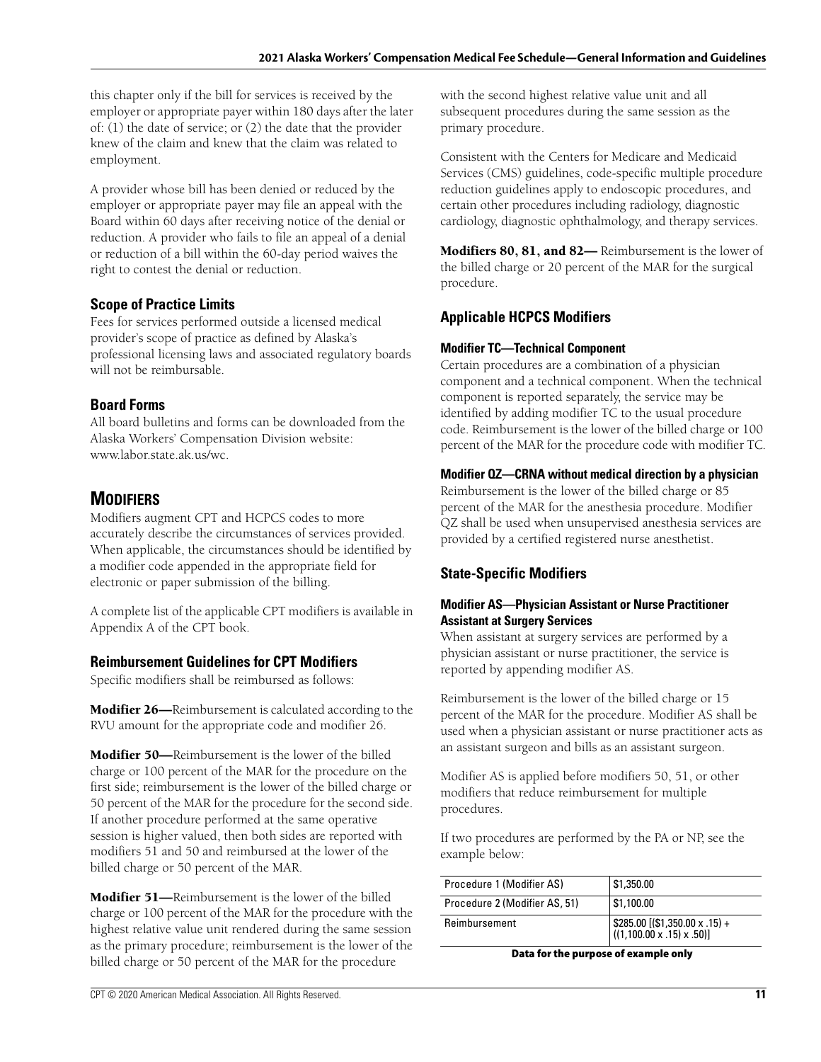this chapter only if the bill for services is received by the employer or appropriate payer within 180 days after the later of: (1) the date of service; or (2) the date that the provider knew of the claim and knew that the claim was related to employment.

A provider whose bill has been denied or reduced by the employer or appropriate payer may file an appeal with the Board within 60 days after receiving notice of the denial or reduction. A provider who fails to file an appeal of a denial or reduction of a bill within the 60-day period waives the right to contest the denial or reduction.

### Scope of Practice Limits

Fees for services performed outside a licensed medical provider's scope of practice as defined by Alaska's professional licensing laws and associated regulatory boards will not be reimbursable.

### Board Forms

All board bulletins and forms can be downloaded from the Alaska Workers' Compensation Division website: www.labor.state.ak.us/wc.

## Modifiers

Modifiers augment CPT and HCPCS codes to more accurately describe the circumstances of services provided. When applicable, the circumstances should be identified by a modifier code appended in the appropriate field for electronic or paper submission of the billing.

A complete list of the applicable CPT modifiers is available in Appendix A of the CPT book.

### Reimbursement Guidelines for CPT Modifiers

Specific modifiers shall be reimbursed as follows:

**Modifier 26—**Reimbursement is calculated according to the RVU amount for the appropriate code and modifier 26.

**Modifier 50—**Reimbursement is the lower of the billed charge or 100 percent of the MAR for the procedure on the first side; reimbursement is the lower of the billed charge or 50 percent of the MAR for the procedure for the second side. If another procedure performed at the same operative session is higher valued, then both sides are reported with modifiers 51 and 50 and reimbursed at the lower of the billed charge or 50 percent of the MAR.

**Modifier 51—**Reimbursement is the lower of the billed charge or 100 percent of the MAR for the procedure with the highest relative value unit rendered during the same session as the primary procedure; reimbursement is the lower of the billed charge or 50 percent of the MAR for the procedure with the second highest relative value unit and all subsequent procedures during the same session as the primary procedure.

Consistent with the Centers for Medicare and Medicaid Services (CMS) guidelines, code-specific multiple procedure reduction guidelines apply to endoscopic procedures, and certain other procedures including radiology, diagnostic cardiology, diagnostic ophthalmology, and therapy services.

**Modifiers 80, 81, and 82—** Reimbursement is the lower of the billed charge or 20 percent of the MAR for the surgical procedure.

### Applicable HCPCS Modifiers

#### Modifier TC—Technical Component

Certain procedures are a combination of a physician component and a technical component. When the technical component is reported separately, the service may be identified by adding modifier TC to the usual procedure code. Reimbursement is the lower of the billed charge or 100 percent of the MAR for the procedure code with modifier TC.

#### Modifier QZ—CRNA without medical direction by a physician

Reimbursement is the lower of the billed charge or 85 percent of the MAR for the anesthesia procedure. Modifier QZ shall be used when unsupervised anesthesia services are provided by a certified registered nurse anesthetist.

### State-Specific Modifiers

#### Modifier AS—Physician Assistant or Nurse Practitioner Assistant at Surgery Services

When assistant at surgery services are performed by a physician assistant or nurse practitioner, the service is reported by appending modifier AS.

Reimbursement is the lower of the billed charge or 15 percent of the MAR for the procedure. Modifier AS shall be used when a physician assistant or nurse practitioner acts as an assistant surgeon and bills as an assistant surgeon.

Modifier AS is applied before modifiers 50, 51, or other modifiers that reduce reimbursement for multiple procedures.

If two procedures are performed by the PA or NP, see the example below:

| Procedure 1 (Modifier AS) | $1,350.00 |
|---|---|
| Procedure 2 (Modifier AS, 51) | $1,100.00 |
| Reimbursement | $285.00 [($1,350.00 x .15) + ((1,100.00 x .15) x .50)] |

**Data for the purpose of example only**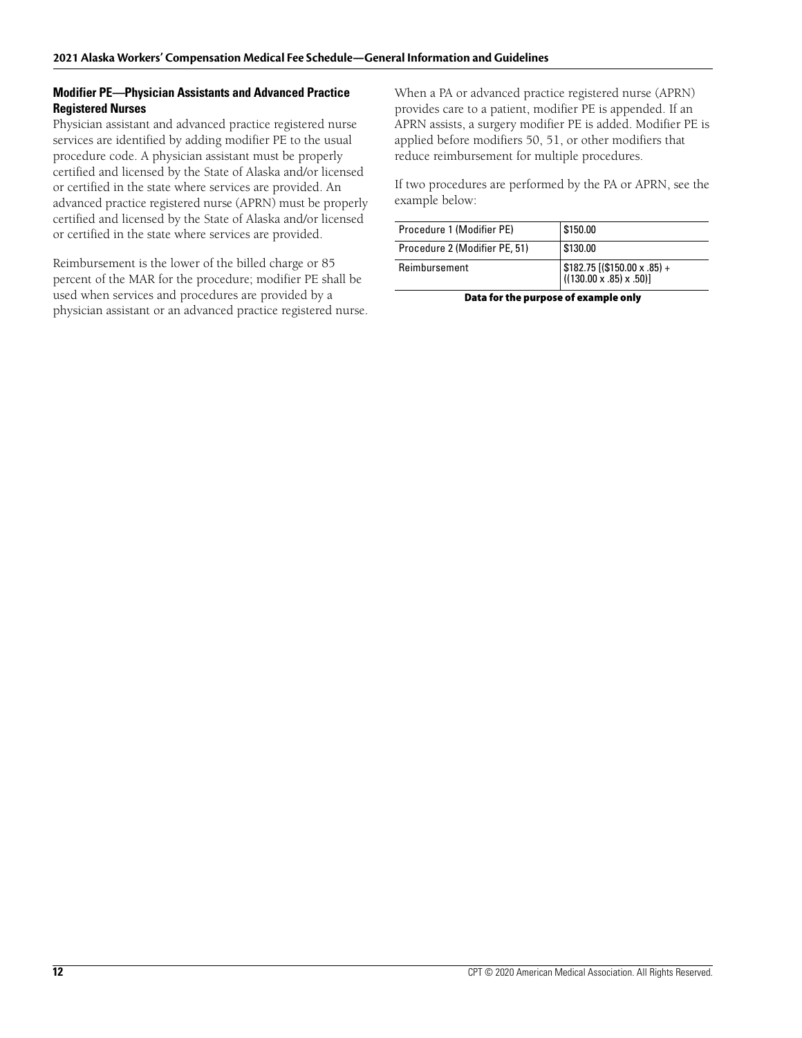### Modifier PE—Physician Assistants and Advanced Practice Registered Nurses

Physician assistant and advanced practice registered nurse services are identified by adding modifier PE to the usual procedure code. A physician assistant must be properly certified and licensed by the State of Alaska and/or licensed or certified in the state where services are provided. An advanced practice registered nurse (APRN) must be properly certified and licensed by the State of Alaska and/or licensed or certified in the state where services are provided.

Reimbursement is the lower of the billed charge or 85 percent of the MAR for the procedure; modifier PE shall be used when services and procedures are provided by a physician assistant or an advanced practice registered nurse.

When a PA or advanced practice registered nurse (APRN) provides care to a patient, modifier PE is appended. If an APRN assists, a surgery modifier PE is added. Modifier PE is applied before modifiers 50, 51, or other modifiers that reduce reimbursement for multiple procedures.

If two procedures are performed by the PA or APRN, see the example below:

| | |
|---|---|
| Procedure 1 (Modifier PE) | $150.00 |
| Procedure 2 (Modifier PE, 51) | $130.00 |
| Reimbursement | $182.75 [($150.00 x .85) + ((130.00 x .85) x .50)] |

**Data for the purpose of example only**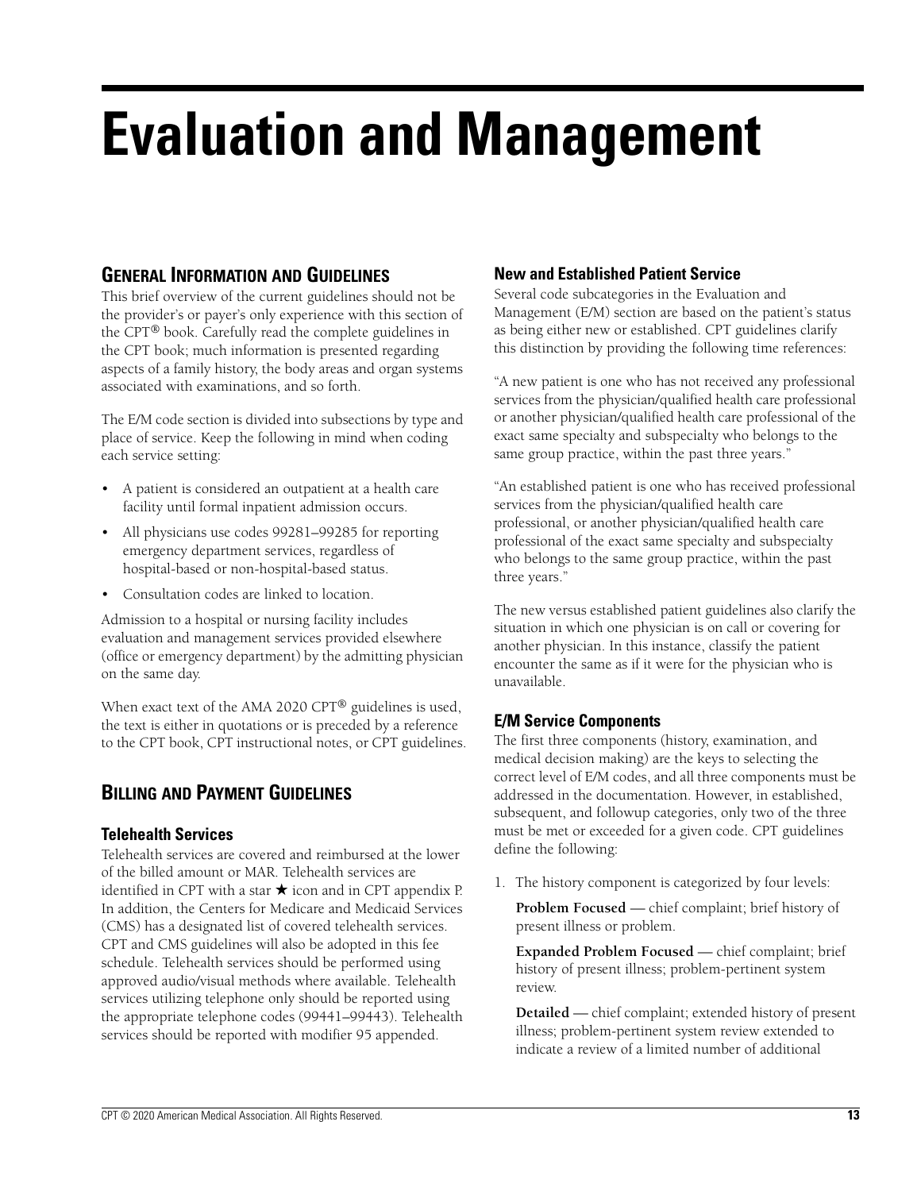# Evaluation and Management

## General Information and Guidelines

This brief overview of the current guidelines should not be the provider's or payer's only experience with this section of the CPT® book. Carefully read the complete guidelines in the CPT book; much information is presented regarding aspects of a family history, the body areas and organ systems associated with examinations, and so forth.

The E/M code section is divided into subsections by type and place of service. Keep the following in mind when coding each service setting:

- A patient is considered an outpatient at a health care facility until formal inpatient admission occurs.
- All physicians use codes 99281–99285 for reporting emergency department services, regardless of hospital-based or non-hospital-based status.
- Consultation codes are linked to location.

Admission to a hospital or nursing facility includes evaluation and management services provided elsewhere (office or emergency department) by the admitting physician on the same day.

When exact text of the AMA 2020 CPT® guidelines is used, the text is either in quotations or is preceded by a reference to the CPT book, CPT instructional notes, or CPT guidelines.

## Billing and Payment Guidelines

### Telehealth Services

Telehealth services are covered and reimbursed at the lower of the billed amount or MAR. Telehealth services are identified in CPT with a star ★ icon and in CPT appendix P. In addition, the Centers for Medicare and Medicaid Services (CMS) has a designated list of covered telehealth services. CPT and CMS guidelines will also be adopted in this fee schedule. Telehealth services should be performed using approved audio/visual methods where available. Telehealth services utilizing telephone only should be reported using the appropriate telephone codes (99441–99443). Telehealth services should be reported with modifier 95 appended.

### New and Established Patient Service

Several code subcategories in the Evaluation and Management (E/M) section are based on the patient's status as being either new or established. CPT guidelines clarify this distinction by providing the following time references:

"A new patient is one who has not received any professional services from the physician/qualified health care professional or another physician/qualified health care professional of the exact same specialty and subspecialty who belongs to the same group practice, within the past three years."

"An established patient is one who has received professional services from the physician/qualified health care professional, or another physician/qualified health care professional of the exact same specialty and subspecialty who belongs to the same group practice, within the past three years."

The new versus established patient guidelines also clarify the situation in which one physician is on call or covering for another physician. In this instance, classify the patient encounter the same as if it were for the physician who is unavailable.

### E/M Service Components

The first three components (history, examination, and medical decision making) are the keys to selecting the correct level of E/M codes, and all three components must be addressed in the documentation. However, in established, subsequent, and followup categories, only two of the three must be met or exceeded for a given code. CPT guidelines define the following:

1. The history component is categorized by four levels:

   **Problem Focused** — chief complaint; brief history of present illness or problem.

   **Expanded Problem Focused** — chief complaint; brief history of present illness; problem-pertinent system review.

   **Detailed** — chief complaint; extended history of present illness; problem-pertinent system review extended to indicate a review of a limited number of additional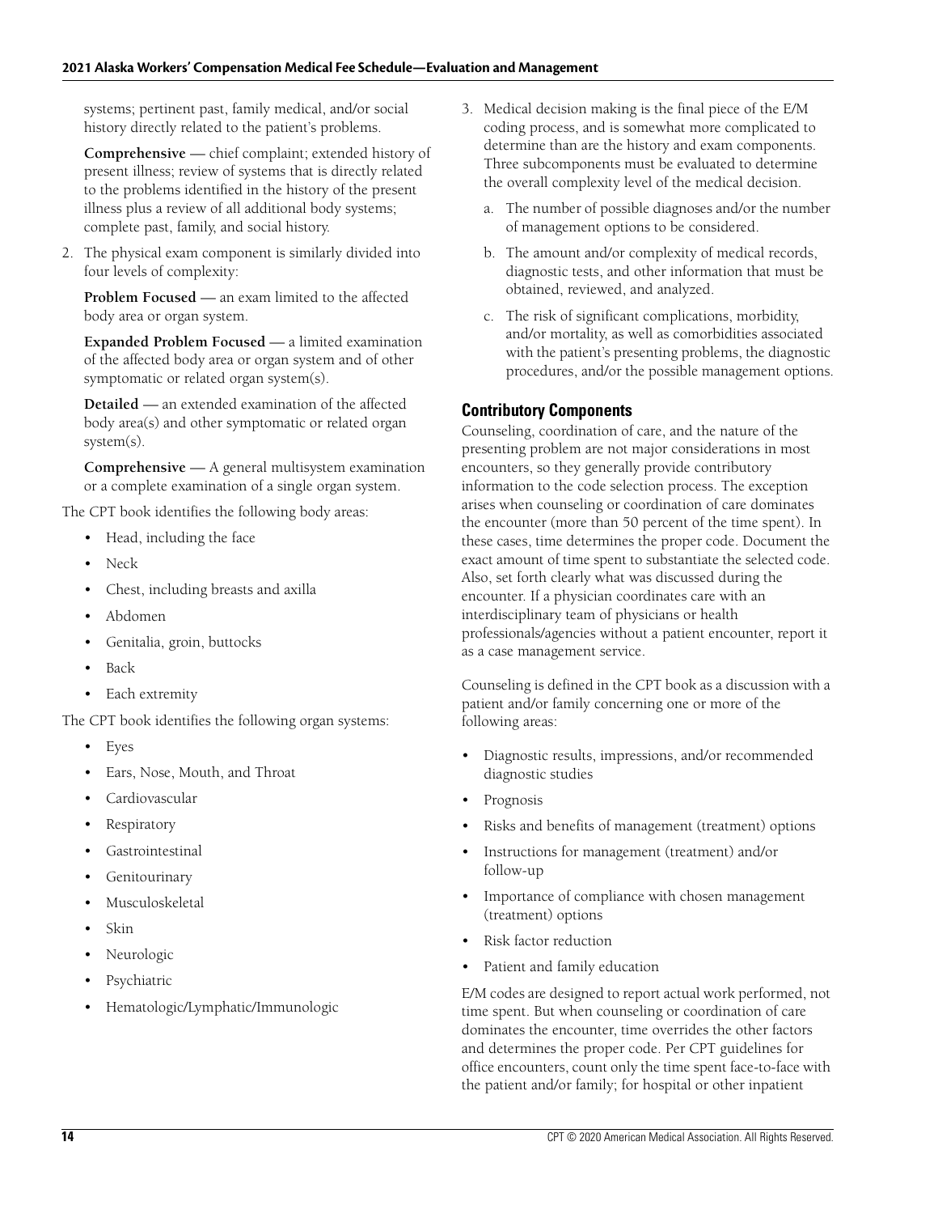systems; pertinent past, family medical, and/or social history directly related to the patient's problems.

**Comprehensive** — chief complaint; extended history of present illness; review of systems that is directly related to the problems identified in the history of the present illness plus a review of all additional body systems; complete past, family, and social history.

2. The physical exam component is similarly divided into four levels of complexity:

   **Problem Focused** — an exam limited to the affected body area or organ system.

   **Expanded Problem Focused** — a limited examination of the affected body area or organ system and of other symptomatic or related organ system(s).

   **Detailed** — an extended examination of the affected body area(s) and other symptomatic or related organ system(s).

   **Comprehensive** — A general multisystem examination or a complete examination of a single organ system.

The CPT book identifies the following body areas:

- Head, including the face
- Neck
- Chest, including breasts and axilla
- Abdomen
- Genitalia, groin, buttocks
- Back
- Each extremity

The CPT book identifies the following organ systems:

- Eyes
- Ears, Nose, Mouth, and Throat
- Cardiovascular
- Respiratory
- Gastrointestinal
- Genitourinary
- Musculoskeletal
- Skin
- Neurologic
- Psychiatric
- Hematologic/Lymphatic/Immunologic

3. Medical decision making is the final piece of the E/M coding process, and is somewhat more complicated to determine than are the history and exam components. Three subcomponents must be evaluated to determine the overall complexity level of the medical decision.

   a. The number of possible diagnoses and/or the number of management options to be considered.

   b. The amount and/or complexity of medical records, diagnostic tests, and other information that must be obtained, reviewed, and analyzed.

   c. The risk of significant complications, morbidity, and/or mortality, as well as comorbidities associated with the patient's presenting problems, the diagnostic procedures, and/or the possible management options.

## Contributory Components

Counseling, coordination of care, and the nature of the presenting problem are not major considerations in most encounters, so they generally provide contributory information to the code selection process. The exception arises when counseling or coordination of care dominates the encounter (more than 50 percent of the time spent). In these cases, time determines the proper code. Document the exact amount of time spent to substantiate the selected code. Also, set forth clearly what was discussed during the encounter. If a physician coordinates care with an interdisciplinary team of physicians or health professionals/agencies without a patient encounter, report it as a case management service.

Counseling is defined in the CPT book as a discussion with a patient and/or family concerning one or more of the following areas:

- Diagnostic results, impressions, and/or recommended diagnostic studies
- Prognosis
- Risks and benefits of management (treatment) options
- Instructions for management (treatment) and/or follow-up
- Importance of compliance with chosen management (treatment) options
- Risk factor reduction
- Patient and family education

E/M codes are designed to report actual work performed, not time spent. But when counseling or coordination of care dominates the encounter, time overrides the other factors and determines the proper code. Per CPT guidelines for office encounters, count only the time spent face-to-face with the patient and/or family; for hospital or other inpatient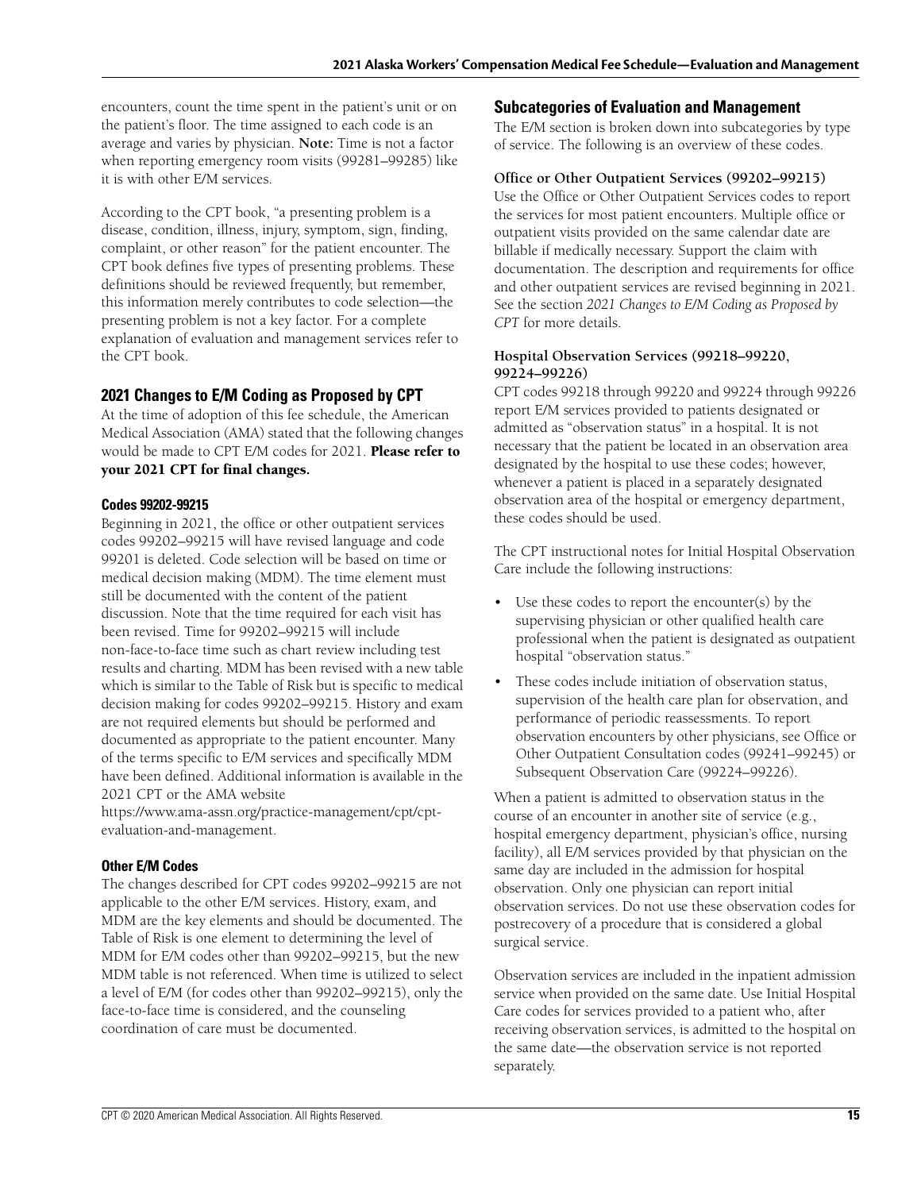encounters, count the time spent in the patient's unit or on the patient's floor. The time assigned to each code is an average and varies by physician. **Note:** Time is not a factor when reporting emergency room visits (99281–99285) like it is with other E/M services.

According to the CPT book, "a presenting problem is a disease, condition, illness, injury, symptom, sign, finding, complaint, or other reason" for the patient encounter. The CPT book defines five types of presenting problems. These definitions should be reviewed frequently, but remember, this information merely contributes to code selection—the presenting problem is not a key factor. For a complete explanation of evaluation and management services refer to the CPT book.

## 2021 Changes to E/M Coding as Proposed by CPT

At the time of adoption of this fee schedule, the American Medical Association (AMA) stated that the following changes would be made to CPT E/M codes for 2021. **Please refer to your 2021 CPT for final changes.**

### Codes 99202-99215

Beginning in 2021, the office or other outpatient services codes 99202–99215 will have revised language and code 99201 is deleted. Code selection will be based on time or medical decision making (MDM). The time element must still be documented with the content of the patient discussion. Note that the time required for each visit has been revised. Time for 99202–99215 will include non-face-to-face time such as chart review including test results and charting. MDM has been revised with a new table which is similar to the Table of Risk but is specific to medical decision making for codes 99202–99215. History and exam are not required elements but should be performed and documented as appropriate to the patient encounter. Many of the terms specific to E/M services and specifically MDM have been defined. Additional information is available in the 2021 CPT or the AMA website https://www.ama-assn.org/practice-management/cpt/cpt-evaluation-and-management.

### Other E/M Codes

The changes described for CPT codes 99202–99215 are not applicable to the other E/M services. History, exam, and MDM are the key elements and should be documented. The Table of Risk is one element to determining the level of MDM for E/M codes other than 99202–99215, but the new MDM table is not referenced. When time is utilized to select a level of E/M (for codes other than 99202–99215), only the face-to-face time is considered, and the counseling coordination of care must be documented.

## Subcategories of Evaluation and Management

The E/M section is broken down into subcategories by type of service. The following is an overview of these codes.

### Office or Other Outpatient Services (99202–99215)

Use the Office or Other Outpatient Services codes to report the services for most patient encounters. Multiple office or outpatient visits provided on the same calendar date are billable if medically necessary. Support the claim with documentation. The description and requirements for office and other outpatient services are revised beginning in 2021. See the section *2021 Changes to E/M Coding as Proposed by CPT* for more details.

### Hospital Observation Services (99218–99220, 99224–99226)

CPT codes 99218 through 99220 and 99224 through 99226 report E/M services provided to patients designated or admitted as "observation status" in a hospital. It is not necessary that the patient be located in an observation area designated by the hospital to use these codes; however, whenever a patient is placed in a separately designated observation area of the hospital or emergency department, these codes should be used.

The CPT instructional notes for Initial Hospital Observation Care include the following instructions:

- Use these codes to report the encounter(s) by the supervising physician or other qualified health care professional when the patient is designated as outpatient hospital "observation status."
- These codes include initiation of observation status, supervision of the health care plan for observation, and performance of periodic reassessments. To report observation encounters by other physicians, see Office or Other Outpatient Consultation codes (99241–99245) or Subsequent Observation Care (99224–99226).

When a patient is admitted to observation status in the course of an encounter in another site of service (e.g., hospital emergency department, physician's office, nursing facility), all E/M services provided by that physician on the same day are included in the admission for hospital observation. Only one physician can report initial observation services. Do not use these observation codes for postrecovery of a procedure that is considered a global surgical service.

Observation services are included in the inpatient admission service when provided on the same date. Use Initial Hospital Care codes for services provided to a patient who, after receiving observation services, is admitted to the hospital on the same date—the observation service is not reported separately.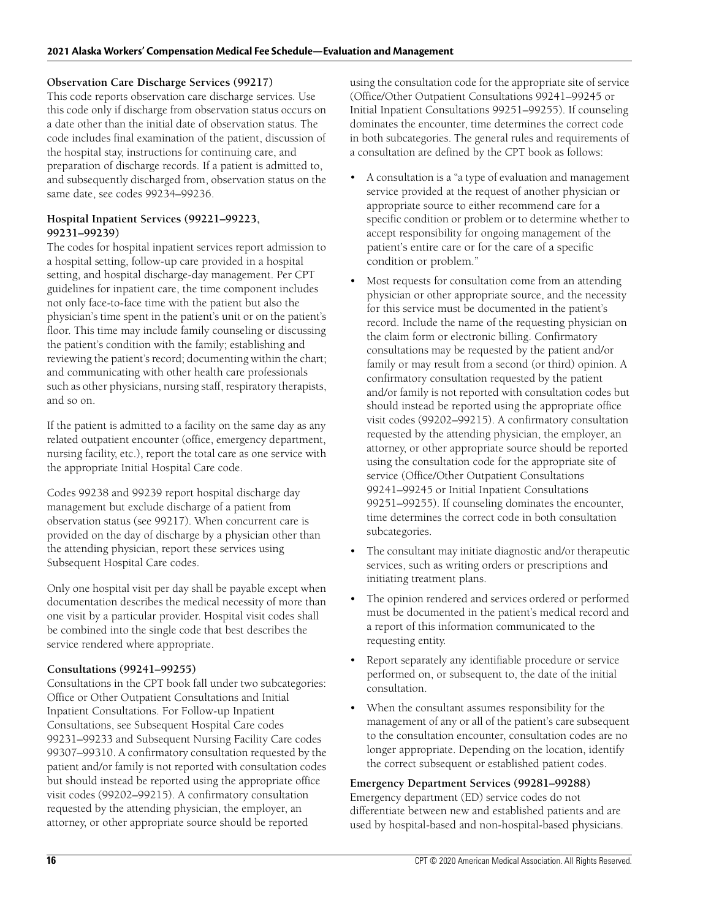### Observation Care Discharge Services (99217)

This code reports observation care discharge services. Use this code only if discharge from observation status occurs on a date other than the initial date of observation status. The code includes final examination of the patient, discussion of the hospital stay, instructions for continuing care, and preparation of discharge records. If a patient is admitted to, and subsequently discharged from, observation status on the same date, see codes 99234–99236.

### Hospital Inpatient Services (99221–99223, 99231–99239)

The codes for hospital inpatient services report admission to a hospital setting, follow-up care provided in a hospital setting, and hospital discharge-day management. Per CPT guidelines for inpatient care, the time component includes not only face-to-face time with the patient but also the physician's time spent in the patient's unit or on the patient's floor. This time may include family counseling or discussing the patient's condition with the family; establishing and reviewing the patient's record; documenting within the chart; and communicating with other health care professionals such as other physicians, nursing staff, respiratory therapists, and so on.

If the patient is admitted to a facility on the same day as any related outpatient encounter (office, emergency department, nursing facility, etc.), report the total care as one service with the appropriate Initial Hospital Care code.

Codes 99238 and 99239 report hospital discharge day management but exclude discharge of a patient from observation status (see 99217). When concurrent care is provided on the day of discharge by a physician other than the attending physician, report these services using Subsequent Hospital Care codes.

Only one hospital visit per day shall be payable except when documentation describes the medical necessity of more than one visit by a particular provider. Hospital visit codes shall be combined into the single code that best describes the service rendered where appropriate.

### Consultations (99241–99255)

Consultations in the CPT book fall under two subcategories: Office or Other Outpatient Consultations and Initial Inpatient Consultations. For Follow-up Inpatient Consultations, see Subsequent Hospital Care codes 99231–99233 and Subsequent Nursing Facility Care codes 99307–99310. A confirmatory consultation requested by the patient and/or family is not reported with consultation codes but should instead be reported using the appropriate office visit codes (99202–99215). A confirmatory consultation requested by the attending physician, the employer, an attorney, or other appropriate source should be reported using the consultation code for the appropriate site of service (Office/Other Outpatient Consultations 99241–99245 or Initial Inpatient Consultations 99251–99255). If counseling dominates the encounter, time determines the correct code in both subcategories. The general rules and requirements of a consultation are defined by the CPT book as follows:

- A consultation is a "a type of evaluation and management service provided at the request of another physician or appropriate source to either recommend care for a specific condition or problem or to determine whether to accept responsibility for ongoing management of the patient's entire care or for the care of a specific condition or problem."
- Most requests for consultation come from an attending physician or other appropriate source, and the necessity for this service must be documented in the patient's record. Include the name of the requesting physician on the claim form or electronic billing. Confirmatory consultations may be requested by the patient and/or family or may result from a second (or third) opinion. A confirmatory consultation requested by the patient and/or family is not reported with consultation codes but should instead be reported using the appropriate office visit codes (99202–99215). A confirmatory consultation requested by the attending physician, the employer, an attorney, or other appropriate source should be reported using the consultation code for the appropriate site of service (Office/Other Outpatient Consultations 99241–99245 or Initial Inpatient Consultations 99251–99255). If counseling dominates the encounter, time determines the correct code in both consultation subcategories.
- The consultant may initiate diagnostic and/or therapeutic services, such as writing orders or prescriptions and initiating treatment plans.
- The opinion rendered and services ordered or performed must be documented in the patient's medical record and a report of this information communicated to the requesting entity.
- Report separately any identifiable procedure or service performed on, or subsequent to, the date of the initial consultation.
- When the consultant assumes responsibility for the management of any or all of the patient's care subsequent to the consultation encounter, consultation codes are no longer appropriate. Depending on the location, identify the correct subsequent or established patient codes.

### Emergency Department Services (99281–99288)

Emergency department (ED) service codes do not differentiate between new and established patients and are used by hospital-based and non-hospital-based physicians.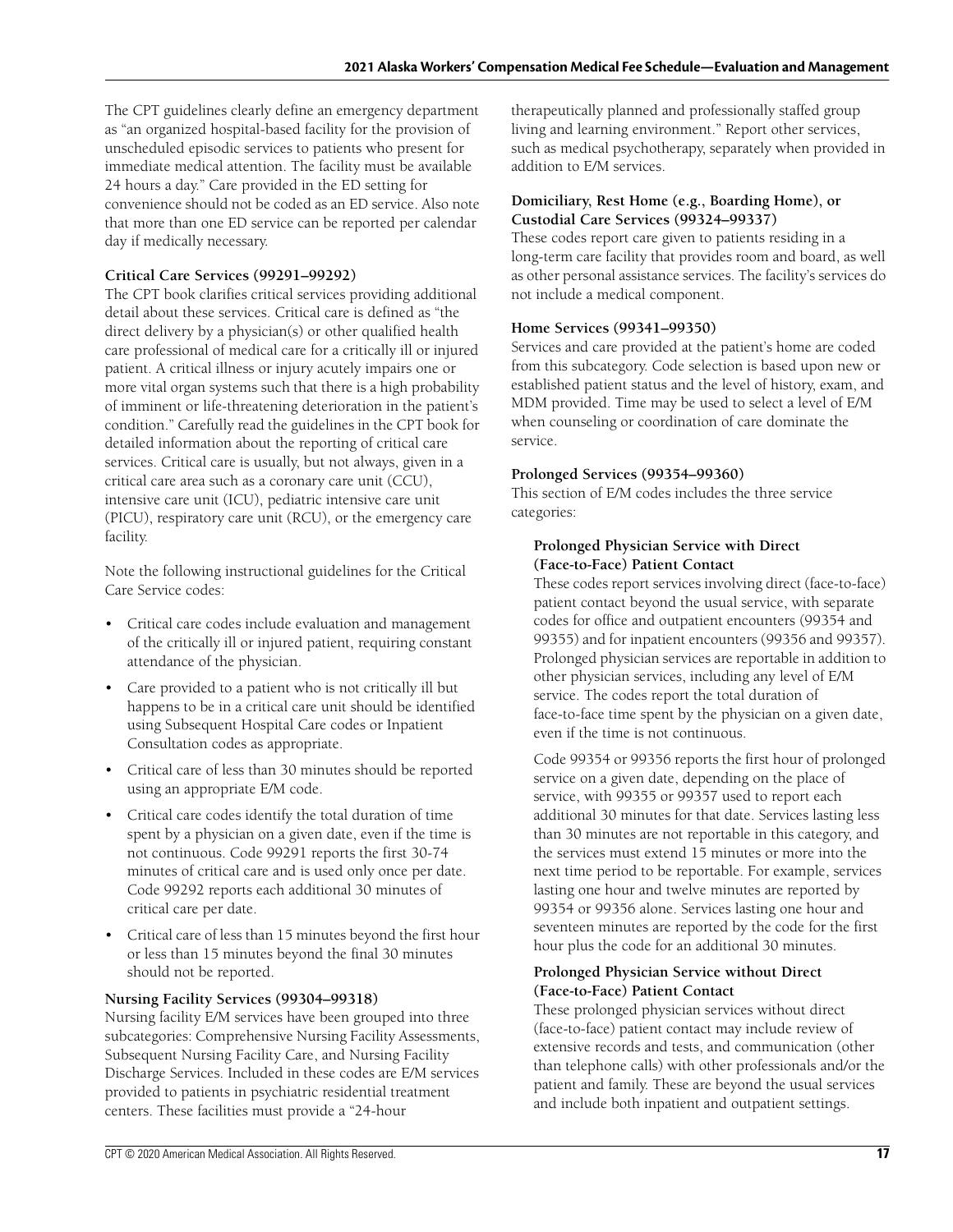The CPT guidelines clearly define an emergency department as "an organized hospital-based facility for the provision of unscheduled episodic services to patients who present for immediate medical attention. The facility must be available 24 hours a day." Care provided in the ED setting for convenience should not be coded as an ED service. Also note that more than one ED service can be reported per calendar day if medically necessary.

**Critical Care Services (99291–99292)**

The CPT book clarifies critical services providing additional detail about these services. Critical care is defined as "the direct delivery by a physician(s) or other qualified health care professional of medical care for a critically ill or injured patient. A critical illness or injury acutely impairs one or more vital organ systems such that there is a high probability of imminent or life-threatening deterioration in the patient's condition." Carefully read the guidelines in the CPT book for detailed information about the reporting of critical care services. Critical care is usually, but not always, given in a critical care area such as a coronary care unit (CCU), intensive care unit (ICU), pediatric intensive care unit (PICU), respiratory care unit (RCU), or the emergency care facility.

Note the following instructional guidelines for the Critical Care Service codes:

- Critical care codes include evaluation and management of the critically ill or injured patient, requiring constant attendance of the physician.
- Care provided to a patient who is not critically ill but happens to be in a critical care unit should be identified using Subsequent Hospital Care codes or Inpatient Consultation codes as appropriate.
- Critical care of less than 30 minutes should be reported using an appropriate E/M code.
- Critical care codes identify the total duration of time spent by a physician on a given date, even if the time is not continuous. Code 99291 reports the first 30-74 minutes of critical care and is used only once per date. Code 99292 reports each additional 30 minutes of critical care per date.
- Critical care of less than 15 minutes beyond the first hour or less than 15 minutes beyond the final 30 minutes should not be reported.

**Nursing Facility Services (99304–99318)**

Nursing facility E/M services have been grouped into three subcategories: Comprehensive Nursing Facility Assessments, Subsequent Nursing Facility Care, and Nursing Facility Discharge Services. Included in these codes are E/M services provided to patients in psychiatric residential treatment centers. These facilities must provide a "24-hour therapeutically planned and professionally staffed group living and learning environment." Report other services, such as medical psychotherapy, separately when provided in addition to E/M services.

**Domiciliary, Rest Home (e.g., Boarding Home), or Custodial Care Services (99324–99337)**

These codes report care given to patients residing in a long-term care facility that provides room and board, as well as other personal assistance services. The facility's services do not include a medical component.

**Home Services (99341–99350)**

Services and care provided at the patient's home are coded from this subcategory. Code selection is based upon new or established patient status and the level of history, exam, and MDM provided. Time may be used to select a level of E/M when counseling or coordination of care dominate the service.

**Prolonged Services (99354–99360)**

This section of E/M codes includes the three service categories:

**Prolonged Physician Service with Direct (Face-to-Face) Patient Contact**

These codes report services involving direct (face-to-face) patient contact beyond the usual service, with separate codes for office and outpatient encounters (99354 and 99355) and for inpatient encounters (99356 and 99357). Prolonged physician services are reportable in addition to other physician services, including any level of E/M service. The codes report the total duration of face-to-face time spent by the physician on a given date, even if the time is not continuous.

Code 99354 or 99356 reports the first hour of prolonged service on a given date, depending on the place of service, with 99355 or 99357 used to report each additional 30 minutes for that date. Services lasting less than 30 minutes are not reportable in this category, and the services must extend 15 minutes or more into the next time period to be reportable. For example, services lasting one hour and twelve minutes are reported by 99354 or 99356 alone. Services lasting one hour and seventeen minutes are reported by the code for the first hour plus the code for an additional 30 minutes.

**Prolonged Physician Service without Direct (Face-to-Face) Patient Contact**

These prolonged physician services without direct (face-to-face) patient contact may include review of extensive records and tests, and communication (other than telephone calls) with other professionals and/or the patient and family. These are beyond the usual services and include both inpatient and outpatient settings.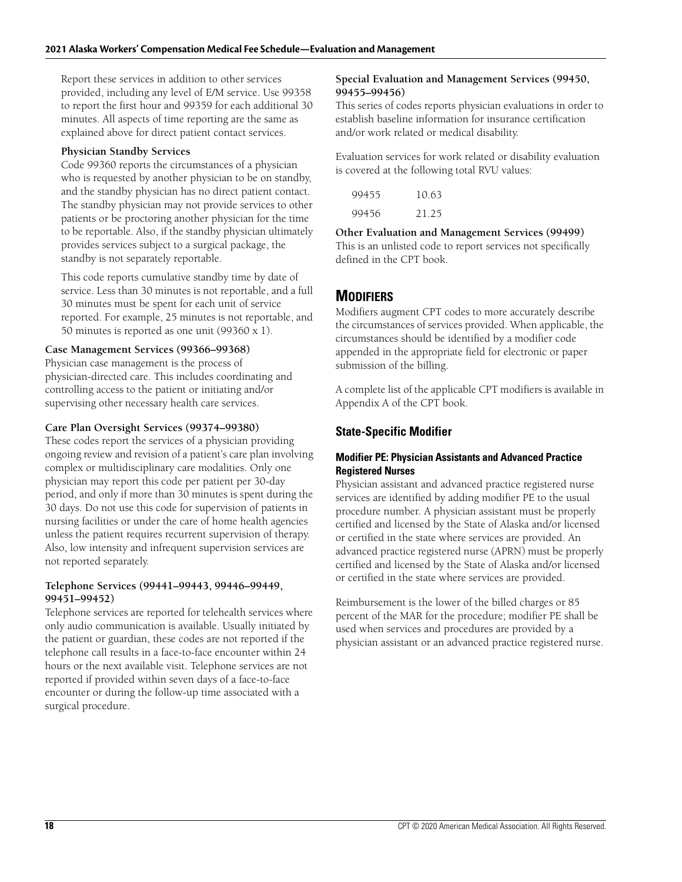Report these services in addition to other services provided, including any level of E/M service. Use 99358 to report the first hour and 99359 for each additional 30 minutes. All aspects of time reporting are the same as explained above for direct patient contact services.

**Physician Standby Services**

Code 99360 reports the circumstances of a physician who is requested by another physician to be on standby, and the standby physician has no direct patient contact. The standby physician may not provide services to other patients or be proctoring another physician for the time to be reportable. Also, if the standby physician ultimately provides services subject to a surgical package, the standby is not separately reportable.

This code reports cumulative standby time by date of service. Less than 30 minutes is not reportable, and a full 30 minutes must be spent for each unit of service reported. For example, 25 minutes is not reportable, and 50 minutes is reported as one unit (99360 x 1).

**Case Management Services (99366–99368)**

Physician case management is the process of physician-directed care. This includes coordinating and controlling access to the patient or initiating and/or supervising other necessary health care services.

**Care Plan Oversight Services (99374–99380)**

These codes report the services of a physician providing ongoing review and revision of a patient's care plan involving complex or multidisciplinary care modalities. Only one physician may report this code per patient per 30-day period, and only if more than 30 minutes is spent during the 30 days. Do not use this code for supervision of patients in nursing facilities or under the care of home health agencies unless the patient requires recurrent supervision of therapy. Also, low intensity and infrequent supervision services are not reported separately.

**Telephone Services (99441–99443, 99446–99449, 99451–99452)**

Telephone services are reported for telehealth services where only audio communication is available. Usually initiated by the patient or guardian, these codes are not reported if the telephone call results in a face-to-face encounter within 24 hours or the next available visit. Telephone services are not reported if provided within seven days of a face-to-face encounter or during the follow-up time associated with a surgical procedure.

**Special Evaluation and Management Services (99450, 99455–99456)**

This series of codes reports physician evaluations in order to establish baseline information for insurance certification and/or work related or medical disability.

Evaluation services for work related or disability evaluation is covered at the following total RVU values:

| | |
|---|---|
| 99455 | 10.63 |
| 99456 | 21.25 |

**Other Evaluation and Management Services (99499)**

This is an unlisted code to report services not specifically defined in the CPT book.

## MODIFIERS

Modifiers augment CPT codes to more accurately describe the circumstances of services provided. When applicable, the circumstances should be identified by a modifier code appended in the appropriate field for electronic or paper submission of the billing.

A complete list of the applicable CPT modifiers is available in Appendix A of the CPT book.

### State-Specific Modifier

#### Modifier PE: Physician Assistants and Advanced Practice Registered Nurses

Physician assistant and advanced practice registered nurse services are identified by adding modifier PE to the usual procedure number. A physician assistant must be properly certified and licensed by the State of Alaska and/or licensed or certified in the state where services are provided. An advanced practice registered nurse (APRN) must be properly certified and licensed by the State of Alaska and/or licensed or certified in the state where services are provided.

Reimbursement is the lower of the billed charges or 85 percent of the MAR for the procedure; modifier PE shall be used when services and procedures are provided by a physician assistant or an advanced practice registered nurse.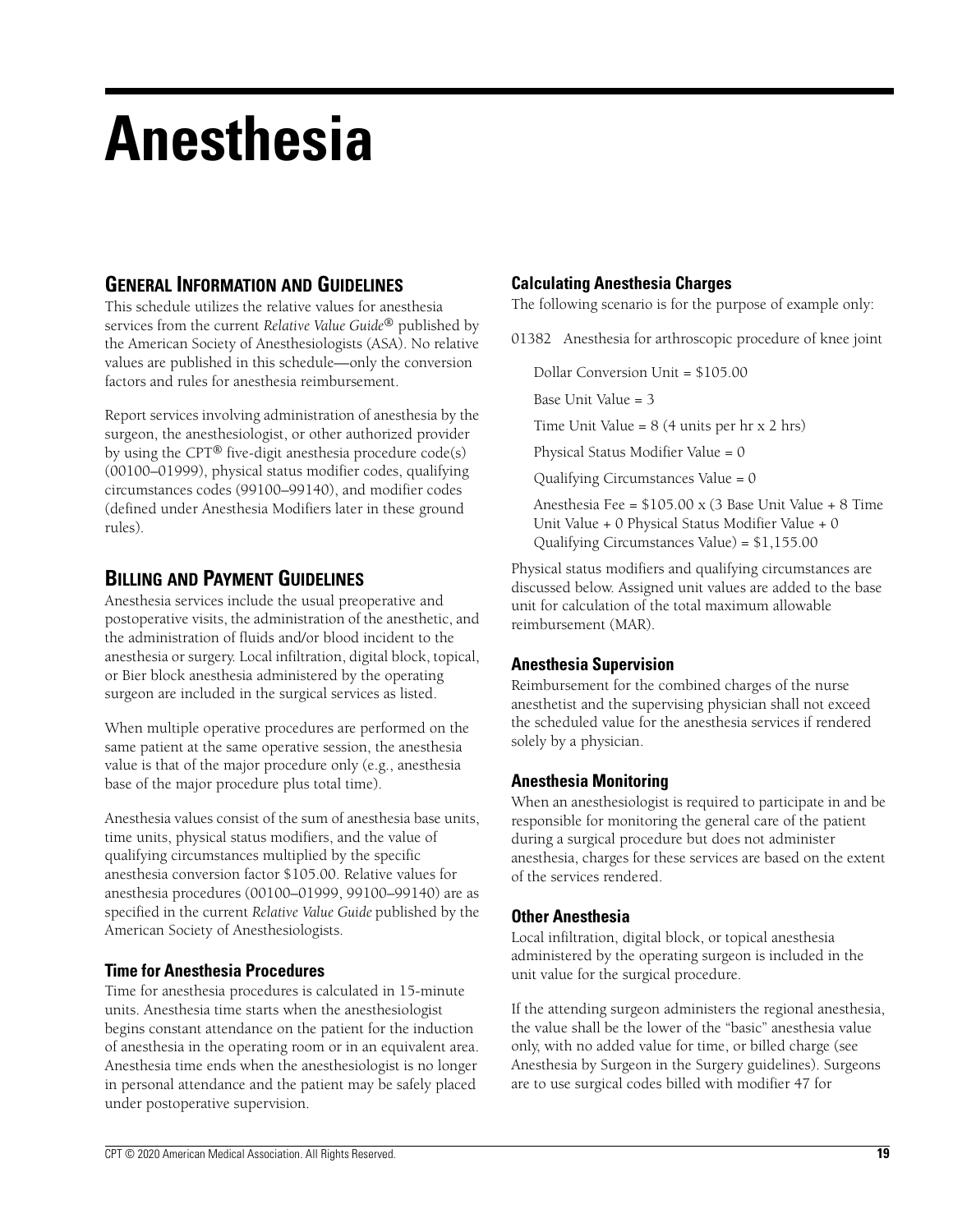# Anesthesia

## General Information and Guidelines

This schedule utilizes the relative values for anesthesia services from the current *Relative Value Guide*® published by the American Society of Anesthesiologists (ASA). No relative values are published in this schedule—only the conversion factors and rules for anesthesia reimbursement.

Report services involving administration of anesthesia by the surgeon, the anesthesiologist, or other authorized provider by using the CPT® five-digit anesthesia procedure code(s) (00100–01999), physical status modifier codes, qualifying circumstances codes (99100–99140), and modifier codes (defined under Anesthesia Modifiers later in these ground rules).

## Billing and Payment Guidelines

Anesthesia services include the usual preoperative and postoperative visits, the administration of the anesthetic, and the administration of fluids and/or blood incident to the anesthesia or surgery. Local infiltration, digital block, topical, or Bier block anesthesia administered by the operating surgeon are included in the surgical services as listed.

When multiple operative procedures are performed on the same patient at the same operative session, the anesthesia value is that of the major procedure only (e.g., anesthesia base of the major procedure plus total time).

Anesthesia values consist of the sum of anesthesia base units, time units, physical status modifiers, and the value of qualifying circumstances multiplied by the specific anesthesia conversion factor $105.00. Relative values for anesthesia procedures (00100–01999, 99100–99140) are as specified in the current *Relative Value Guide* published by the American Society of Anesthesiologists.

### Time for Anesthesia Procedures

Time for anesthesia procedures is calculated in 15-minute units. Anesthesia time starts when the anesthesiologist begins constant attendance on the patient for the induction of anesthesia in the operating room or in an equivalent area. Anesthesia time ends when the anesthesiologist is no longer in personal attendance and the patient may be safely placed under postoperative supervision.

### Calculating Anesthesia Charges

The following scenario is for the purpose of example only:

01382 Anesthesia for arthroscopic procedure of knee joint

Dollar Conversion Unit = $105.00

Base Unit Value = 3

Time Unit Value = 8 (4 units per hr x 2 hrs)

Physical Status Modifier Value = 0

Qualifying Circumstances Value = 0

Anesthesia Fee = $105.00 x (3 Base Unit Value + 8 Time Unit Value + 0 Physical Status Modifier Value + 0 Qualifying Circumstances Value) = $1,155.00

Physical status modifiers and qualifying circumstances are discussed below. Assigned unit values are added to the base unit for calculation of the total maximum allowable reimbursement (MAR).

### Anesthesia Supervision

Reimbursement for the combined charges of the nurse anesthetist and the supervising physician shall not exceed the scheduled value for the anesthesia services if rendered solely by a physician.

### Anesthesia Monitoring

When an anesthesiologist is required to participate in and be responsible for monitoring the general care of the patient during a surgical procedure but does not administer anesthesia, charges for these services are based on the extent of the services rendered.

### Other Anesthesia

Local infiltration, digital block, or topical anesthesia administered by the operating surgeon is included in the unit value for the surgical procedure.

If the attending surgeon administers the regional anesthesia, the value shall be the lower of the "basic" anesthesia value only, with no added value for time, or billed charge (see Anesthesia by Surgeon in the Surgery guidelines). Surgeons are to use surgical codes billed with modifier 47 for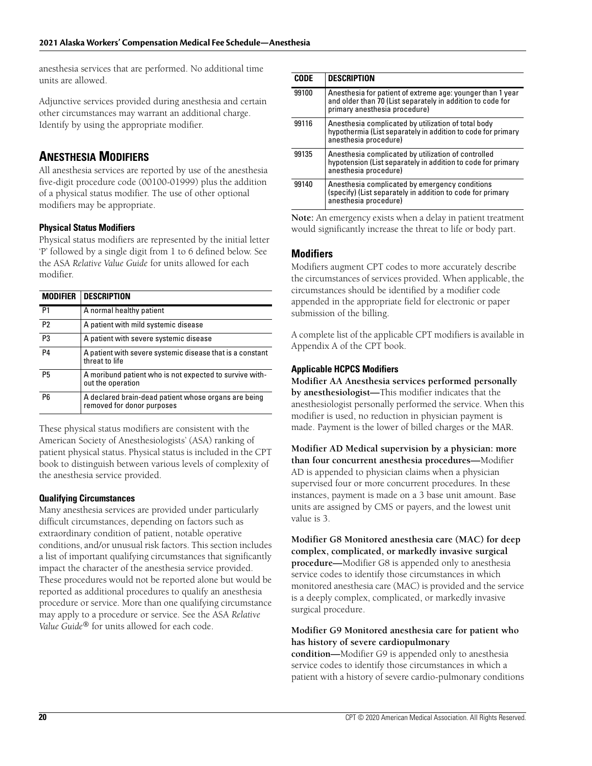anesthesia services that are performed. No additional time units are allowed.

Adjunctive services provided during anesthesia and certain other circumstances may warrant an additional charge. Identify by using the appropriate modifier.

## Anesthesia Modifiers

All anesthesia services are reported by use of the anesthesia five-digit procedure code (00100-01999) plus the addition of a physical status modifier. The use of other optional modifiers may be appropriate.

### Physical Status Modifiers

Physical status modifiers are represented by the initial letter 'P' followed by a single digit from 1 to 6 defined below. See the ASA *Relative Value Guide* for units allowed for each modifier.

| MODIFIER | DESCRIPTION |
|---|---|
| P1 | A normal healthy patient |
| P2 | A patient with mild systemic disease |
| P3 | A patient with severe systemic disease |
| P4 | A patient with severe systemic disease that is a constant threat to life |
| P5 | A moribund patient who is not expected to survive without the operation |
| P6 | A declared brain-dead patient whose organs are being removed for donor purposes |

These physical status modifiers are consistent with the American Society of Anesthesiologists' (ASA) ranking of patient physical status. Physical status is included in the CPT book to distinguish between various levels of complexity of the anesthesia service provided.

### Qualifying Circumstances

Many anesthesia services are provided under particularly difficult circumstances, depending on factors such as extraordinary condition of patient, notable operative conditions, and/or unusual risk factors. This section includes a list of important qualifying circumstances that significantly impact the character of the anesthesia service provided. These procedures would not be reported alone but would be reported as additional procedures to qualify an anesthesia procedure or service. More than one qualifying circumstance may apply to a procedure or service. See the ASA *Relative Value Guide®* for units allowed for each code.

| CODE | DESCRIPTION |
|---|---|
| 99100 | Anesthesia for patient of extreme age: younger than 1 year and older than 70 (List separately in addition to code for primary anesthesia procedure) |
| 99116 | Anesthesia complicated by utilization of total body hypothermia (List separately in addition to code for primary anesthesia procedure) |
| 99135 | Anesthesia complicated by utilization of controlled hypotension (List separately in addition to code for primary anesthesia procedure) |
| 99140 | Anesthesia complicated by emergency conditions (specify) (List separately in addition to code for primary anesthesia procedure) |

**Note:** An emergency exists when a delay in patient treatment would significantly increase the threat to life or body part.

## Modifiers

Modifiers augment CPT codes to more accurately describe the circumstances of services provided. When applicable, the circumstances should be identified by a modifier code appended in the appropriate field for electronic or paper submission of the billing.

A complete list of the applicable CPT modifiers is available in Appendix A of the CPT book.

### Applicable HCPCS Modifiers

**Modifier AA Anesthesia services performed personally by anesthesiologist—**This modifier indicates that the anesthesiologist personally performed the service. When this modifier is used, no reduction in physician payment is made. Payment is the lower of billed charges or the MAR.

**Modifier AD Medical supervision by a physician: more than four concurrent anesthesia procedures—**Modifier AD is appended to physician claims when a physician supervised four or more concurrent procedures. In these instances, payment is made on a 3 base unit amount. Base units are assigned by CMS or payers, and the lowest unit value is 3.

**Modifier G8 Monitored anesthesia care (MAC) for deep complex, complicated, or markedly invasive surgical procedure—**Modifier G8 is appended only to anesthesia service codes to identify those circumstances in which monitored anesthesia care (MAC) is provided and the service is a deeply complex, complicated, or markedly invasive surgical procedure.

**Modifier G9 Monitored anesthesia care for patient who has history of severe cardiopulmonary condition—**Modifier G9 is appended only to anesthesia service codes to identify those circumstances in which a patient with a history of severe cardio-pulmonary conditions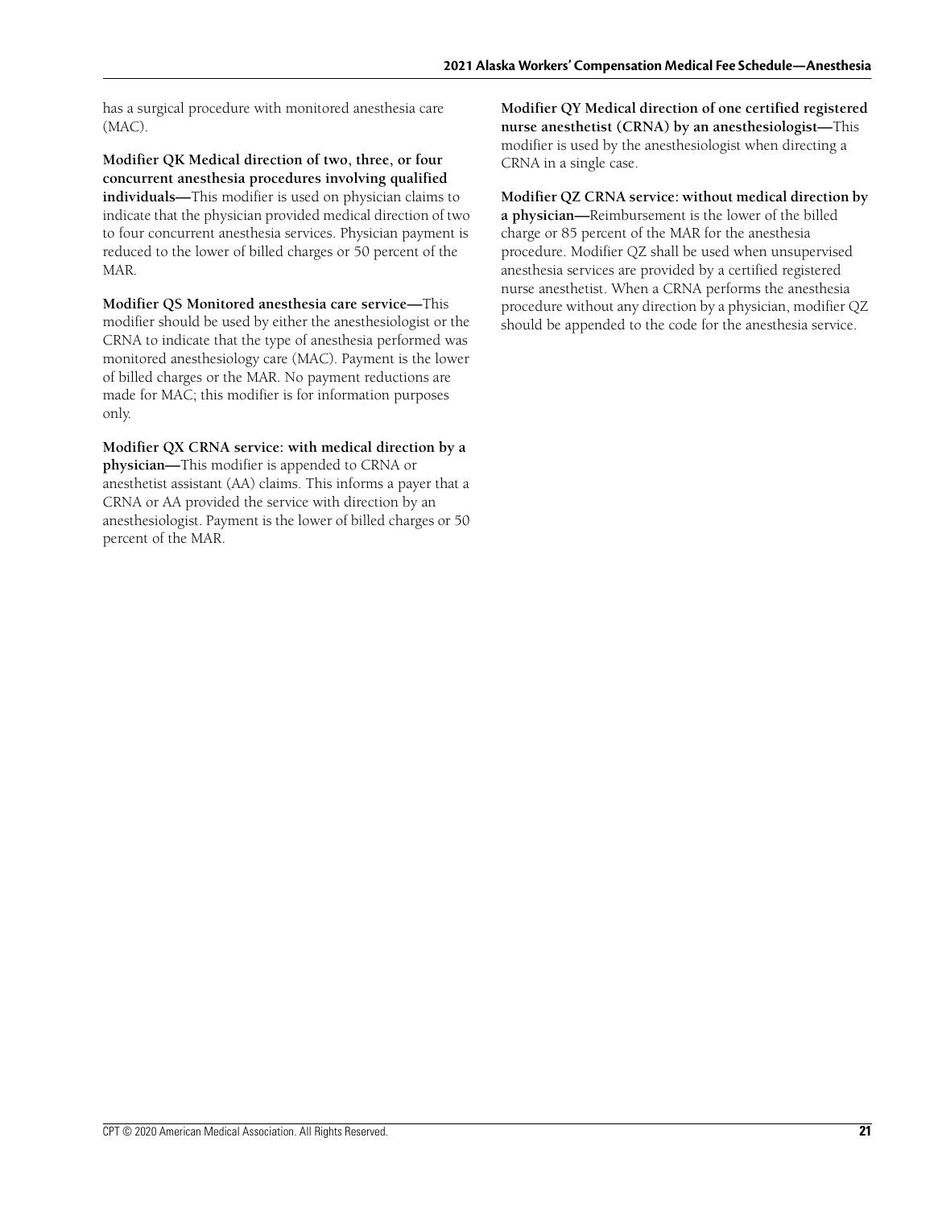has a surgical procedure with monitored anesthesia care (MAC).

**Modifier QK Medical direction of two, three, or four concurrent anesthesia procedures involving qualified individuals—**This modifier is used on physician claims to indicate that the physician provided medical direction of two to four concurrent anesthesia services. Physician payment is reduced to the lower of billed charges or 50 percent of the MAR.

**Modifier QS Monitored anesthesia care service—**This modifier should be used by either the anesthesiologist or the CRNA to indicate that the type of anesthesia performed was monitored anesthesiology care (MAC). Payment is the lower of billed charges or the MAR. No payment reductions are made for MAC; this modifier is for information purposes only.

**Modifier QX CRNA service: with medical direction by a physician—**This modifier is appended to CRNA or anesthetist assistant (AA) claims. This informs a payer that a CRNA or AA provided the service with direction by an anesthesiologist. Payment is the lower of billed charges or 50 percent of the MAR.

**Modifier QY Medical direction of one certified registered nurse anesthetist (CRNA) by an anesthesiologist—**This modifier is used by the anesthesiologist when directing a CRNA in a single case.

**Modifier QZ CRNA service: without medical direction by a physician—**Reimbursement is the lower of the billed charge or 85 percent of the MAR for the anesthesia procedure. Modifier QZ shall be used when unsupervised anesthesia services are provided by a certified registered nurse anesthetist. When a CRNA performs the anesthesia procedure without any direction by a physician, modifier QZ should be appended to the code for the anesthesia service.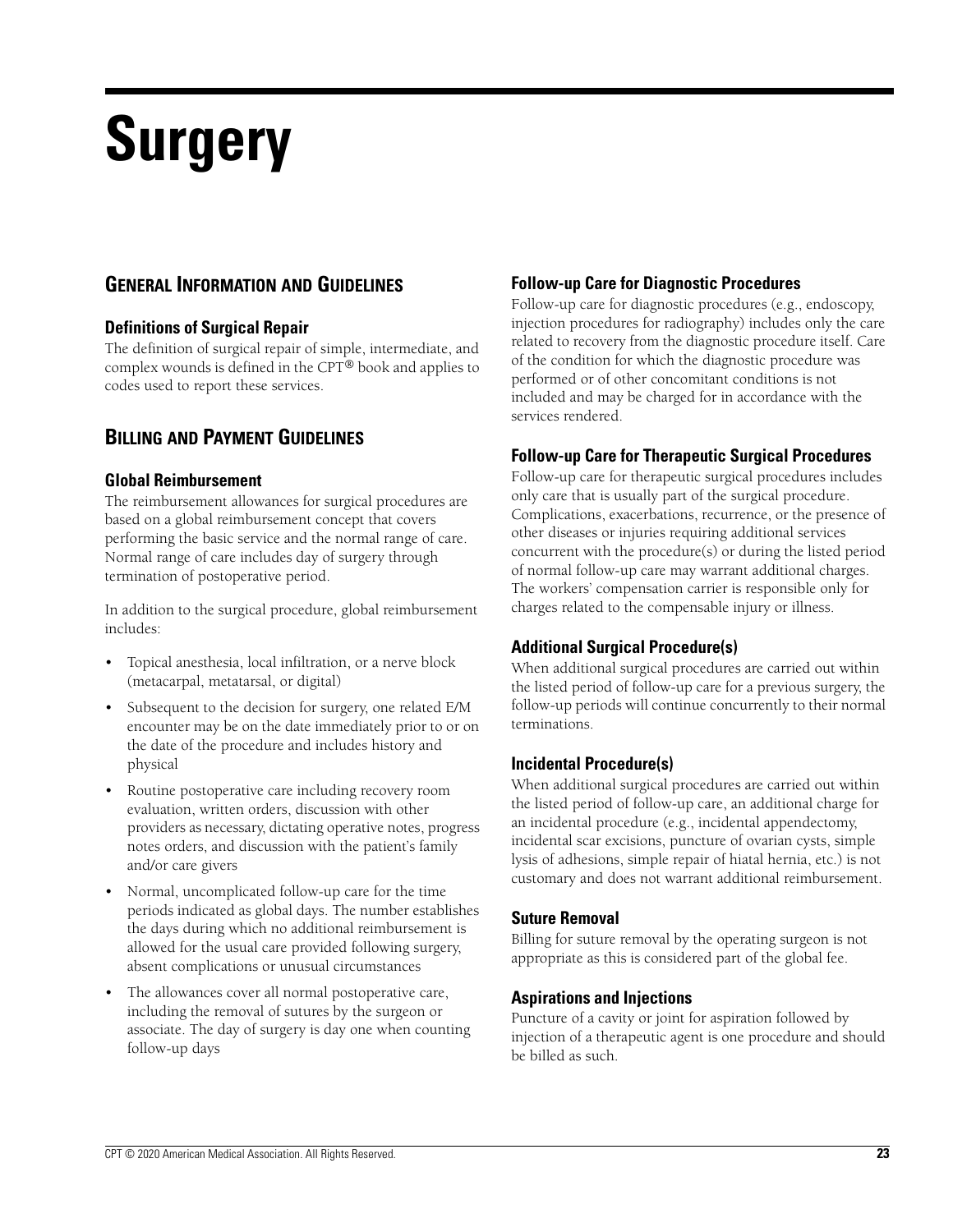# Surgery

## General Information and Guidelines

### Definitions of Surgical Repair

The definition of surgical repair of simple, intermediate, and complex wounds is defined in the CPT® book and applies to codes used to report these services.

## Billing and Payment Guidelines

### Global Reimbursement

The reimbursement allowances for surgical procedures are based on a global reimbursement concept that covers performing the basic service and the normal range of care. Normal range of care includes day of surgery through termination of postoperative period.

In addition to the surgical procedure, global reimbursement includes:

- Topical anesthesia, local infiltration, or a nerve block (metacarpal, metatarsal, or digital)
- Subsequent to the decision for surgery, one related E/M encounter may be on the date immediately prior to or on the date of the procedure and includes history and physical
- Routine postoperative care including recovery room evaluation, written orders, discussion with other providers as necessary, dictating operative notes, progress notes orders, and discussion with the patient's family and/or care givers
- Normal, uncomplicated follow-up care for the time periods indicated as global days. The number establishes the days during which no additional reimbursement is allowed for the usual care provided following surgery, absent complications or unusual circumstances
- The allowances cover all normal postoperative care, including the removal of sutures by the surgeon or associate. The day of surgery is day one when counting follow-up days

### Follow-up Care for Diagnostic Procedures

Follow-up care for diagnostic procedures (e.g., endoscopy, injection procedures for radiography) includes only the care related to recovery from the diagnostic procedure itself. Care of the condition for which the diagnostic procedure was performed or of other concomitant conditions is not included and may be charged for in accordance with the services rendered.

### Follow-up Care for Therapeutic Surgical Procedures

Follow-up care for therapeutic surgical procedures includes only care that is usually part of the surgical procedure. Complications, exacerbations, recurrence, or the presence of other diseases or injuries requiring additional services concurrent with the procedure(s) or during the listed period of normal follow-up care may warrant additional charges. The workers' compensation carrier is responsible only for charges related to the compensable injury or illness.

### Additional Surgical Procedure(s)

When additional surgical procedures are carried out within the listed period of follow-up care for a previous surgery, the follow-up periods will continue concurrently to their normal terminations.

### Incidental Procedure(s)

When additional surgical procedures are carried out within the listed period of follow-up care, an additional charge for an incidental procedure (e.g., incidental appendectomy, incidental scar excisions, puncture of ovarian cysts, simple lysis of adhesions, simple repair of hiatal hernia, etc.) is not customary and does not warrant additional reimbursement.

### Suture Removal

Billing for suture removal by the operating surgeon is not appropriate as this is considered part of the global fee.

### Aspirations and Injections

Puncture of a cavity or joint for aspiration followed by injection of a therapeutic agent is one procedure and should be billed as such.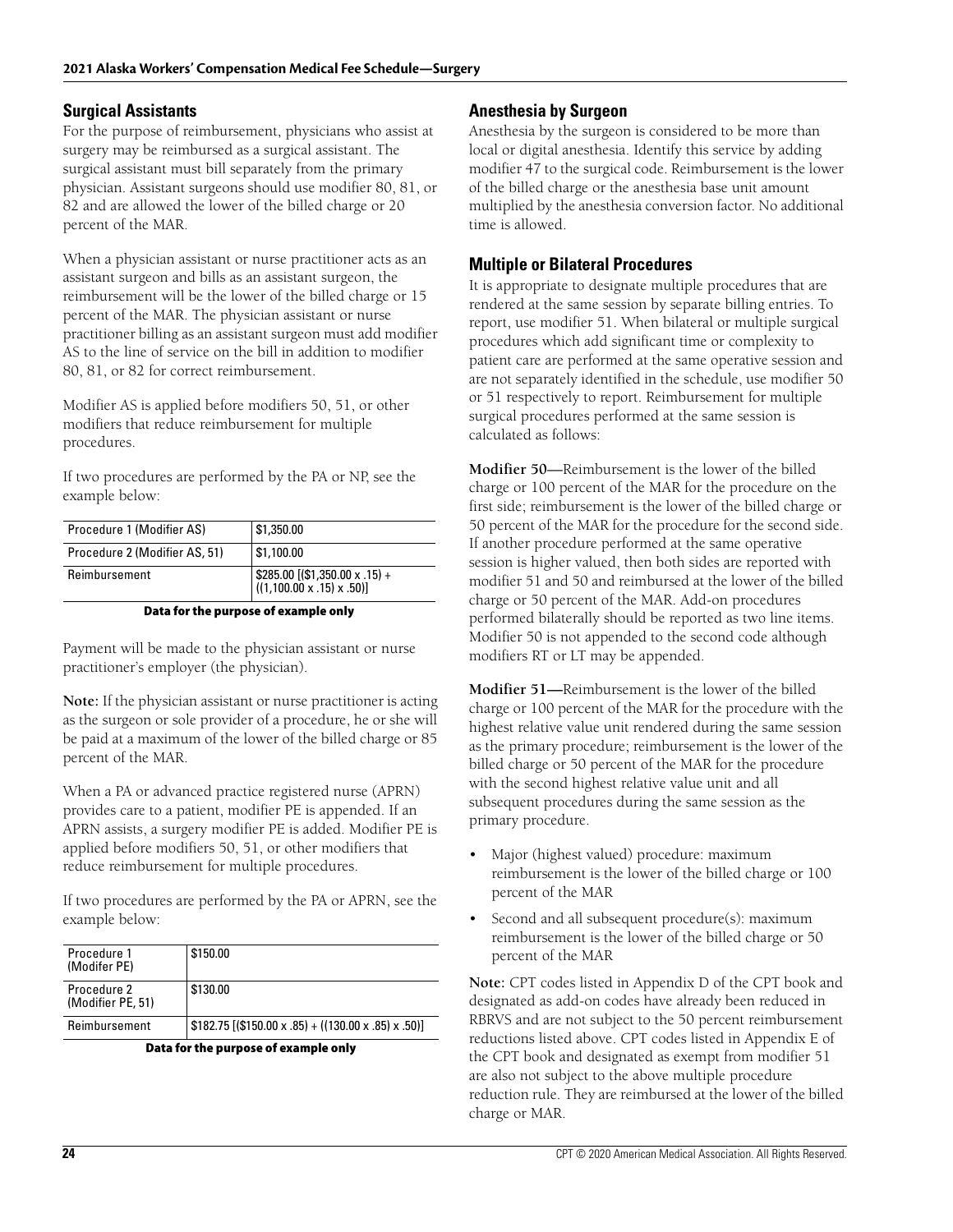## Surgical Assistants

For the purpose of reimbursement, physicians who assist at surgery may be reimbursed as a surgical assistant. The surgical assistant must bill separately from the primary physician. Assistant surgeons should use modifier 80, 81, or 82 and are allowed the lower of the billed charge or 20 percent of the MAR.

When a physician assistant or nurse practitioner acts as an assistant surgeon and bills as an assistant surgeon, the reimbursement will be the lower of the billed charge or 15 percent of the MAR. The physician assistant or nurse practitioner billing as an assistant surgeon must add modifier AS to the line of service on the bill in addition to modifier 80, 81, or 82 for correct reimbursement.

Modifier AS is applied before modifiers 50, 51, or other modifiers that reduce reimbursement for multiple procedures.

If two procedures are performed by the PA or NP, see the example below:

| Procedure 1 (Modifier AS) | $1,350.00 |
|---|---|
| Procedure 2 (Modifier AS, 51) | $1,100.00 |
| Reimbursement | $285.00 [($1,350.00 x .15) + ((1,100.00 x .15) x .50)] |

**Data for the purpose of example only**

Payment will be made to the physician assistant or nurse practitioner's employer (the physician).

**Note:** If the physician assistant or nurse practitioner is acting as the surgeon or sole provider of a procedure, he or she will be paid at a maximum of the lower of the billed charge or 85 percent of the MAR.

When a PA or advanced practice registered nurse (APRN) provides care to a patient, modifier PE is appended. If an APRN assists, a surgery modifier PE is added. Modifier PE is applied before modifiers 50, 51, or other modifiers that reduce reimbursement for multiple procedures.

If two procedures are performed by the PA or APRN, see the example below:

| Procedure 1 (Modifer PE) | $150.00 |
|---|---|
| Procedure 2 (Modifier PE, 51) | $130.00 |
| Reimbursement | $182.75 [($150.00 x .85) + ((130.00 x .85) x .50)] |

**Data for the purpose of example only**

## Anesthesia by Surgeon

Anesthesia by the surgeon is considered to be more than local or digital anesthesia. Identify this service by adding modifier 47 to the surgical code. Reimbursement is the lower of the billed charge or the anesthesia base unit amount multiplied by the anesthesia conversion factor. No additional time is allowed.

## Multiple or Bilateral Procedures

It is appropriate to designate multiple procedures that are rendered at the same session by separate billing entries. To report, use modifier 51. When bilateral or multiple surgical procedures which add significant time or complexity to patient care are performed at the same operative session and are not separately identified in the schedule, use modifier 50 or 51 respectively to report. Reimbursement for multiple surgical procedures performed at the same session is calculated as follows:

**Modifier 50—**Reimbursement is the lower of the billed charge or 100 percent of the MAR for the procedure on the first side; reimbursement is the lower of the billed charge or 50 percent of the MAR for the procedure for the second side. If another procedure performed at the same operative session is higher valued, then both sides are reported with modifier 51 and 50 and reimbursed at the lower of the billed charge or 50 percent of the MAR. Add-on procedures performed bilaterally should be reported as two line items. Modifier 50 is not appended to the second code although modifiers RT or LT may be appended.

**Modifier 51—**Reimbursement is the lower of the billed charge or 100 percent of the MAR for the procedure with the highest relative value unit rendered during the same session as the primary procedure; reimbursement is the lower of the billed charge or 50 percent of the MAR for the procedure with the second highest relative value unit and all subsequent procedures during the same session as the primary procedure.

- Major (highest valued) procedure: maximum reimbursement is the lower of the billed charge or 100 percent of the MAR
- Second and all subsequent procedure(s): maximum reimbursement is the lower of the billed charge or 50 percent of the MAR

**Note:** CPT codes listed in Appendix D of the CPT book and designated as add-on codes have already been reduced in RBRVS and are not subject to the 50 percent reimbursement reductions listed above. CPT codes listed in Appendix E of the CPT book and designated as exempt from modifier 51 are also not subject to the above multiple procedure reduction rule. They are reimbursed at the lower of the billed charge or MAR.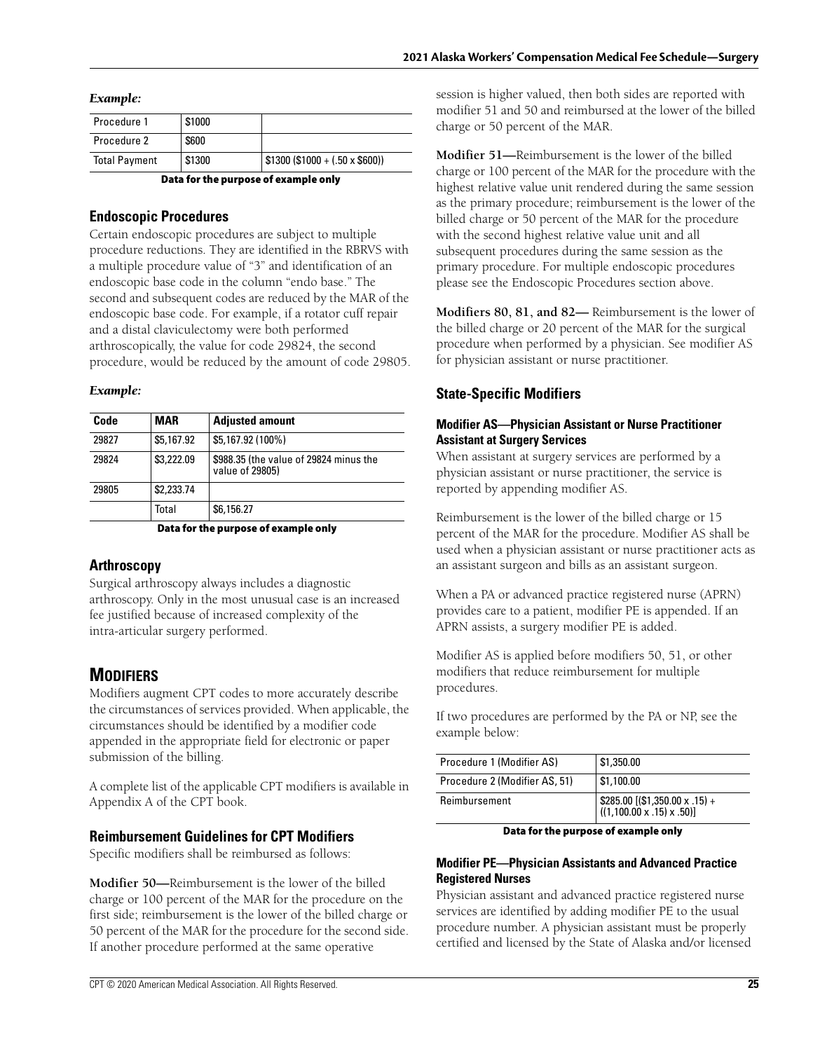*Example:*

| Procedure 1 | \$1000 | |
|---|---|---|
| Procedure 2 | \$600 | |
| Total Payment | \$1300 | \$1300 (\$1000 + (.50 x \$600)) |

**Data for the purpose of example only**

### Endoscopic Procedures

Certain endoscopic procedures are subject to multiple procedure reductions. They are identified in the RBRVS with a multiple procedure value of "3" and identification of an endoscopic base code in the column "endo base." The second and subsequent codes are reduced by the MAR of the endoscopic base code. For example, if a rotator cuff repair and a distal claviculectomy were both performed arthroscopically, the value for code 29824, the second procedure, would be reduced by the amount of code 29805.

*Example:*

| Code | MAR | Adjusted amount |
|---|---|---|
| 29827 | \$5,167.92 | \$5,167.92 (100%) |
| 29824 | \$3,222.09 | \$988.35 (the value of 29824 minus the value of 29805) |
| 29805 | \$2,233.74 | |
| | Total | \$6,156.27 |

**Data for the purpose of example only**

### Arthroscopy

Surgical arthroscopy always includes a diagnostic arthroscopy. Only in the most unusual case is an increased fee justified because of increased complexity of the intra-articular surgery performed.

## MODIFIERS

Modifiers augment CPT codes to more accurately describe the circumstances of services provided. When applicable, the circumstances should be identified by a modifier code appended in the appropriate field for electronic or paper submission of the billing.

A complete list of the applicable CPT modifiers is available in Appendix A of the CPT book.

### Reimbursement Guidelines for CPT Modifiers

Specific modifiers shall be reimbursed as follows:

**Modifier 50—**Reimbursement is the lower of the billed charge or 100 percent of the MAR for the procedure on the first side; reimbursement is the lower of the billed charge or 50 percent of the MAR for the procedure for the second side. If another procedure performed at the same operative session is higher valued, then both sides are reported with modifier 51 and 50 and reimbursed at the lower of the billed charge or 50 percent of the MAR.

**Modifier 51—**Reimbursement is the lower of the billed charge or 100 percent of the MAR for the procedure with the highest relative value unit rendered during the same session as the primary procedure; reimbursement is the lower of the billed charge or 50 percent of the MAR for the procedure with the second highest relative value unit and all subsequent procedures during the same session as the primary procedure. For multiple endoscopic procedures please see the Endoscopic Procedures section above.

**Modifiers 80, 81, and 82—** Reimbursement is the lower of the billed charge or 20 percent of the MAR for the surgical procedure when performed by a physician. See modifier AS for physician assistant or nurse practitioner.

### State-Specific Modifiers

#### Modifier AS—Physician Assistant or Nurse Practitioner Assistant at Surgery Services

When assistant at surgery services are performed by a physician assistant or nurse practitioner, the service is reported by appending modifier AS.

Reimbursement is the lower of the billed charge or 15 percent of the MAR for the procedure. Modifier AS shall be used when a physician assistant or nurse practitioner acts as an assistant surgeon and bills as an assistant surgeon.

When a PA or advanced practice registered nurse (APRN) provides care to a patient, modifier PE is appended. If an APRN assists, a surgery modifier PE is added.

Modifier AS is applied before modifiers 50, 51, or other modifiers that reduce reimbursement for multiple procedures.

If two procedures are performed by the PA or NP, see the example below:

| Procedure 1 (Modifier AS) | \$1,350.00 |
|---|---|
| Procedure 2 (Modifier AS, 51) | \$1,100.00 |
| Reimbursement | \$285.00 [(\$1,350.00 x .15) + ((1,100.00 x .15) x .50)] |

**Data for the purpose of example only**

#### Modifier PE—Physician Assistants and Advanced Practice Registered Nurses

Physician assistant and advanced practice registered nurse services are identified by adding modifier PE to the usual procedure number. A physician assistant must be properly certified and licensed by the State of Alaska and/or licensed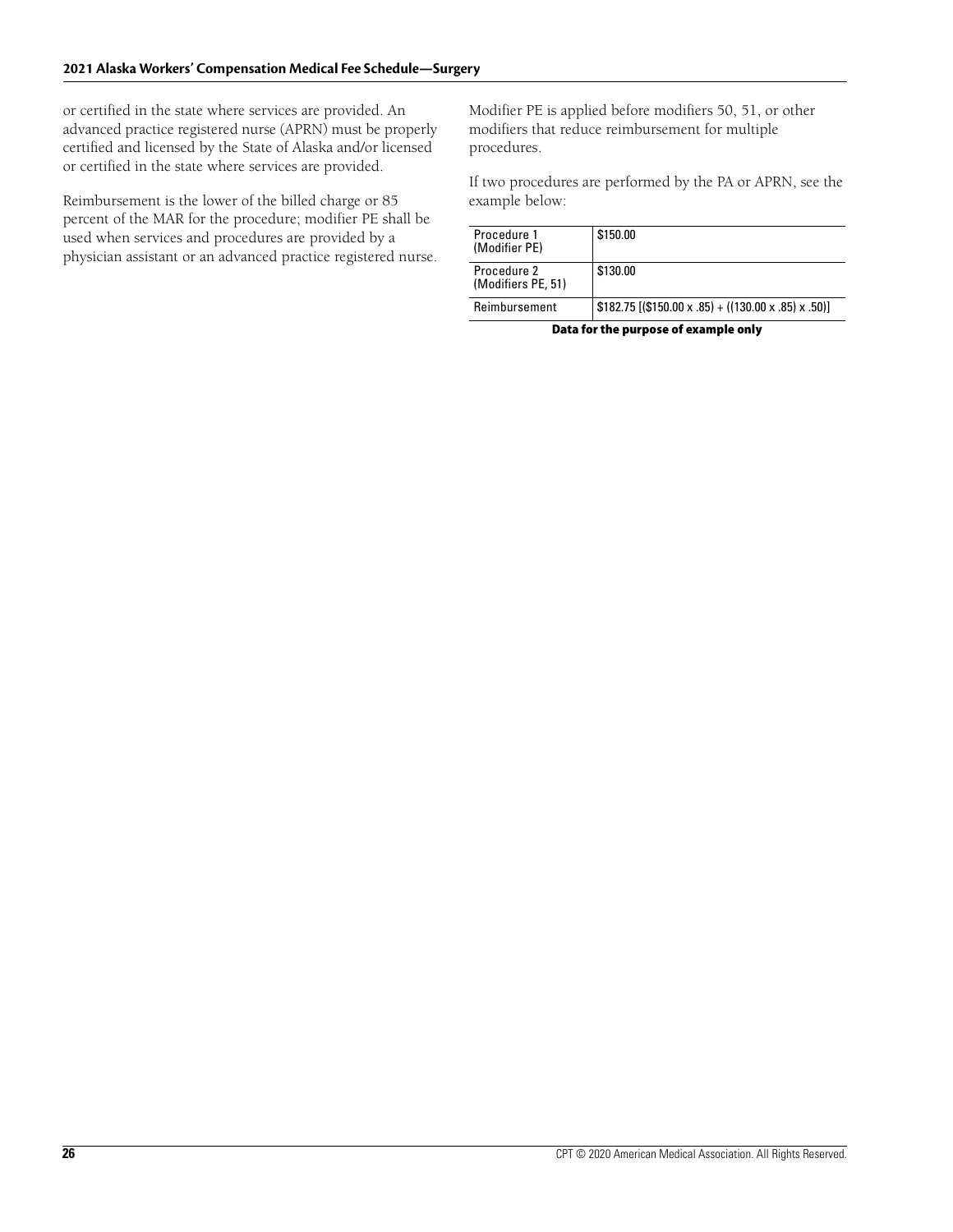or certified in the state where services are provided. An advanced practice registered nurse (APRN) must be properly certified and licensed by the State of Alaska and/or licensed or certified in the state where services are provided.

Reimbursement is the lower of the billed charge or 85 percent of the MAR for the procedure; modifier PE shall be used when services and procedures are provided by a physician assistant or an advanced practice registered nurse.

Modifier PE is applied before modifiers 50, 51, or other modifiers that reduce reimbursement for multiple procedures.

If two procedures are performed by the PA or APRN, see the example below:

| | |
|---|---|
| Procedure 1 (Modifier PE) | $150.00 |
| Procedure 2 (Modifiers PE, 51) | $130.00 |
| Reimbursement | $182.75 [($150.00 x .85) + ((130.00 x .85) x .50)] |

**Data for the purpose of example only**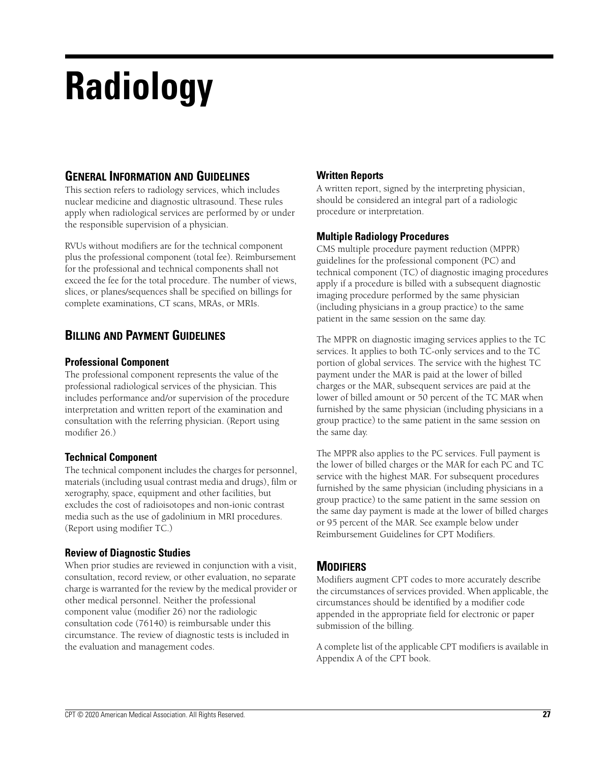# Radiology

## General Information and Guidelines

This section refers to radiology services, which includes nuclear medicine and diagnostic ultrasound. These rules apply when radiological services are performed by or under the responsible supervision of a physician.

RVUs without modifiers are for the technical component plus the professional component (total fee). Reimbursement for the professional and technical components shall not exceed the fee for the total procedure. The number of views, slices, or planes/sequences shall be specified on billings for complete examinations, CT scans, MRAs, or MRIs.

## Billing and Payment Guidelines

### Professional Component

The professional component represents the value of the professional radiological services of the physician. This includes performance and/or supervision of the procedure interpretation and written report of the examination and consultation with the referring physician. (Report using modifier 26.)

### Technical Component

The technical component includes the charges for personnel, materials (including usual contrast media and drugs), film or xerography, space, equipment and other facilities, but excludes the cost of radioisotopes and non-ionic contrast media such as the use of gadolinium in MRI procedures. (Report using modifier TC.)

### Review of Diagnostic Studies

When prior studies are reviewed in conjunction with a visit, consultation, record review, or other evaluation, no separate charge is warranted for the review by the medical provider or other medical personnel. Neither the professional component value (modifier 26) nor the radiologic consultation code (76140) is reimbursable under this circumstance. The review of diagnostic tests is included in the evaluation and management codes.

### Written Reports

A written report, signed by the interpreting physician, should be considered an integral part of a radiologic procedure or interpretation.

### Multiple Radiology Procedures

CMS multiple procedure payment reduction (MPPR) guidelines for the professional component (PC) and technical component (TC) of diagnostic imaging procedures apply if a procedure is billed with a subsequent diagnostic imaging procedure performed by the same physician (including physicians in a group practice) to the same patient in the same session on the same day.

The MPPR on diagnostic imaging services applies to the TC services. It applies to both TC-only services and to the TC portion of global services. The service with the highest TC payment under the MAR is paid at the lower of billed charges or the MAR, subsequent services are paid at the lower of billed amount or 50 percent of the TC MAR when furnished by the same physician (including physicians in a group practice) to the same patient in the same session on the same day.

The MPPR also applies to the PC services. Full payment is the lower of billed charges or the MAR for each PC and TC service with the highest MAR. For subsequent procedures furnished by the same physician (including physicians in a group practice) to the same patient in the same session on the same day payment is made at the lower of billed charges or 95 percent of the MAR. See example below under Reimbursement Guidelines for CPT Modifiers.

## Modifiers

Modifiers augment CPT codes to more accurately describe the circumstances of services provided. When applicable, the circumstances should be identified by a modifier code appended in the appropriate field for electronic or paper submission of the billing.

A complete list of the applicable CPT modifiers is available in Appendix A of the CPT book.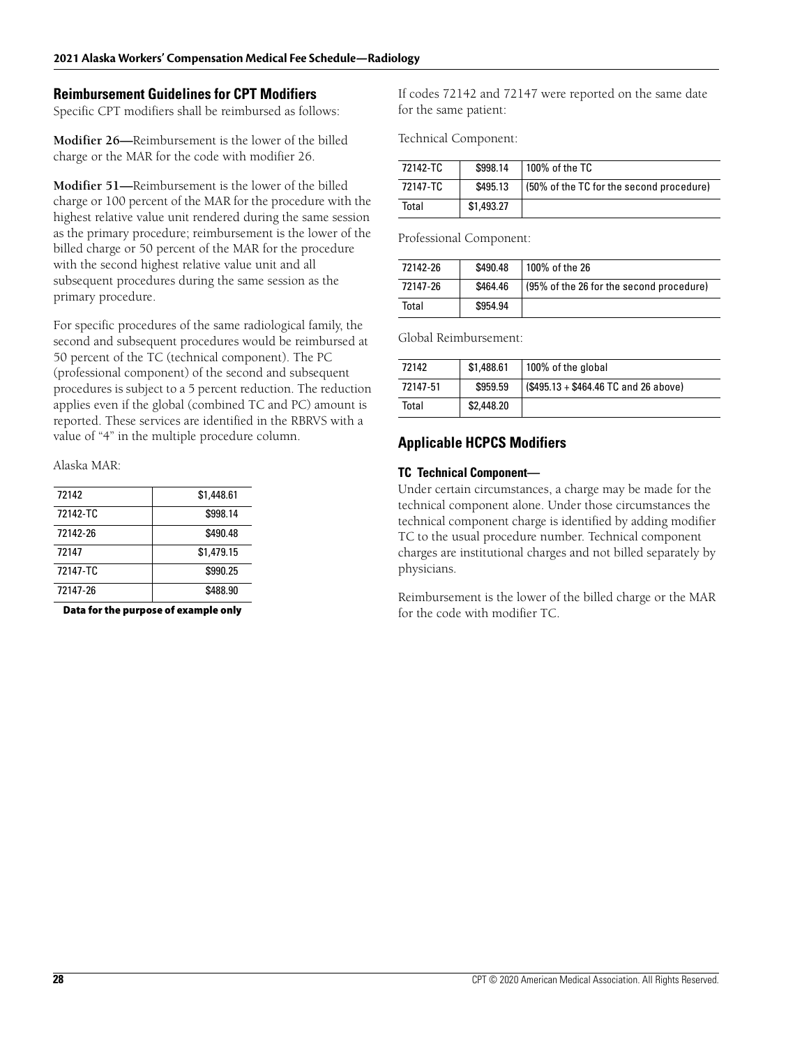## Reimbursement Guidelines for CPT Modifiers

Specific CPT modifiers shall be reimbursed as follows:

**Modifier 26—**Reimbursement is the lower of the billed charge or the MAR for the code with modifier 26.

**Modifier 51—**Reimbursement is the lower of the billed charge or 100 percent of the MAR for the procedure with the highest relative value unit rendered during the same session as the primary procedure; reimbursement is the lower of the billed charge or 50 percent of the MAR for the procedure with the second highest relative value unit and all subsequent procedures during the same session as the primary procedure.

For specific procedures of the same radiological family, the second and subsequent procedures would be reimbursed at 50 percent of the TC (technical component). The PC (professional component) of the second and subsequent procedures is subject to a 5 percent reduction. The reduction applies even if the global (combined TC and PC) amount is reported. These services are identified in the RBRVS with a value of "4" in the multiple procedure column.

Alaska MAR:

| | |
|---|---|
| 72142 | $1,448.61 |
| 72142-TC | $998.14 |
| 72142-26 | $490.48 |
| 72147 | $1,479.15 |
| 72147-TC | $990.25 |
| 72147-26 | $488.90 |

**Data for the purpose of example only**

If codes 72142 and 72147 were reported on the same date for the same patient:

Technical Component:

| | | |
|---|---|---|
| 72142-TC | $998.14 | 100% of the TC |
| 72147-TC | $495.13 | (50% of the TC for the second procedure) |
| Total | $1,493.27 | |

Professional Component:

| | | |
|---|---|---|
| 72142-26 | $490.48 | 100% of the 26 |
| 72147-26 | $464.46 | (95% of the 26 for the second procedure) |
| Total | $954.94 | |

Global Reimbursement:

| | | |
|---|---|---|
| 72142 | $1,488.61 | 100% of the global |
| 72147-51 | $959.59 | ($495.13 + $464.46 TC and 26 above) |
| Total | $2,448.20 | |

## Applicable HCPCS Modifiers

### TC Technical Component—

Under certain circumstances, a charge may be made for the technical component alone. Under those circumstances the technical component charge is identified by adding modifier TC to the usual procedure number. Technical component charges are institutional charges and not billed separately by physicians.

Reimbursement is the lower of the billed charge or the MAR for the code with modifier TC.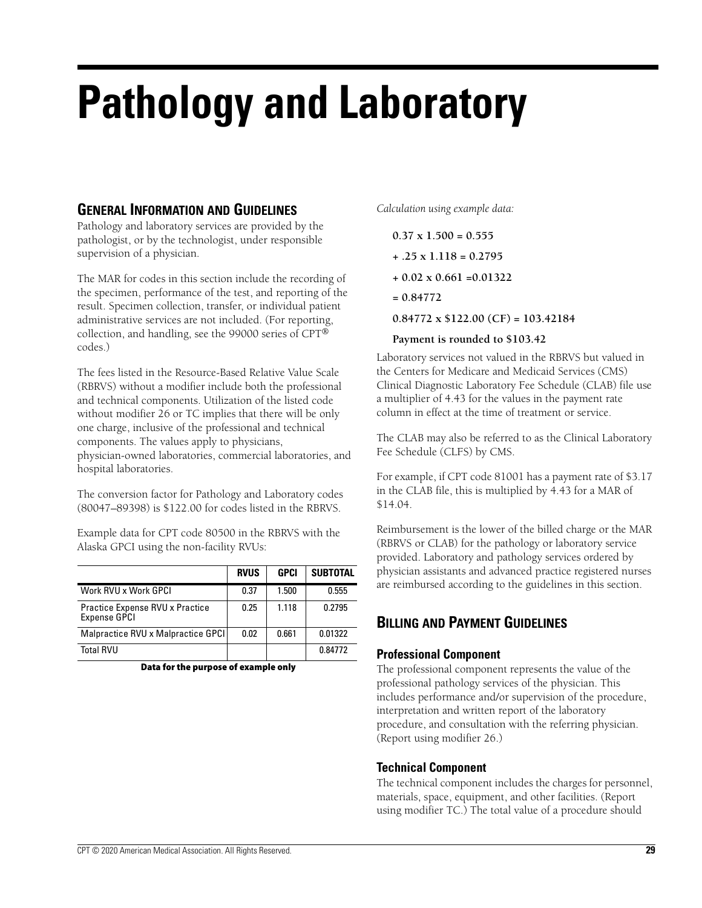# Pathology and Laboratory

## General Information and Guidelines

Pathology and laboratory services are provided by the pathologist, or by the technologist, under responsible supervision of a physician.

The MAR for codes in this section include the recording of the specimen, performance of the test, and reporting of the result. Specimen collection, transfer, or individual patient administrative services are not included. (For reporting, collection, and handling, see the 99000 series of CPT® codes.)

The fees listed in the Resource-Based Relative Value Scale (RBRVS) without a modifier include both the professional and technical components. Utilization of the listed code without modifier 26 or TC implies that there will be only one charge, inclusive of the professional and technical components. The values apply to physicians, physician-owned laboratories, commercial laboratories, and hospital laboratories.

The conversion factor for Pathology and Laboratory codes (80047–89398) is $122.00 for codes listed in the RBRVS.

Example data for CPT code 80500 in the RBRVS with the Alaska GPCI using the non-facility RVUs:

| | RVUS | GPCI | SUBTOTAL |
|---|---|---|---|
| Work RVU x Work GPCI | 0.37 | 1.500 | 0.555 |
| Practice Expense RVU x Practice Expense GPCI | 0.25 | 1.118 | 0.2795 |
| Malpractice RVU x Malpractice GPCI | 0.02 | 0.661 | 0.01322 |
| Total RVU | | | 0.84772 |

**Data for the purpose of example only**

*Calculation using example data:*

**0.37 x 1.500 = 0.555**

**+ .25 x 1.118 = 0.2795**

**+ 0.02 x 0.661 =0.01322**

**= 0.84772**

**0.84772 x $122.00 (CF) = 103.42184**

**Payment is rounded to $103.42**

Laboratory services not valued in the RBRVS but valued in the Centers for Medicare and Medicaid Services (CMS) Clinical Diagnostic Laboratory Fee Schedule (CLAB) file use a multiplier of 4.43 for the values in the payment rate column in effect at the time of treatment or service.

The CLAB may also be referred to as the Clinical Laboratory Fee Schedule (CLFS) by CMS.

For example, if CPT code 81001 has a payment rate of $3.17 in the CLAB file, this is multiplied by 4.43 for a MAR of $14.04.

Reimbursement is the lower of the billed charge or the MAR (RBRVS or CLAB) for the pathology or laboratory service provided. Laboratory and pathology services ordered by physician assistants and advanced practice registered nurses are reimbursed according to the guidelines in this section.

## Billing and Payment Guidelines

### Professional Component

The professional component represents the value of the professional pathology services of the physician. This includes performance and/or supervision of the procedure, interpretation and written report of the laboratory procedure, and consultation with the referring physician. (Report using modifier 26.)

### Technical Component

The technical component includes the charges for personnel, materials, space, equipment, and other facilities. (Report using modifier TC.) The total value of a procedure should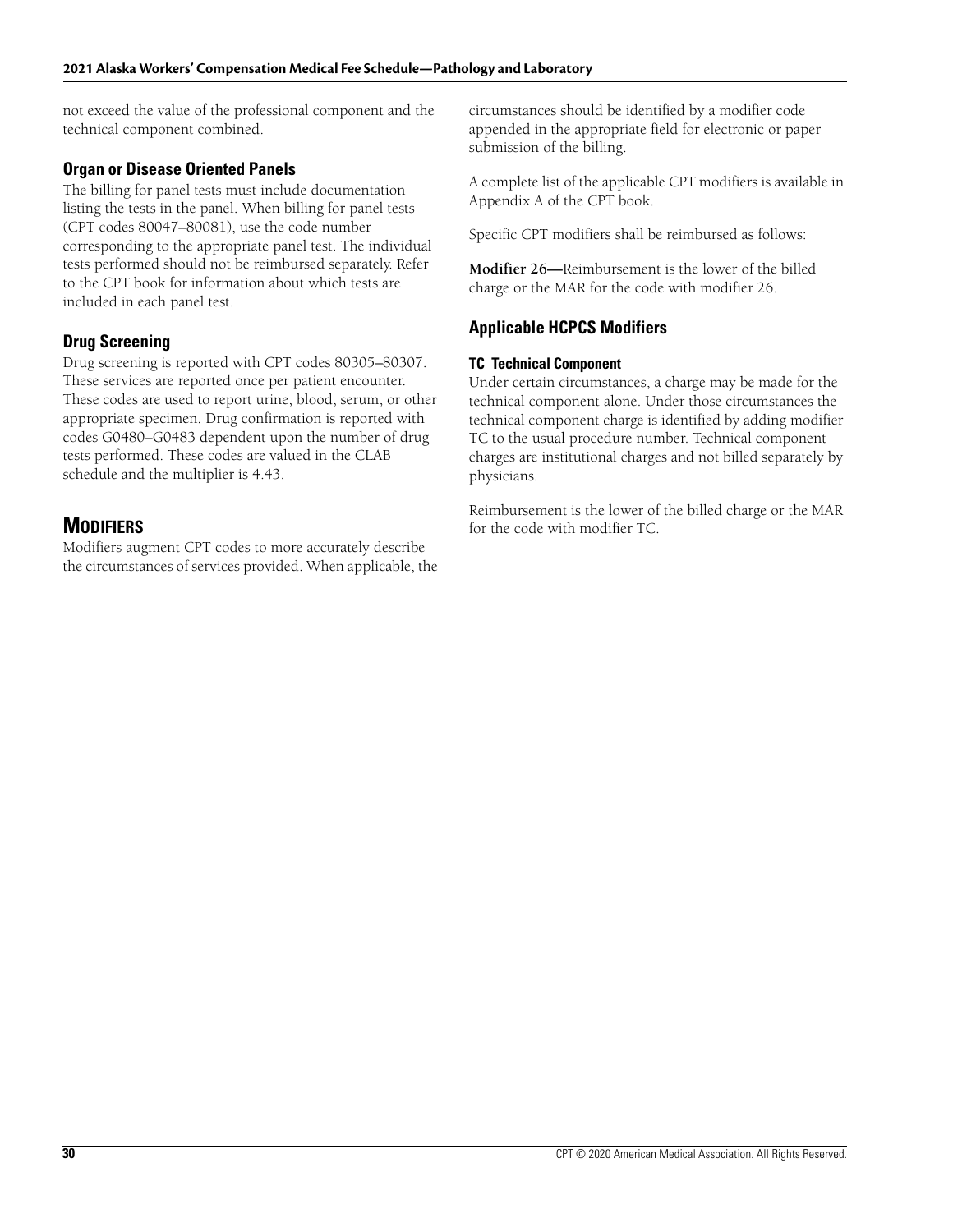not exceed the value of the professional component and the technical component combined.

### Organ or Disease Oriented Panels

The billing for panel tests must include documentation listing the tests in the panel. When billing for panel tests (CPT codes 80047–80081), use the code number corresponding to the appropriate panel test. The individual tests performed should not be reimbursed separately. Refer to the CPT book for information about which tests are included in each panel test.

### Drug Screening

Drug screening is reported with CPT codes 80305–80307. These services are reported once per patient encounter. These codes are used to report urine, blood, serum, or other appropriate specimen. Drug confirmation is reported with codes G0480–G0483 dependent upon the number of drug tests performed. These codes are valued in the CLAB schedule and the multiplier is 4.43.

## Modifiers

Modifiers augment CPT codes to more accurately describe the circumstances of services provided. When applicable, the circumstances should be identified by a modifier code appended in the appropriate field for electronic or paper submission of the billing.

A complete list of the applicable CPT modifiers is available in Appendix A of the CPT book.

Specific CPT modifiers shall be reimbursed as follows:

**Modifier 26—**Reimbursement is the lower of the billed charge or the MAR for the code with modifier 26.

### Applicable HCPCS Modifiers

#### TC Technical Component

Under certain circumstances, a charge may be made for the technical component alone. Under those circumstances the technical component charge is identified by adding modifier TC to the usual procedure number. Technical component charges are institutional charges and not billed separately by physicians.

Reimbursement is the lower of the billed charge or the MAR for the code with modifier TC.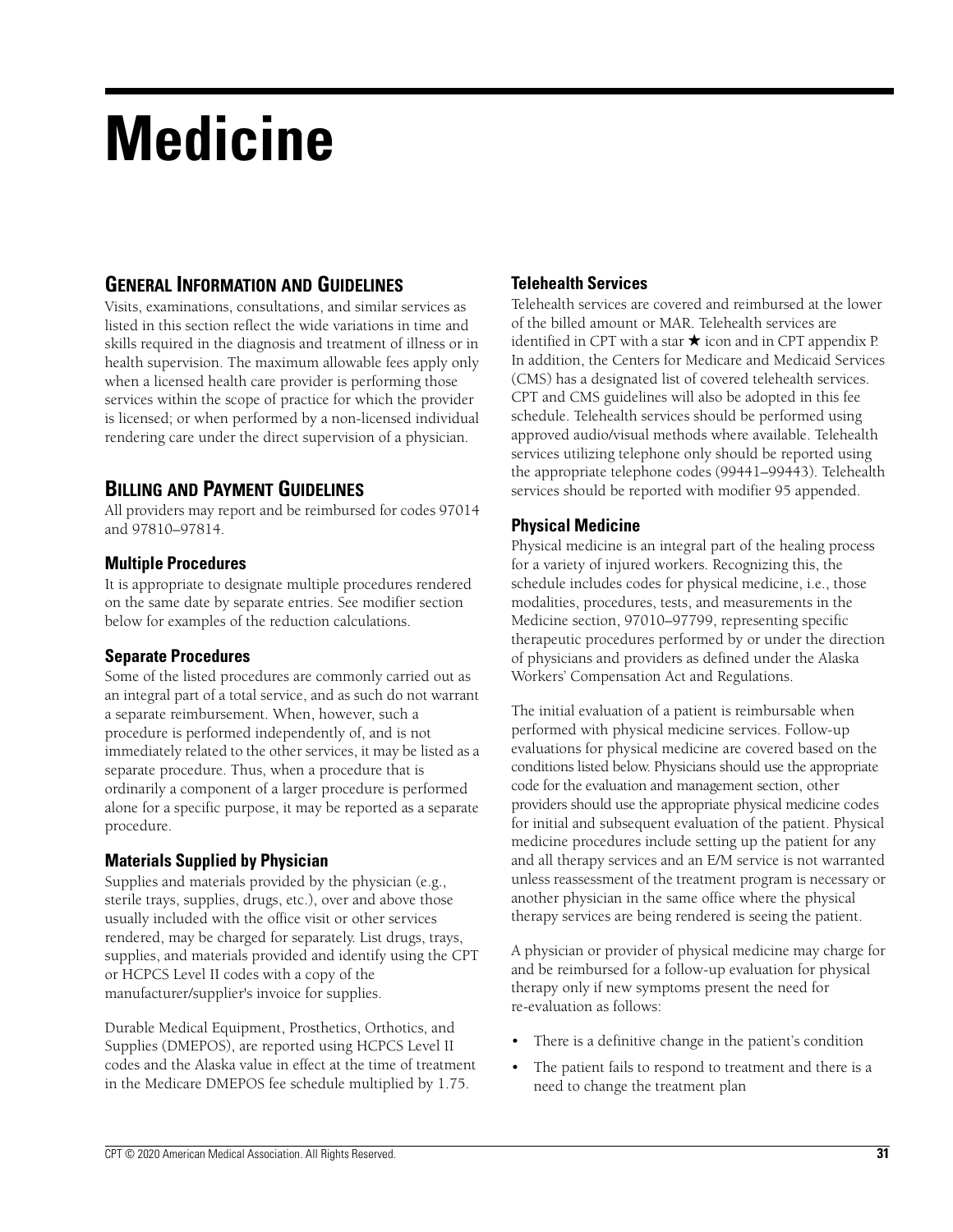# Medicine

## General Information and Guidelines

Visits, examinations, consultations, and similar services as listed in this section reflect the wide variations in time and skills required in the diagnosis and treatment of illness or in health supervision. The maximum allowable fees apply only when a licensed health care provider is performing those services within the scope of practice for which the provider is licensed; or when performed by a non-licensed individual rendering care under the direct supervision of a physician.

## Billing and Payment Guidelines

All providers may report and be reimbursed for codes 97014 and 97810–97814.

### Multiple Procedures

It is appropriate to designate multiple procedures rendered on the same date by separate entries. See modifier section below for examples of the reduction calculations.

### Separate Procedures

Some of the listed procedures are commonly carried out as an integral part of a total service, and as such do not warrant a separate reimbursement. When, however, such a procedure is performed independently of, and is not immediately related to the other services, it may be listed as a separate procedure. Thus, when a procedure that is ordinarily a component of a larger procedure is performed alone for a specific purpose, it may be reported as a separate procedure.

### Materials Supplied by Physician

Supplies and materials provided by the physician (e.g., sterile trays, supplies, drugs, etc.), over and above those usually included with the office visit or other services rendered, may be charged for separately. List drugs, trays, supplies, and materials provided and identify using the CPT or HCPCS Level II codes with a copy of the manufacturer/supplier's invoice for supplies.

Durable Medical Equipment, Prosthetics, Orthotics, and Supplies (DMEPOS), are reported using HCPCS Level II codes and the Alaska value in effect at the time of treatment in the Medicare DMEPOS fee schedule multiplied by 1.75.

### Telehealth Services

Telehealth services are covered and reimbursed at the lower of the billed amount or MAR. Telehealth services are identified in CPT with a star ★ icon and in CPT appendix P. In addition, the Centers for Medicare and Medicaid Services (CMS) has a designated list of covered telehealth services. CPT and CMS guidelines will also be adopted in this fee schedule. Telehealth services should be performed using approved audio/visual methods where available. Telehealth services utilizing telephone only should be reported using the appropriate telephone codes (99441–99443). Telehealth services should be reported with modifier 95 appended.

### Physical Medicine

Physical medicine is an integral part of the healing process for a variety of injured workers. Recognizing this, the schedule includes codes for physical medicine, i.e., those modalities, procedures, tests, and measurements in the Medicine section, 97010–97799, representing specific therapeutic procedures performed by or under the direction of physicians and providers as defined under the Alaska Workers' Compensation Act and Regulations.

The initial evaluation of a patient is reimbursable when performed with physical medicine services. Follow-up evaluations for physical medicine are covered based on the conditions listed below. Physicians should use the appropriate code for the evaluation and management section, other providers should use the appropriate physical medicine codes for initial and subsequent evaluation of the patient. Physical medicine procedures include setting up the patient for any and all therapy services and an E/M service is not warranted unless reassessment of the treatment program is necessary or another physician in the same office where the physical therapy services are being rendered is seeing the patient.

A physician or provider of physical medicine may charge for and be reimbursed for a follow-up evaluation for physical therapy only if new symptoms present the need for re-evaluation as follows:

- There is a definitive change in the patient's condition
- The patient fails to respond to treatment and there is a need to change the treatment plan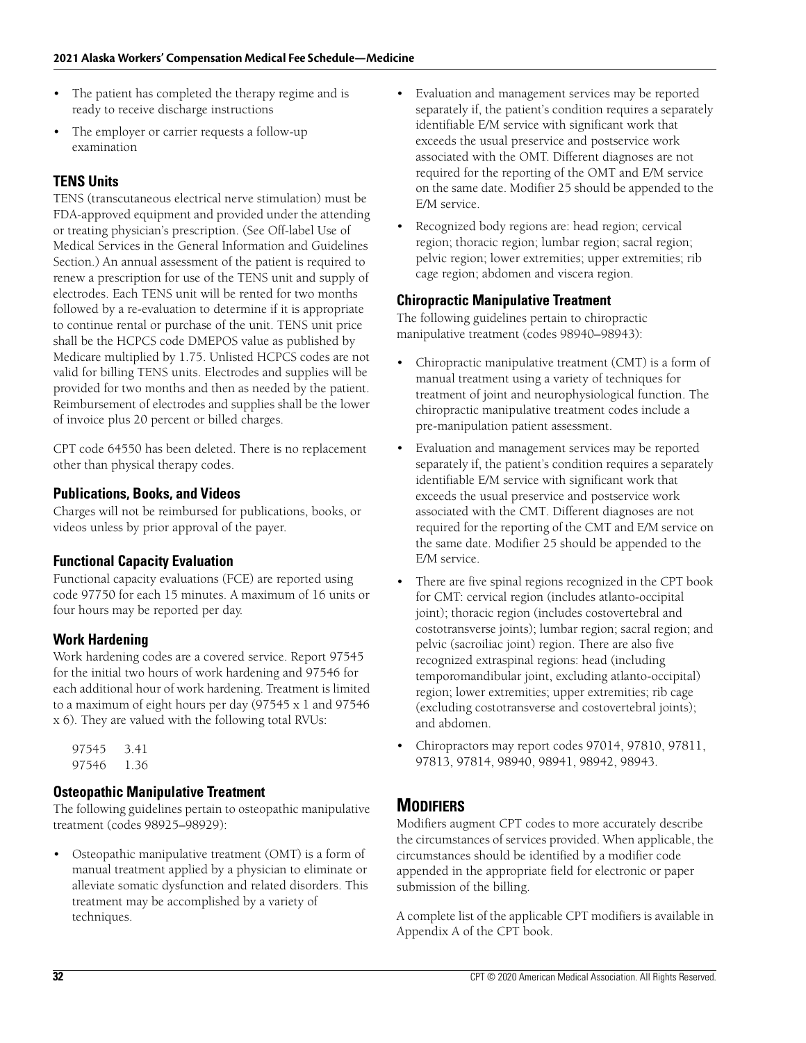- The patient has completed the therapy regime and is ready to receive discharge instructions
- The employer or carrier requests a follow-up examination

### TENS Units

TENS (transcutaneous electrical nerve stimulation) must be FDA-approved equipment and provided under the attending or treating physician's prescription. (See Off-label Use of Medical Services in the General Information and Guidelines Section.) An annual assessment of the patient is required to renew a prescription for use of the TENS unit and supply of electrodes. Each TENS unit will be rented for two months followed by a re-evaluation to determine if it is appropriate to continue rental or purchase of the unit. TENS unit price shall be the HCPCS code DMEPOS value as published by Medicare multiplied by 1.75. Unlisted HCPCS codes are not valid for billing TENS units. Electrodes and supplies will be provided for two months and then as needed by the patient. Reimbursement of electrodes and supplies shall be the lower of invoice plus 20 percent or billed charges.

CPT code 64550 has been deleted. There is no replacement other than physical therapy codes.

### Publications, Books, and Videos

Charges will not be reimbursed for publications, books, or videos unless by prior approval of the payer.

### Functional Capacity Evaluation

Functional capacity evaluations (FCE) are reported using code 97750 for each 15 minutes. A maximum of 16 units or four hours may be reported per day.

### Work Hardening

Work hardening codes are a covered service. Report 97545 for the initial two hours of work hardening and 97546 for each additional hour of work hardening. Treatment is limited to a maximum of eight hours per day (97545 x 1 and 97546 x 6). They are valued with the following total RVUs:

| | |
|---|---|
| 97545 | 3.41 |
| 97546 | 1.36 |

### Osteopathic Manipulative Treatment

The following guidelines pertain to osteopathic manipulative treatment (codes 98925–98929):

- Osteopathic manipulative treatment (OMT) is a form of manual treatment applied by a physician to eliminate or alleviate somatic dysfunction and related disorders. This treatment may be accomplished by a variety of techniques.
- Evaluation and management services may be reported separately if, the patient's condition requires a separately identifiable E/M service with significant work that exceeds the usual preservice and postservice work associated with the OMT. Different diagnoses are not required for the reporting of the OMT and E/M service on the same date. Modifier 25 should be appended to the E/M service.
- Recognized body regions are: head region; cervical region; thoracic region; lumbar region; sacral region; pelvic region; lower extremities; upper extremities; rib cage region; abdomen and viscera region.

### Chiropractic Manipulative Treatment

The following guidelines pertain to chiropractic manipulative treatment (codes 98940–98943):

- Chiropractic manipulative treatment (CMT) is a form of manual treatment using a variety of techniques for treatment of joint and neurophysiological function. The chiropractic manipulative treatment codes include a pre-manipulation patient assessment.
- Evaluation and management services may be reported separately if, the patient's condition requires a separately identifiable E/M service with significant work that exceeds the usual preservice and postservice work associated with the CMT. Different diagnoses are not required for the reporting of the CMT and E/M service on the same date. Modifier 25 should be appended to the E/M service.
- There are five spinal regions recognized in the CPT book for CMT: cervical region (includes atlanto-occipital joint); thoracic region (includes costovertebral and costotransverse joints); lumbar region; sacral region; and pelvic (sacroiliac joint) region. There are also five recognized extraspinal regions: head (including temporomandibular joint, excluding atlanto-occipital) region; lower extremities; upper extremities; rib cage (excluding costotransverse and costovertebral joints); and abdomen.
- Chiropractors may report codes 97014, 97810, 97811, 97813, 97814, 98940, 98941, 98942, 98943.

## Modifiers

Modifiers augment CPT codes to more accurately describe the circumstances of services provided. When applicable, the circumstances should be identified by a modifier code appended in the appropriate field for electronic or paper submission of the billing.

A complete list of the applicable CPT modifiers is available in Appendix A of the CPT book.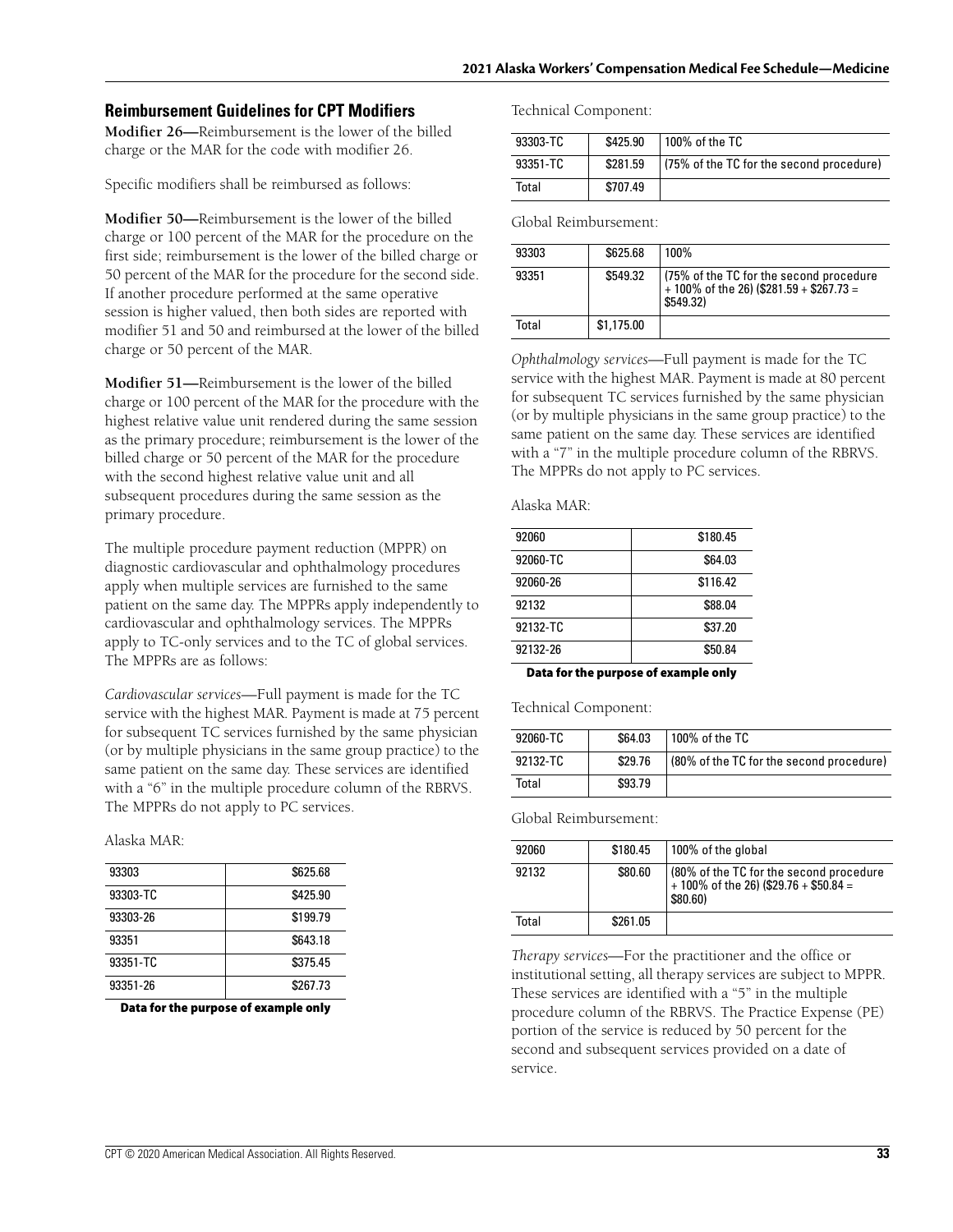## Reimbursement Guidelines for CPT Modifiers

**Modifier 26—**Reimbursement is the lower of the billed charge or the MAR for the code with modifier 26.

Specific modifiers shall be reimbursed as follows:

**Modifier 50—**Reimbursement is the lower of the billed charge or 100 percent of the MAR for the procedure on the first side; reimbursement is the lower of the billed charge or 50 percent of the MAR for the procedure for the second side. If another procedure performed at the same operative session is higher valued, then both sides are reported with modifier 51 and 50 and reimbursed at the lower of the billed charge or 50 percent of the MAR.

**Modifier 51—**Reimbursement is the lower of the billed charge or 100 percent of the MAR for the procedure with the highest relative value unit rendered during the same session as the primary procedure; reimbursement is the lower of the billed charge or 50 percent of the MAR for the procedure with the second highest relative value unit and all subsequent procedures during the same session as the primary procedure.

The multiple procedure payment reduction (MPPR) on diagnostic cardiovascular and ophthalmology procedures apply when multiple services are furnished to the same patient on the same day. The MPPRs apply independently to cardiovascular and ophthalmology services. The MPPRs apply to TC-only services and to the TC of global services. The MPPRs are as follows:

*Cardiovascular services*—Full payment is made for the TC service with the highest MAR. Payment is made at 75 percent for subsequent TC services furnished by the same physician (or by multiple physicians in the same group practice) to the same patient on the same day. These services are identified with a "6" in the multiple procedure column of the RBRVS. The MPPRs do not apply to PC services.

Alaska MAR:

| | |
|---|---|
| 93303 | $625.68 |
| 93303-TC | $425.90 |
| 93303-26 | $199.79 |
| 93351 | $643.18 |
| 93351-TC | $375.45 |
| 93351-26 | $267.73 |

**Data for the purpose of example only**

Technical Component:

| | | |
|---|---|---|
| 93303-TC | $425.90 | 100% of the TC |
| 93351-TC | $281.59 | (75% of the TC for the second procedure) |
| Total | $707.49 | |

Global Reimbursement:

| | | |
|---|---|---|
| 93303 | $625.68 | 100% |
| 93351 | $549.32 | (75% of the TC for the second procedure + 100% of the 26) ($281.59 + $267.73 = $549.32) |
| Total | $1,175.00 | |

*Ophthalmology services*—Full payment is made for the TC service with the highest MAR. Payment is made at 80 percent for subsequent TC services furnished by the same physician (or by multiple physicians in the same group practice) to the same patient on the same day. These services are identified with a "7" in the multiple procedure column of the RBRVS. The MPPRs do not apply to PC services.

Alaska MAR:

| | |
|---|---|
| 92060 | $180.45 |
| 92060-TC | $64.03 |
| 92060-26 | $116.42 |
| 92132 | $88.04 |
| 92132-TC | $37.20 |
| 92132-26 | $50.84 |

**Data for the purpose of example only**

Technical Component:

| | | |
|---|---|---|
| 92060-TC | $64.03 | 100% of the TC |
| 92132-TC | $29.76 | (80% of the TC for the second procedure) |
| Total | $93.79 | |

Global Reimbursement:

| | | |
|---|---|---|
| 92060 | $180.45 | 100% of the global |
| 92132 | $80.60 | (80% of the TC for the second procedure + 100% of the 26) ($29.76 + $50.84 = $80.60) |
| Total | $261.05 | |

*Therapy services*—For the practitioner and the office or institutional setting, all therapy services are subject to MPPR. These services are identified with a "5" in the multiple procedure column of the RBRVS. The Practice Expense (PE) portion of the service is reduced by 50 percent for the second and subsequent services provided on a date of service.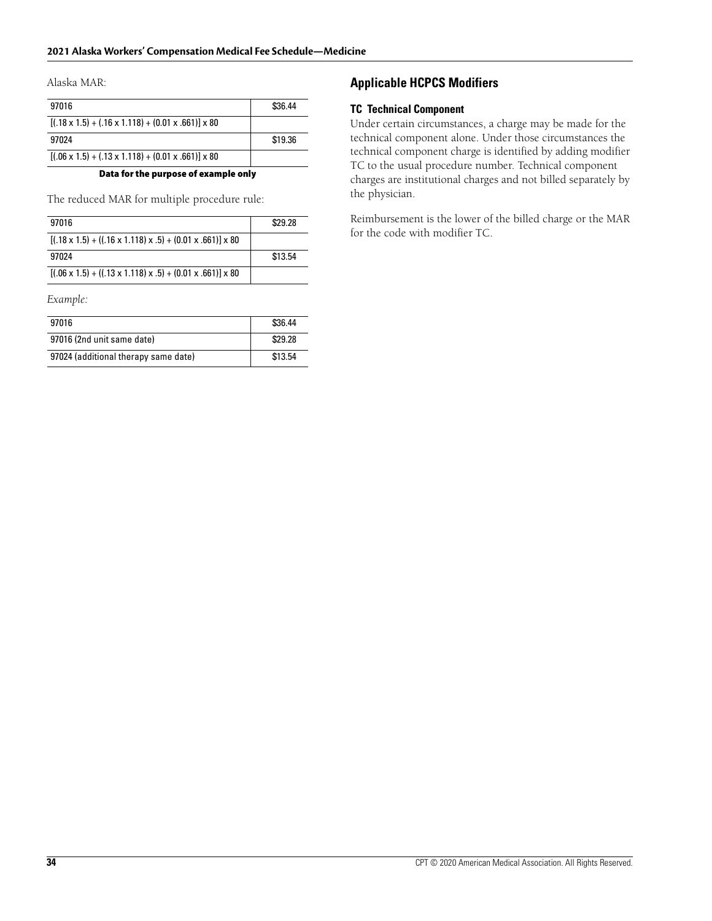Alaska MAR:

| 97016 | $36.44 |
|---|---|
| [(.18 x 1.5) + (.16 x 1.118) + (0.01 x .661)] x 80 | |
| 97024 | $19.36 |
| [(.06 x 1.5) + (.13 x 1.118) + (0.01 x .661)] x 80 | |

**Data for the purpose of example only**

The reduced MAR for multiple procedure rule:

| 97016 | $29.28 |
|---|---|
| [(.18 x 1.5) + ((.16 x 1.118) x .5) + (0.01 x .661)] x 80 | |
| 97024 | $13.54 |
| [(.06 x 1.5) + ((.13 x 1.118) x .5) + (0.01 x .661)] x 80 | |

*Example:*

| 97016 | $36.44 |
|---|---|
| 97016 (2nd unit same date) | $29.28 |
| 97024 (additional therapy same date) | $13.54 |

## Applicable HCPCS Modifiers

### TC Technical Component

Under certain circumstances, a charge may be made for the technical component alone. Under those circumstances the technical component charge is identified by adding modifier TC to the usual procedure number. Technical component charges are institutional charges and not billed separately by the physician.

Reimbursement is the lower of the billed charge or the MAR for the code with modifier TC.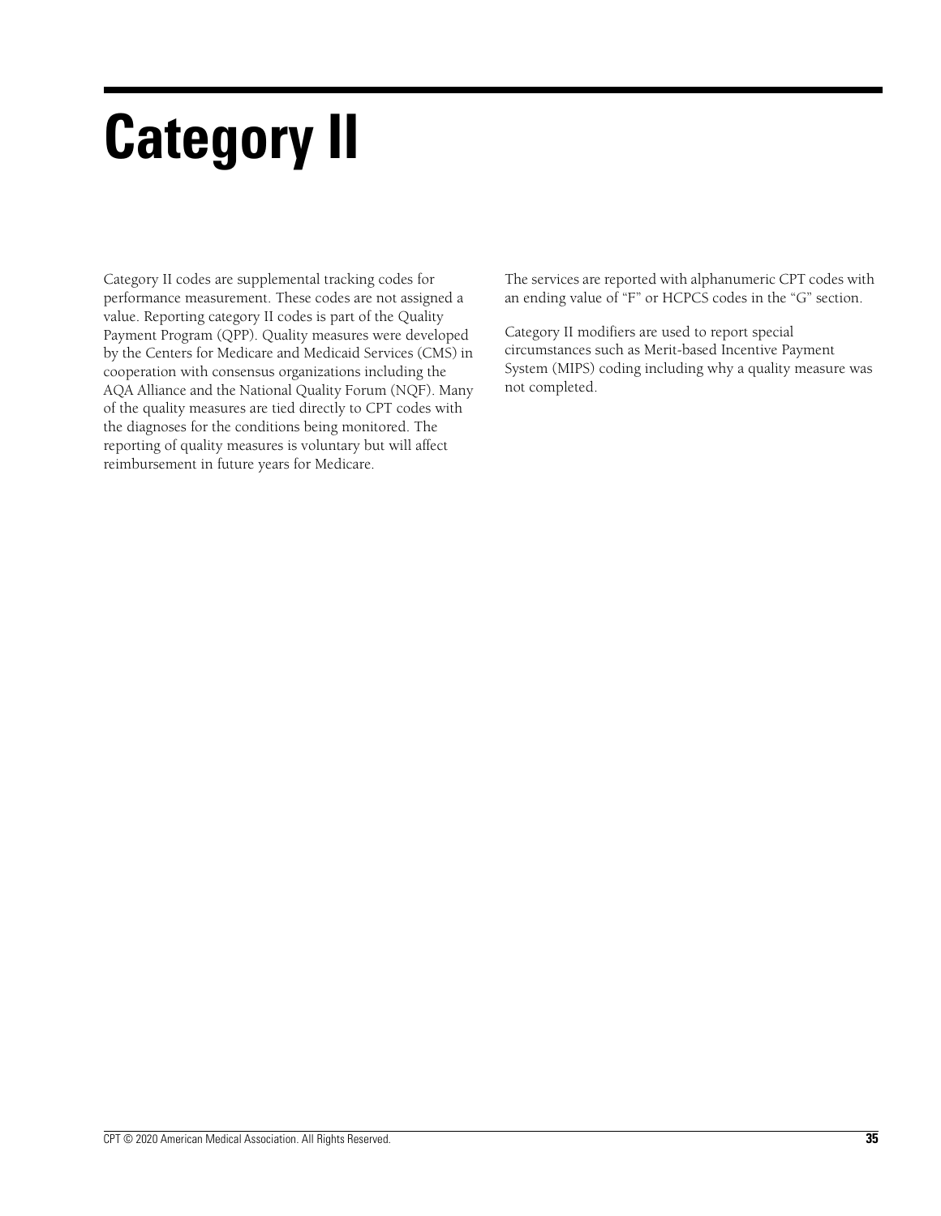# Category II

Category II codes are supplemental tracking codes for performance measurement. These codes are not assigned a value. Reporting category II codes is part of the Quality Payment Program (QPP). Quality measures were developed by the Centers for Medicare and Medicaid Services (CMS) in cooperation with consensus organizations including the AQA Alliance and the National Quality Forum (NQF). Many of the quality measures are tied directly to CPT codes with the diagnoses for the conditions being monitored. The reporting of quality measures is voluntary but will affect reimbursement in future years for Medicare.

The services are reported with alphanumeric CPT codes with an ending value of "F" or HCPCS codes in the "G" section.

Category II modifiers are used to report special circumstances such as Merit-based Incentive Payment System (MIPS) coding including why a quality measure was not completed.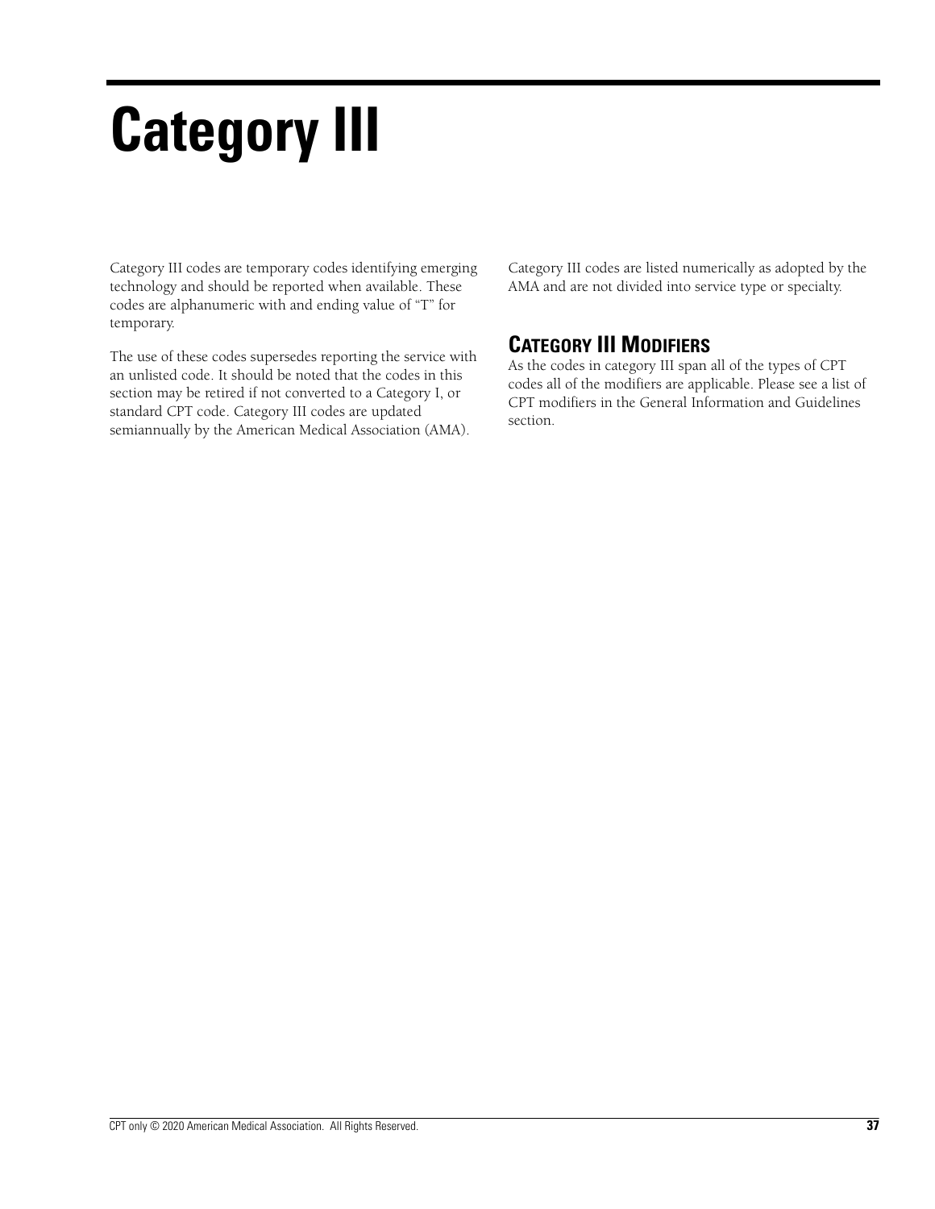# Category III

Category III codes are temporary codes identifying emerging technology and should be reported when available. These codes are alphanumeric with and ending value of "T" for temporary.

The use of these codes supersedes reporting the service with an unlisted code. It should be noted that the codes in this section may be retired if not converted to a Category I, or standard CPT code. Category III codes are updated semiannually by the American Medical Association (AMA).

Category III codes are listed numerically as adopted by the AMA and are not divided into service type or specialty.

## Category III Modifiers

As the codes in category III span all of the types of CPT codes all of the modifiers are applicable. Please see a list of CPT modifiers in the General Information and Guidelines section.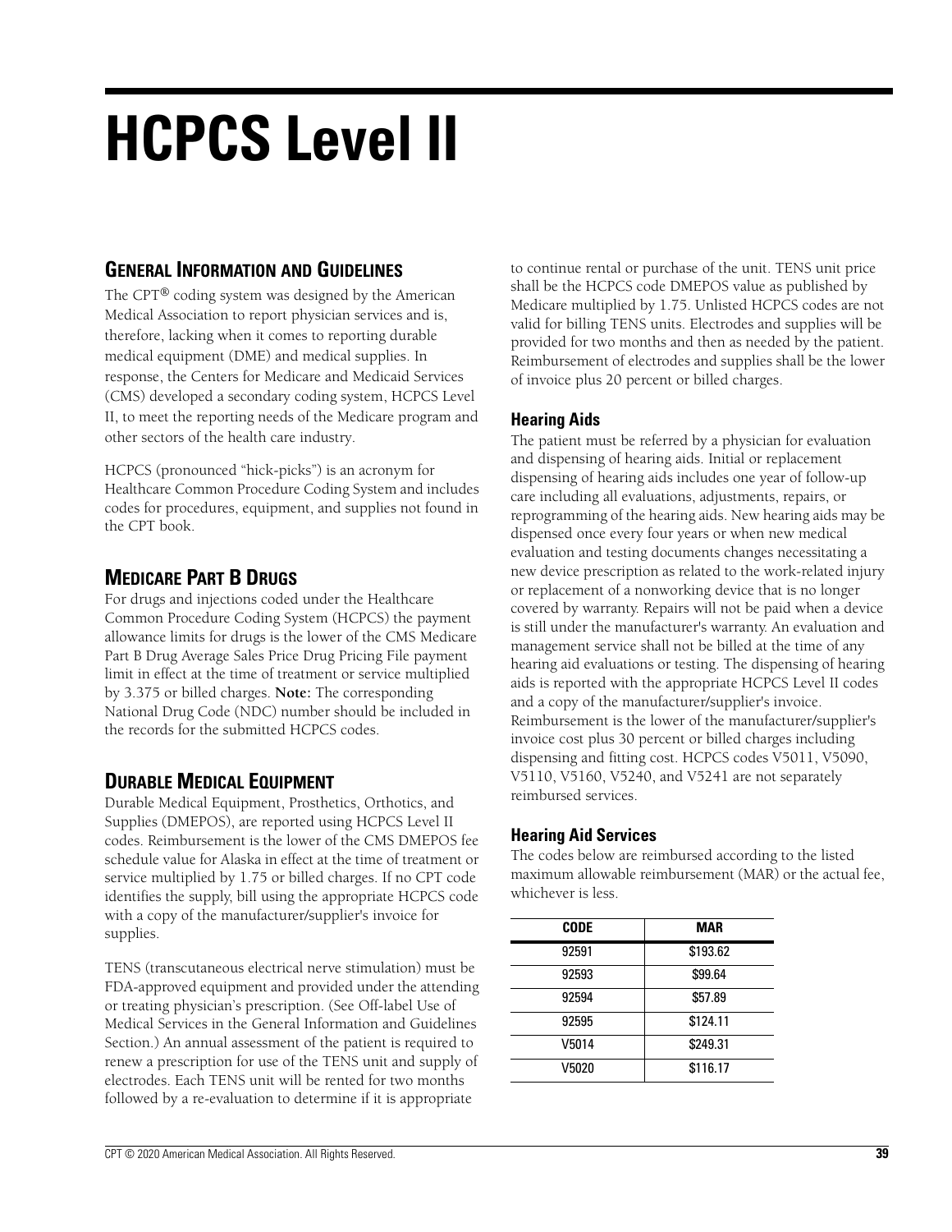# HCPCS Level II

## General Information and Guidelines

The CPT® coding system was designed by the American Medical Association to report physician services and is, therefore, lacking when it comes to reporting durable medical equipment (DME) and medical supplies. In response, the Centers for Medicare and Medicaid Services (CMS) developed a secondary coding system, HCPCS Level II, to meet the reporting needs of the Medicare program and other sectors of the health care industry.

HCPCS (pronounced "hick-picks") is an acronym for Healthcare Common Procedure Coding System and includes codes for procedures, equipment, and supplies not found in the CPT book.

## Medicare Part B Drugs

For drugs and injections coded under the Healthcare Common Procedure Coding System (HCPCS) the payment allowance limits for drugs is the lower of the CMS Medicare Part B Drug Average Sales Price Drug Pricing File payment limit in effect at the time of treatment or service multiplied by 3.375 or billed charges. **Note:** The corresponding National Drug Code (NDC) number should be included in the records for the submitted HCPCS codes.

## Durable Medical Equipment

Durable Medical Equipment, Prosthetics, Orthotics, and Supplies (DMEPOS), are reported using HCPCS Level II codes. Reimbursement is the lower of the CMS DMEPOS fee schedule value for Alaska in effect at the time of treatment or service multiplied by 1.75 or billed charges. If no CPT code identifies the supply, bill using the appropriate HCPCS code with a copy of the manufacturer/supplier's invoice for supplies.

TENS (transcutaneous electrical nerve stimulation) must be FDA-approved equipment and provided under the attending or treating physician's prescription. (See Off-label Use of Medical Services in the General Information and Guidelines Section.) An annual assessment of the patient is required to renew a prescription for use of the TENS unit and supply of electrodes. Each TENS unit will be rented for two months followed by a re-evaluation to determine if it is appropriate to continue rental or purchase of the unit. TENS unit price shall be the HCPCS code DMEPOS value as published by Medicare multiplied by 1.75. Unlisted HCPCS codes are not valid for billing TENS units. Electrodes and supplies will be provided for two months and then as needed by the patient. Reimbursement of electrodes and supplies shall be the lower of invoice plus 20 percent or billed charges.

### Hearing Aids

The patient must be referred by a physician for evaluation and dispensing of hearing aids. Initial or replacement dispensing of hearing aids includes one year of follow-up care including all evaluations, adjustments, repairs, or reprogramming of the hearing aids. New hearing aids may be dispensed once every four years or when new medical evaluation and testing documents changes necessitating a new device prescription as related to the work-related injury or replacement of a nonworking device that is no longer covered by warranty. Repairs will not be paid when a device is still under the manufacturer's warranty. An evaluation and management service shall not be billed at the time of any hearing aid evaluations or testing. The dispensing of hearing aids is reported with the appropriate HCPCS Level II codes and a copy of the manufacturer/supplier's invoice. Reimbursement is the lower of the manufacturer/supplier's invoice cost plus 30 percent or billed charges including dispensing and fitting cost. HCPCS codes V5011, V5090, V5110, V5160, V5240, and V5241 are not separately reimbursed services.

### Hearing Aid Services

The codes below are reimbursed according to the listed maximum allowable reimbursement (MAR) or the actual fee, whichever is less.

| CODE | MAR |
|---|---|
| 92591 | $193.62 |
| 92593 | $99.64 |
| 92594 | $57.89 |
| 92595 | $124.11 |
| V5014 | $249.31 |
| V5020 | $116.17 |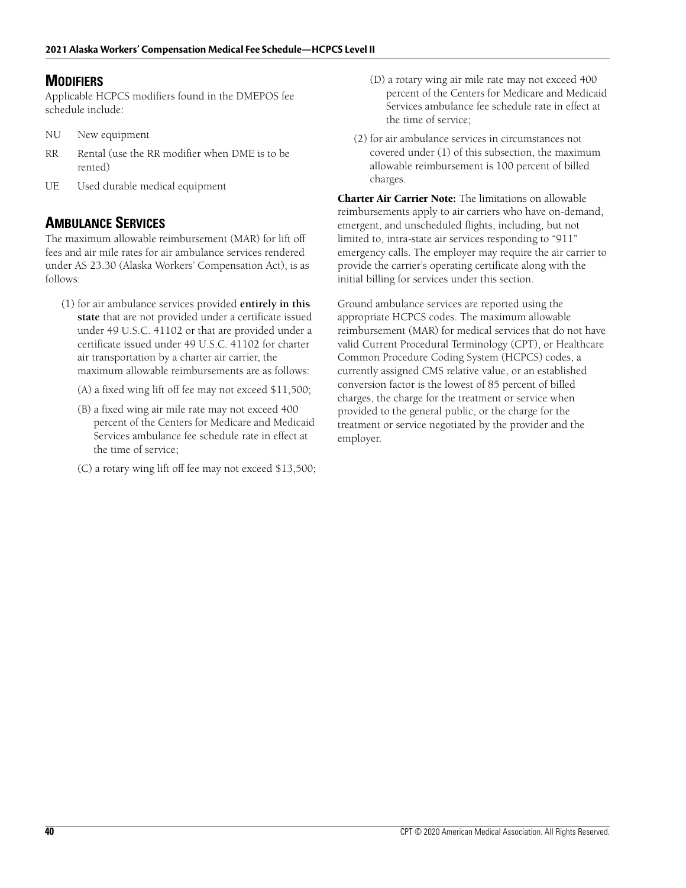## Modifiers

Applicable HCPCS modifiers found in the DMEPOS fee schedule include:

- NU New equipment
- RR Rental (use the RR modifier when DME is to be rented)
- UE Used durable medical equipment

## Ambulance Services

The maximum allowable reimbursement (MAR) for lift off fees and air mile rates for air ambulance services rendered under AS 23.30 (Alaska Workers' Compensation Act), is as follows:

(1) for air ambulance services provided **entirely in this state** that are not provided under a certificate issued under 49 U.S.C. 41102 or that are provided under a certificate issued under 49 U.S.C. 41102 for charter air transportation by a charter air carrier, the maximum allowable reimbursements are as follows:

(A) a fixed wing lift off fee may not exceed $11,500;

(B) a fixed wing air mile rate may not exceed 400 percent of the Centers for Medicare and Medicaid Services ambulance fee schedule rate in effect at the time of service;

(C) a rotary wing lift off fee may not exceed $13,500;

(D) a rotary wing air mile rate may not exceed 400 percent of the Centers for Medicare and Medicaid Services ambulance fee schedule rate in effect at the time of service;

(2) for air ambulance services in circumstances not covered under (1) of this subsection, the maximum allowable reimbursement is 100 percent of billed charges.

**Charter Air Carrier Note:** The limitations on allowable reimbursements apply to air carriers who have on-demand, emergent, and unscheduled flights, including, but not limited to, intra-state air services responding to "911" emergency calls. The employer may require the air carrier to provide the carrier's operating certificate along with the initial billing for services under this section.

Ground ambulance services are reported using the appropriate HCPCS codes. The maximum allowable reimbursement (MAR) for medical services that do not have valid Current Procedural Terminology (CPT), or Healthcare Common Procedure Coding System (HCPCS) codes, a currently assigned CMS relative value, or an established conversion factor is the lowest of 85 percent of billed charges, the charge for the treatment or service when provided to the general public, or the charge for the treatment or service negotiated by the provider and the employer.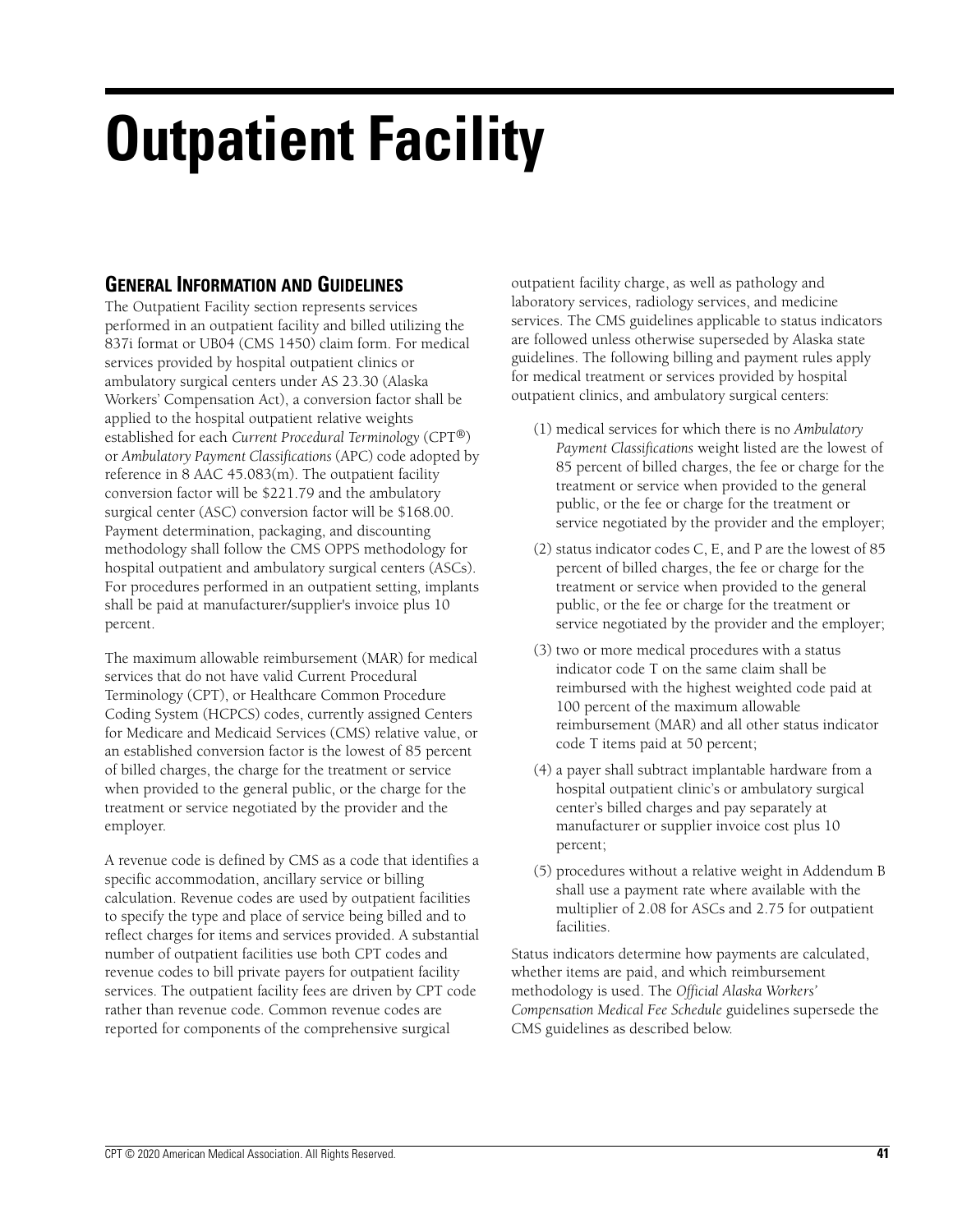# Outpatient Facility

## General Information and Guidelines

The Outpatient Facility section represents services performed in an outpatient facility and billed utilizing the 837i format or UB04 (CMS 1450) claim form. For medical services provided by hospital outpatient clinics or ambulatory surgical centers under AS 23.30 (Alaska Workers' Compensation Act), a conversion factor shall be applied to the hospital outpatient relative weights established for each *Current Procedural Terminology* (CPT®) or *Ambulatory Payment Classifications* (APC) code adopted by reference in 8 AAC 45.083(m). The outpatient facility conversion factor will be $221.79 and the ambulatory surgical center (ASC) conversion factor will be $168.00. Payment determination, packaging, and discounting methodology shall follow the CMS OPPS methodology for hospital outpatient and ambulatory surgical centers (ASCs). For procedures performed in an outpatient setting, implants shall be paid at manufacturer/supplier's invoice plus 10 percent.

The maximum allowable reimbursement (MAR) for medical services that do not have valid Current Procedural Terminology (CPT), or Healthcare Common Procedure Coding System (HCPCS) codes, currently assigned Centers for Medicare and Medicaid Services (CMS) relative value, or an established conversion factor is the lowest of 85 percent of billed charges, the charge for the treatment or service when provided to the general public, or the charge for the treatment or service negotiated by the provider and the employer.

A revenue code is defined by CMS as a code that identifies a specific accommodation, ancillary service or billing calculation. Revenue codes are used by outpatient facilities to specify the type and place of service being billed and to reflect charges for items and services provided. A substantial number of outpatient facilities use both CPT codes and revenue codes to bill private payers for outpatient facility services. The outpatient facility fees are driven by CPT code rather than revenue code. Common revenue codes are reported for components of the comprehensive surgical outpatient facility charge, as well as pathology and laboratory services, radiology services, and medicine services. The CMS guidelines applicable to status indicators are followed unless otherwise superseded by Alaska state guidelines. The following billing and payment rules apply for medical treatment or services provided by hospital outpatient clinics, and ambulatory surgical centers:

(1) medical services for which there is no *Ambulatory Payment Classifications* weight listed are the lowest of 85 percent of billed charges, the fee or charge for the treatment or service when provided to the general public, or the fee or charge for the treatment or service negotiated by the provider and the employer;

(2) status indicator codes C, E, and P are the lowest of 85 percent of billed charges, the fee or charge for the treatment or service when provided to the general public, or the fee or charge for the treatment or service negotiated by the provider and the employer;

(3) two or more medical procedures with a status indicator code T on the same claim shall be reimbursed with the highest weighted code paid at 100 percent of the maximum allowable reimbursement (MAR) and all other status indicator code T items paid at 50 percent;

(4) a payer shall subtract implantable hardware from a hospital outpatient clinic's or ambulatory surgical center's billed charges and pay separately at manufacturer or supplier invoice cost plus 10 percent;

(5) procedures without a relative weight in Addendum B shall use a payment rate where available with the multiplier of 2.08 for ASCs and 2.75 for outpatient facilities.

Status indicators determine how payments are calculated, whether items are paid, and which reimbursement methodology is used. The *Official Alaska Workers' Compensation Medical Fee Schedule* guidelines supersede the CMS guidelines as described below.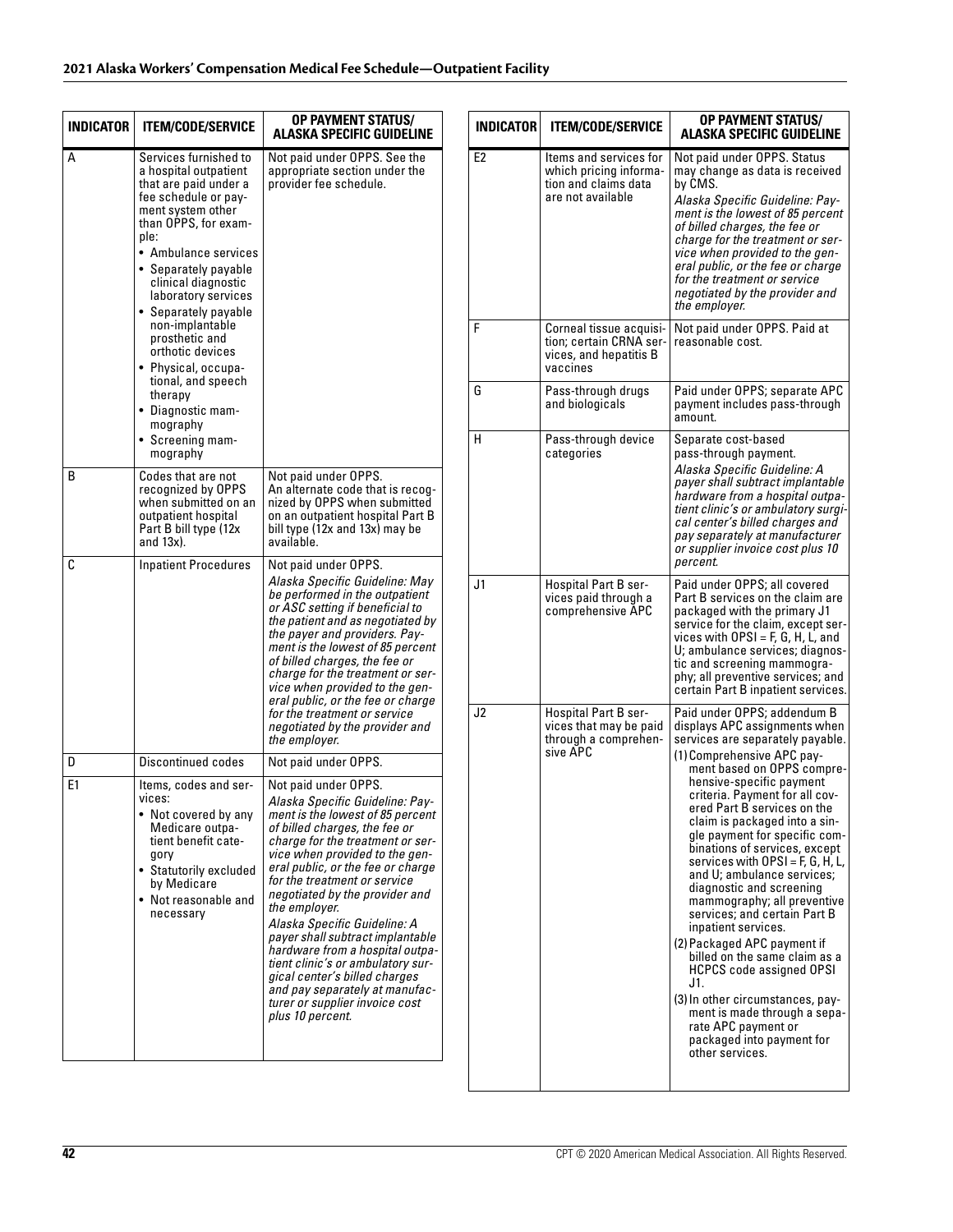| INDICATOR | ITEM/CODE/SERVICE | OP PAYMENT STATUS/ ALASKA SPECIFIC GUIDELINE |
|---|---|---|
| A | Services furnished to a hospital outpatient that are paid under a fee schedule or payment system other than OPPS, for example:<br>• Ambulance services<br>• Separately payable clinical diagnostic laboratory services<br>• Separately payable non-implantable prosthetic and orthotic devices<br>• Physical, occupational, and speech therapy<br>• Diagnostic mammography<br>• Screening mammography | Not paid under OPPS. See the appropriate section under the provider fee schedule. |
| B | Codes that are not recognized by OPPS when submitted on an outpatient hospital Part B bill type (12x and 13x). | Not paid under OPPS.<br>An alternate code that is recognized by OPPS when submitted on an outpatient hospital Part B bill type (12x and 13x) may be available. |
| C | Inpatient Procedures | Not paid under OPPS.<br>*Alaska Specific Guideline: May be performed in the outpatient or ASC setting if beneficial to the patient and as negotiated by the payer and providers. Payment is the lowest of 85 percent of billed charges, the fee or charge for the treatment or service when provided to the general public, or the fee or charge for the treatment or service negotiated by the provider and the employer.* |
| D | Discontinued codes | Not paid under OPPS. |
| E1 | Items, codes and services:<br>• Not covered by any Medicare outpatient benefit category<br>• Statutorily excluded by Medicare<br>• Not reasonable and necessary | Not paid under OPPS.<br>*Alaska Specific Guideline: Payment is the lowest of 85 percent of billed charges, the fee or charge for the treatment or service when provided to the general public, or the fee or charge for the treatment or service negotiated by the provider and the employer.*<br>*Alaska Specific Guideline: A payer shall subtract implantable hardware from a hospital outpatient clinic's or ambulatory surgical center's billed charges and pay separately at manufacturer or supplier invoice cost plus 10 percent.* |
| E2 | Items and services for which pricing information and claims data are not available | Not paid under OPPS. Status may change as data is received by CMS.<br>*Alaska Specific Guideline: Payment is the lowest of 85 percent of billed charges, the fee or charge for the treatment or service when provided to the general public, or the fee or charge for the treatment or service negotiated by the provider and the employer.* |
| F | Corneal tissue acquisition; certain CRNA services, and hepatitis B vaccines | Not paid under OPPS. Paid at reasonable cost. |
| G | Pass-through drugs and biologicals | Paid under OPPS; separate APC payment includes pass-through amount. |
| H | Pass-through device categories | Separate cost-based pass-through payment.<br>*Alaska Specific Guideline: A payer shall subtract implantable hardware from a hospital outpatient clinic's or ambulatory surgical center's billed charges and pay separately at manufacturer or supplier invoice cost plus 10 percent.* |
| J1 | Hospital Part B services paid through a comprehensive APC | Paid under OPPS; all covered Part B services on the claim are packaged with the primary J1 service for the claim, except services with OPSI = F, G, H, L, and U; ambulance services; diagnostic and screening mammography; all preventive services; and certain Part B inpatient services. |
| J2 | Hospital Part B services that may be paid through a comprehensive APC | Paid under OPPS; addendum B displays APC assignments when services are separately payable.<br>(1) Comprehensive APC payment based on OPPS comprehensive-specific payment criteria. Payment for all covered Part B services on the claim is packaged into a single payment for specific combinations of services, except services with OPSI = F, G, H, L, and U; ambulance services; diagnostic and screening mammography; all preventive services; and certain Part B inpatient services.<br>(2) Packaged APC payment if billed on the same claim as a HCPCS code assigned OPSI J1.<br>(3) In other circumstances, payment is made through a separate APC payment or packaged into payment for other services. |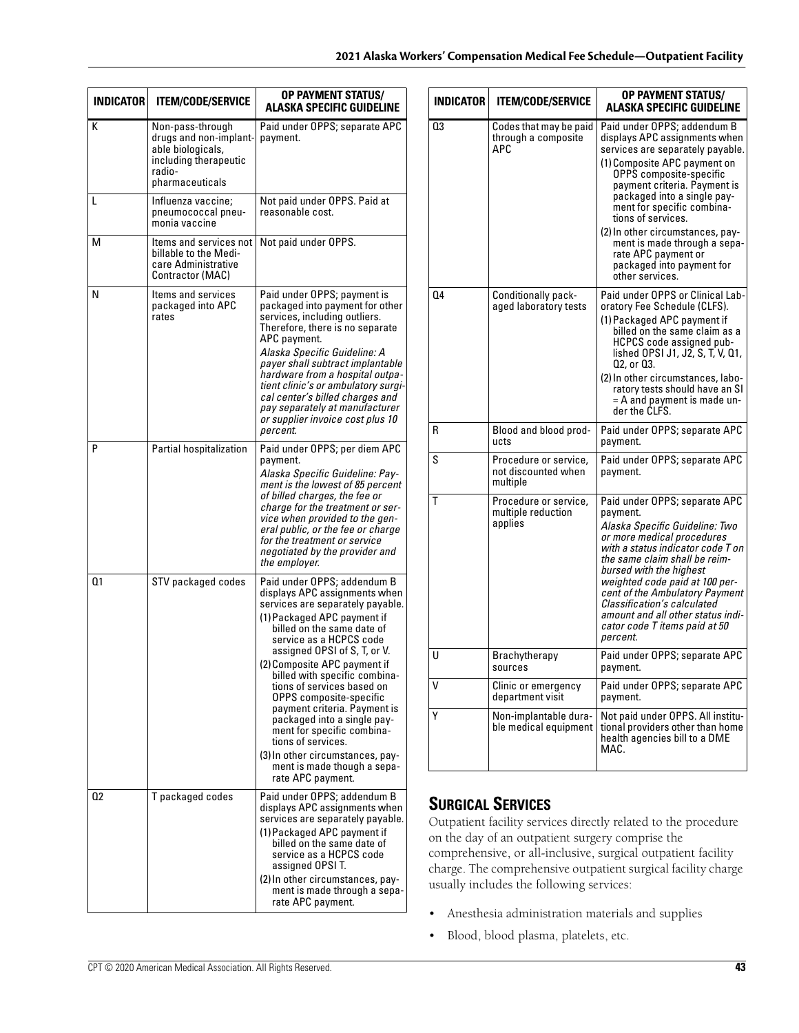| INDICATOR | ITEM/CODE/SERVICE | OP PAYMENT STATUS/ ALASKA SPECIFIC GUIDELINE |
|---|---|---|
| K | Non-pass-through drugs and non-implantable biologicals, including therapeutic radio-pharmaceuticals | Paid under OPPS; separate APC payment. |
| L | Influenza vaccine; pneumococcal pneumonia vaccine | Not paid under OPPS. Paid at reasonable cost. |
| M | Items and services not billable to the Medicare Administrative Contractor (MAC) | Not paid under OPPS. |
| N | Items and services packaged into APC rates | Paid under OPPS; payment is packaged into payment for other services, including outliers. Therefore, there is no separate APC payment. *Alaska Specific Guideline: A payer shall subtract implantable hardware from a hospital outpatient clinic's or ambulatory surgical center's billed charges and pay separately at manufacturer or supplier invoice cost plus 10 percent.* |
| P | Partial hospitalization | Paid under OPPS; per diem APC payment. *Alaska Specific Guideline: Payment is the lowest of 85 percent of billed charges, the fee or charge for the treatment or service when provided to the general public, or the fee or charge for the treatment or service negotiated by the provider and the employer.* |
| Q1 | STV packaged codes | Paid under OPPS; addendum B displays APC assignments when services are separately payable. (1) Packaged APC payment if billed on the same date of service as a HCPCS code assigned OPSI of S, T, or V. (2) Composite APC payment if billed with specific combinations of services based on OPPS composite-specific payment criteria. Payment is packaged into a single payment for specific combinations of services. (3) In other circumstances, payment is made though a separate APC payment. |
| Q2 | T packaged codes | Paid under OPPS; addendum B displays APC assignments when services are separately payable. (1) Packaged APC payment if billed on the same date of service as a HCPCS code assigned OPSI T. (2) In other circumstances, payment is made through a separate APC payment. |
| Q3 | Codes that may be paid through a composite APC | Paid under OPPS; addendum B displays APC assignments when services are separately payable. (1) Composite APC payment on OPPS composite-specific payment criteria. Payment is packaged into a single payment for specific combinations of services. (2) In other circumstances, payment is made through a separate APC payment or packaged into payment for other services. |
| Q4 | Conditionally packaged laboratory tests | Paid under OPPS or Clinical Laboratory Fee Schedule (CLFS). (1) Packaged APC payment if billed on the same claim as a HCPCS code assigned published OPSI J1, J2, S, T, V, Q1, Q2, or Q3. (2) In other circumstances, laboratory tests should have an SI = A and payment is made under the CLFS. |
| R | Blood and blood products | Paid under OPPS; separate APC payment. |
| S | Procedure or service, not discounted when multiple | Paid under OPPS; separate APC payment. |
| T | Procedure or service, multiple reduction applies | Paid under OPPS; separate APC payment. *Alaska Specific Guideline: Two or more medical procedures with a status indicator code T on the same claim shall be reimbursed with the highest weighted code paid at 100 percent of the Ambulatory Payment Classification's calculated amount and all other status indicator code T items paid at 50 percent.* |
| U | Brachytherapy sources | Paid under OPPS; separate APC payment. |
| V | Clinic or emergency department visit | Paid under OPPS; separate APC payment. |
| Y | Non-implantable durable medical equipment | Not paid under OPPS. All institutional providers other than home health agencies bill to a DME MAC. |

## Surgical Services

Outpatient facility services directly related to the procedure on the day of an outpatient surgery comprise the comprehensive, or all-inclusive, surgical outpatient facility charge. The comprehensive outpatient surgical facility charge usually includes the following services:

- Anesthesia administration materials and supplies
- Blood, blood plasma, platelets, etc.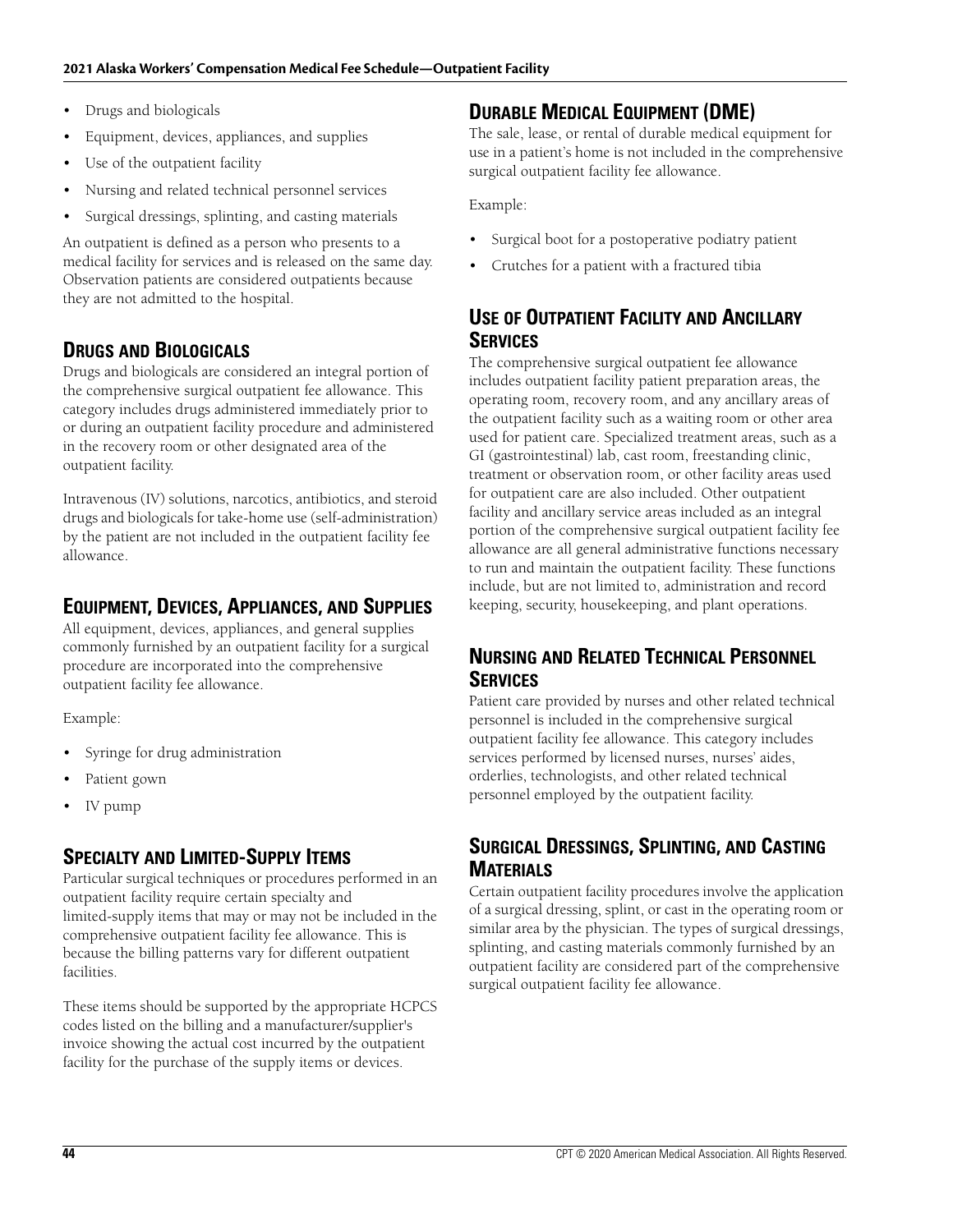- Drugs and biologicals
- Equipment, devices, appliances, and supplies
- Use of the outpatient facility
- Nursing and related technical personnel services
- Surgical dressings, splinting, and casting materials

An outpatient is defined as a person who presents to a medical facility for services and is released on the same day. Observation patients are considered outpatients because they are not admitted to the hospital.

## Drugs and Biologicals

Drugs and biologicals are considered an integral portion of the comprehensive surgical outpatient fee allowance. This category includes drugs administered immediately prior to or during an outpatient facility procedure and administered in the recovery room or other designated area of the outpatient facility.

Intravenous (IV) solutions, narcotics, antibiotics, and steroid drugs and biologicals for take-home use (self-administration) by the patient are not included in the outpatient facility fee allowance.

## Equipment, Devices, Appliances, and Supplies

All equipment, devices, appliances, and general supplies commonly furnished by an outpatient facility for a surgical procedure are incorporated into the comprehensive outpatient facility fee allowance.

Example:

- Syringe for drug administration
- Patient gown
- IV pump

## Specialty and Limited-Supply Items

Particular surgical techniques or procedures performed in an outpatient facility require certain specialty and limited-supply items that may or may not be included in the comprehensive outpatient facility fee allowance. This is because the billing patterns vary for different outpatient facilities.

These items should be supported by the appropriate HCPCS codes listed on the billing and a manufacturer/supplier's invoice showing the actual cost incurred by the outpatient facility for the purchase of the supply items or devices.

## Durable Medical Equipment (DME)

The sale, lease, or rental of durable medical equipment for use in a patient's home is not included in the comprehensive surgical outpatient facility fee allowance.

Example:

- Surgical boot for a postoperative podiatry patient
- Crutches for a patient with a fractured tibia

## Use of Outpatient Facility and Ancillary Services

The comprehensive surgical outpatient fee allowance includes outpatient facility patient preparation areas, the operating room, recovery room, and any ancillary areas of the outpatient facility such as a waiting room or other area used for patient care. Specialized treatment areas, such as a GI (gastrointestinal) lab, cast room, freestanding clinic, treatment or observation room, or other facility areas used for outpatient care are also included. Other outpatient facility and ancillary service areas included as an integral portion of the comprehensive surgical outpatient facility fee allowance are all general administrative functions necessary to run and maintain the outpatient facility. These functions include, but are not limited to, administration and record keeping, security, housekeeping, and plant operations.

## Nursing and Related Technical Personnel Services

Patient care provided by nurses and other related technical personnel is included in the comprehensive surgical outpatient facility fee allowance. This category includes services performed by licensed nurses, nurses' aides, orderlies, technologists, and other related technical personnel employed by the outpatient facility.

## Surgical Dressings, Splinting, and Casting Materials

Certain outpatient facility procedures involve the application of a surgical dressing, splint, or cast in the operating room or similar area by the physician. The types of surgical dressings, splinting, and casting materials commonly furnished by an outpatient facility are considered part of the comprehensive surgical outpatient facility fee allowance.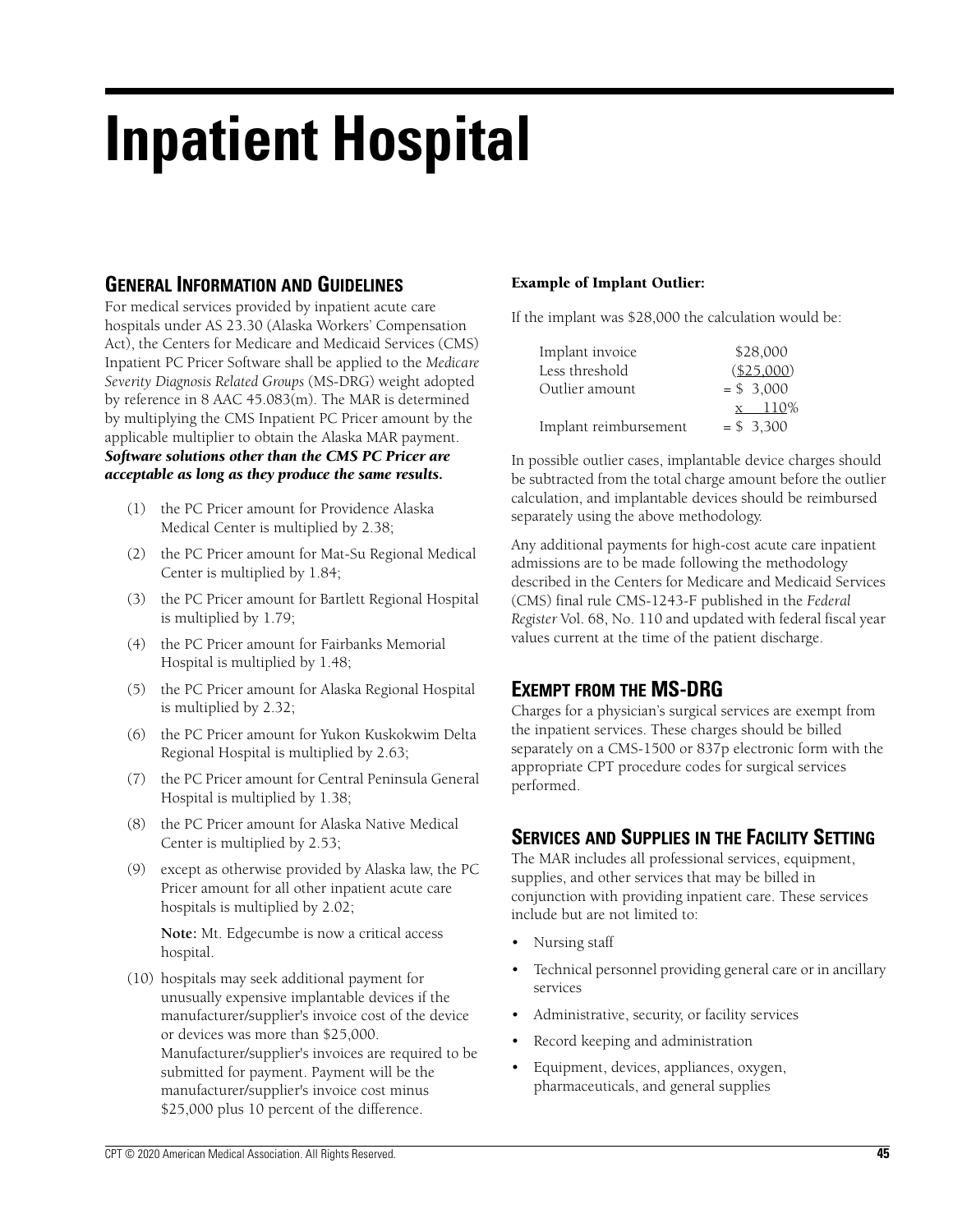# Inpatient Hospital

## General Information and Guidelines

For medical services provided by inpatient acute care hospitals under AS 23.30 (Alaska Workers' Compensation Act), the Centers for Medicare and Medicaid Services (CMS) Inpatient PC Pricer Software shall be applied to the *Medicare Severity Diagnosis Related Groups* (MS-DRG) weight adopted by reference in 8 AAC 45.083(m). The MAR is determined by multiplying the CMS Inpatient PC Pricer amount by the applicable multiplier to obtain the Alaska MAR payment. ***Software solutions other than the CMS PC Pricer are acceptable as long as they produce the same results.***

(1) the PC Pricer amount for Providence Alaska Medical Center is multiplied by 2.38;

(2) the PC Pricer amount for Mat-Su Regional Medical Center is multiplied by 1.84;

(3) the PC Pricer amount for Bartlett Regional Hospital is multiplied by 1.79;

(4) the PC Pricer amount for Fairbanks Memorial Hospital is multiplied by 1.48;

(5) the PC Pricer amount for Alaska Regional Hospital is multiplied by 2.32;

(6) the PC Pricer amount for Yukon Kuskokwim Delta Regional Hospital is multiplied by 2.63;

(7) the PC Pricer amount for Central Peninsula General Hospital is multiplied by 1.38;

(8) the PC Pricer amount for Alaska Native Medical Center is multiplied by 2.53;

(9) except as otherwise provided by Alaska law, the PC Pricer amount for all other inpatient acute care hospitals is multiplied by 2.02;

**Note:** Mt. Edgecumbe is now a critical access hospital.

(10) hospitals may seek additional payment for unusually expensive implantable devices if the manufacturer/supplier's invoice cost of the device or devices was more than $25,000. Manufacturer/supplier's invoices are required to be submitted for payment. Payment will be the manufacturer/supplier's invoice cost minus $25,000 plus 10 percent of the difference.

**Example of Implant Outlier:**

If the implant was $28,000 the calculation would be:

| | |
|---|---|
| Implant invoice | $28,000 |
| Less threshold | ($25,000) |
| Outlier amount | = $ 3,000 |
| | x 110% |
| Implant reimbursement | = $ 3,300 |

In possible outlier cases, implantable device charges should be subtracted from the total charge amount before the outlier calculation, and implantable devices should be reimbursed separately using the above methodology.

Any additional payments for high-cost acute care inpatient admissions are to be made following the methodology described in the Centers for Medicare and Medicaid Services (CMS) final rule CMS-1243-F published in the *Federal Register* Vol. 68, No. 110 and updated with federal fiscal year values current at the time of the patient discharge.

## Exempt from the MS-DRG

Charges for a physician's surgical services are exempt from the inpatient services. These charges should be billed separately on a CMS-1500 or 837p electronic form with the appropriate CPT procedure codes for surgical services performed.

## Services and Supplies in the Facility Setting

The MAR includes all professional services, equipment, supplies, and other services that may be billed in conjunction with providing inpatient care. These services include but are not limited to:

- Nursing staff
- Technical personnel providing general care or in ancillary services
- Administrative, security, or facility services
- Record keeping and administration
- Equipment, devices, appliances, oxygen, pharmaceuticals, and general supplies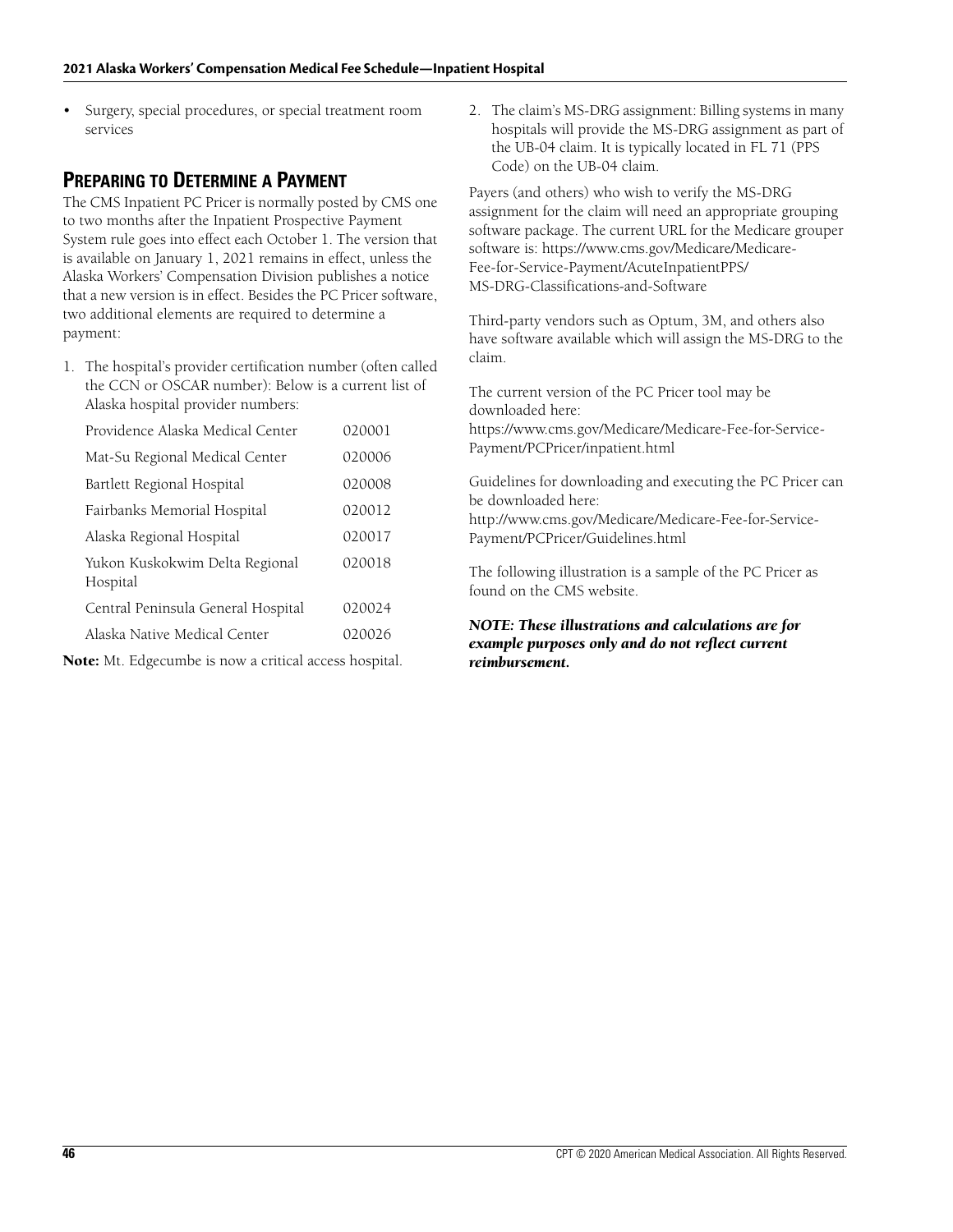- Surgery, special procedures, or special treatment room services

## Preparing to Determine a Payment

The CMS Inpatient PC Pricer is normally posted by CMS one to two months after the Inpatient Prospective Payment System rule goes into effect each October 1. The version that is available on January 1, 2021 remains in effect, unless the Alaska Workers' Compensation Division publishes a notice that a new version is in effect. Besides the PC Pricer software, two additional elements are required to determine a payment:

1. The hospital's provider certification number (often called the CCN or OSCAR number): Below is a current list of Alaska hospital provider numbers:

| Hospital | Provider Number |
|---|---|
| Providence Alaska Medical Center | 020001 |
| Mat-Su Regional Medical Center | 020006 |
| Bartlett Regional Hospital | 020008 |
| Fairbanks Memorial Hospital | 020012 |
| Alaska Regional Hospital | 020017 |
| Yukon Kuskokwim Delta Regional Hospital | 020018 |
| Central Peninsula General Hospital | 020024 |
| Alaska Native Medical Center | 020026 |

**Note:** Mt. Edgecumbe is now a critical access hospital.

2. The claim's MS-DRG assignment: Billing systems in many hospitals will provide the MS-DRG assignment as part of the UB-04 claim. It is typically located in FL 71 (PPS Code) on the UB-04 claim.

Payers (and others) who wish to verify the MS-DRG assignment for the claim will need an appropriate grouping software package. The current URL for the Medicare grouper software is: https://www.cms.gov/Medicare/Medicare-Fee-for-Service-Payment/AcuteInpatientPPS/MS-DRG-Classifications-and-Software

Third-party vendors such as Optum, 3M, and others also have software available which will assign the MS-DRG to the claim.

The current version of the PC Pricer tool may be downloaded here:
https://www.cms.gov/Medicare/Medicare-Fee-for-Service-Payment/PCPricer/inpatient.html

Guidelines for downloading and executing the PC Pricer can be downloaded here:
http://www.cms.gov/Medicare/Medicare-Fee-for-Service-Payment/PCPricer/Guidelines.html

The following illustration is a sample of the PC Pricer as found on the CMS website.

***NOTE: These illustrations and calculations are for example purposes only and do not reflect current reimbursement.***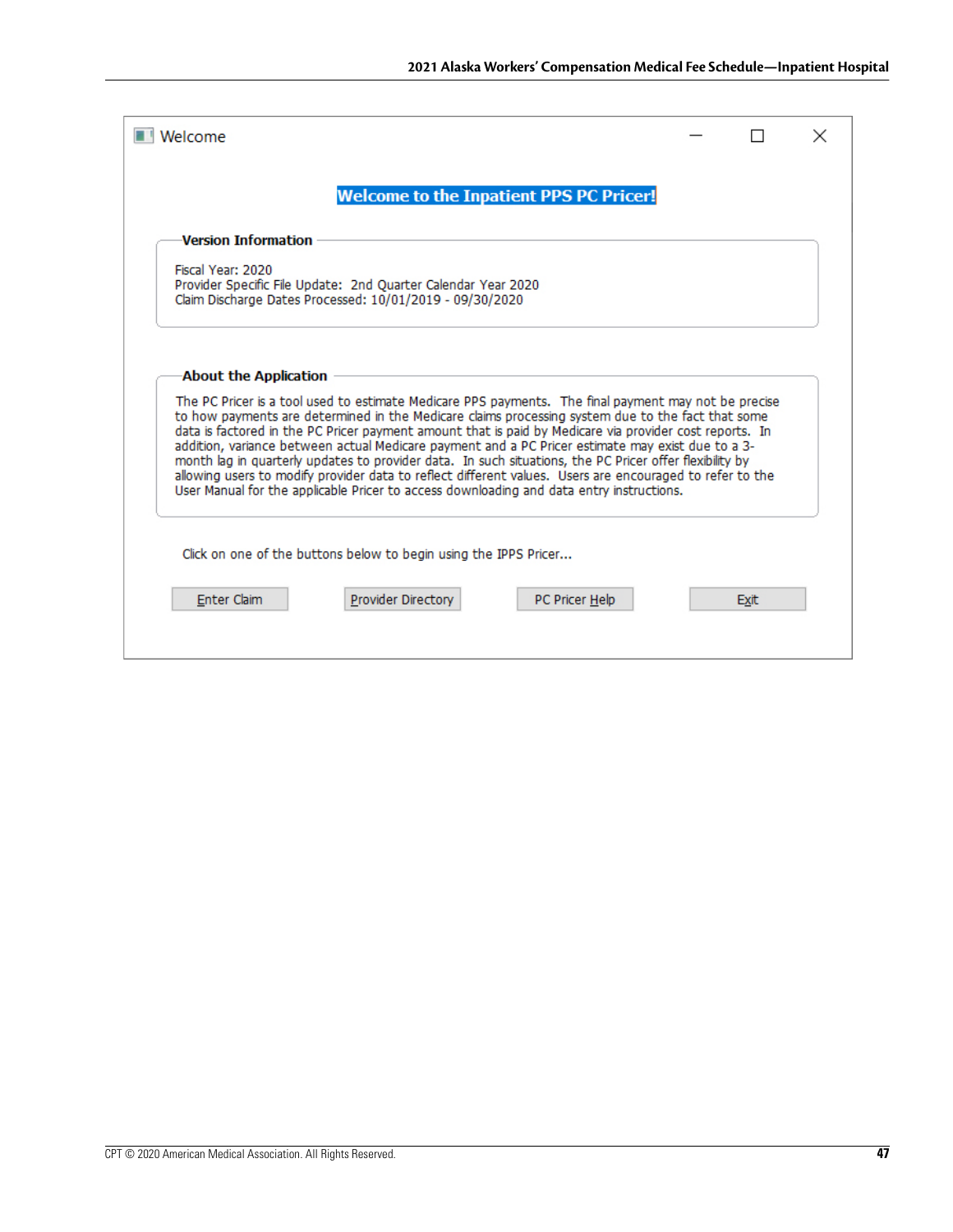Welcome

**Welcome to the Inpatient PPS PC Pricer!**

**Version Information**

Fiscal Year: 2020
Provider Specific File Update: 2nd Quarter Calendar Year 2020
Claim Discharge Dates Processed: 10/01/2019 - 09/30/2020

**About the Application**

The PC Pricer is a tool used to estimate Medicare PPS payments. The final payment may not be precise to how payments are determined in the Medicare claims processing system due to the fact that some data is factored in the PC Pricer payment amount that is paid by Medicare via provider cost reports. In addition, variance between actual Medicare payment and a PC Pricer estimate may exist due to a 3-month lag in quarterly updates to provider data. In such situations, the PC Pricer offer flexibility by allowing users to modify provider data to reflect different values. Users are encouraged to refer to the User Manual for the applicable Pricer to access downloading and data entry instructions.

Click on one of the buttons below to begin using the IPPS Pricer...

Enter Claim | Provider Directory | PC Pricer Help | Exit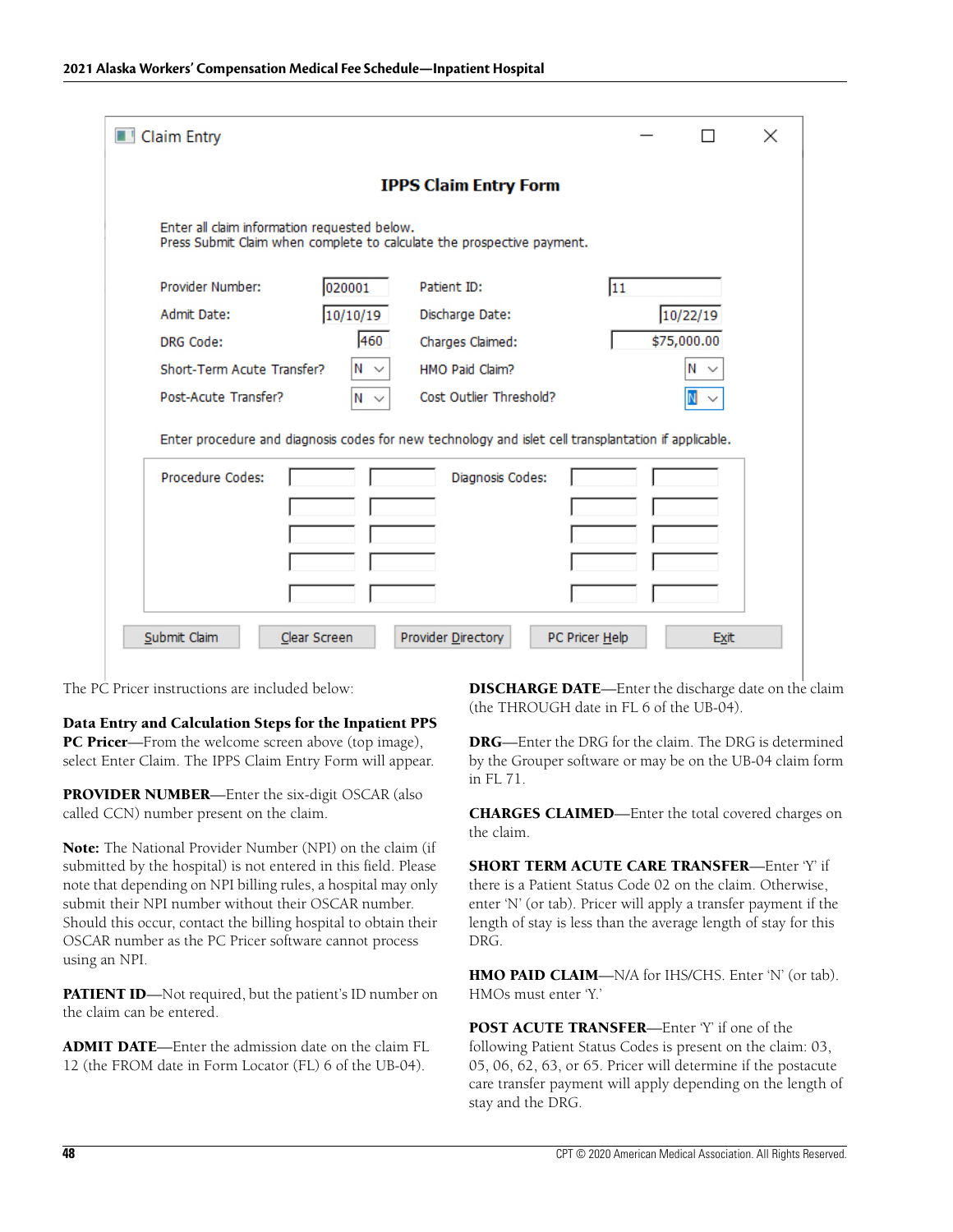**Claim Entry**

**IPPS Claim Entry Form**

Enter all claim information requested below.
Press Submit Claim when complete to calculate the prospective payment.

| | | | |
|---|---|---|---|
| Provider Number: | 020001 | Patient ID: | 11 |
| Admit Date: | 10/10/19 | Discharge Date: | 10/22/19 |
| DRG Code: | 460 | Charges Claimed: | $75,000.00 |
| Short-Term Acute Transfer? | N | HMO Paid Claim? | N |
| Post-Acute Transfer? | N | Cost Outlier Threshold? | N |

Enter procedure and diagnosis codes for new technology and islet cell transplantation if applicable.

Procedure Codes: | Diagnosis Codes:

Submit Claim | Clear Screen | Provider Directory | PC Pricer Help | Exit

The PC Pricer instructions are included below:

**Data Entry and Calculation Steps for the Inpatient PPS PC Pricer**—From the welcome screen above (top image), select Enter Claim. The IPPS Claim Entry Form will appear.

**PROVIDER NUMBER**—Enter the six-digit OSCAR (also called CCN) number present on the claim.

**Note:** The National Provider Number (NPI) on the claim (if submitted by the hospital) is not entered in this field. Please note that depending on NPI billing rules, a hospital may only submit their NPI number without their OSCAR number. Should this occur, contact the billing hospital to obtain their OSCAR number as the PC Pricer software cannot process using an NPI.

**PATIENT ID**—Not required, but the patient's ID number on the claim can be entered.

**ADMIT DATE**—Enter the admission date on the claim FL 12 (the FROM date in Form Locator (FL) 6 of the UB-04).

**DISCHARGE DATE**—Enter the discharge date on the claim (the THROUGH date in FL 6 of the UB-04).

**DRG**—Enter the DRG for the claim. The DRG is determined by the Grouper software or may be on the UB-04 claim form in FL 71.

**CHARGES CLAIMED**—Enter the total covered charges on the claim.

**SHORT TERM ACUTE CARE TRANSFER**—Enter 'Y' if there is a Patient Status Code 02 on the claim. Otherwise, enter 'N' (or tab). Pricer will apply a transfer payment if the length of stay is less than the average length of stay for this DRG.

**HMO PAID CLAIM**—N/A for IHS/CHS. Enter 'N' (or tab). HMOs must enter 'Y.'

**POST ACUTE TRANSFER**—Enter 'Y' if one of the following Patient Status Codes is present on the claim: 03, 05, 06, 62, 63, or 65. Pricer will determine if the postacute care transfer payment will apply depending on the length of stay and the DRG.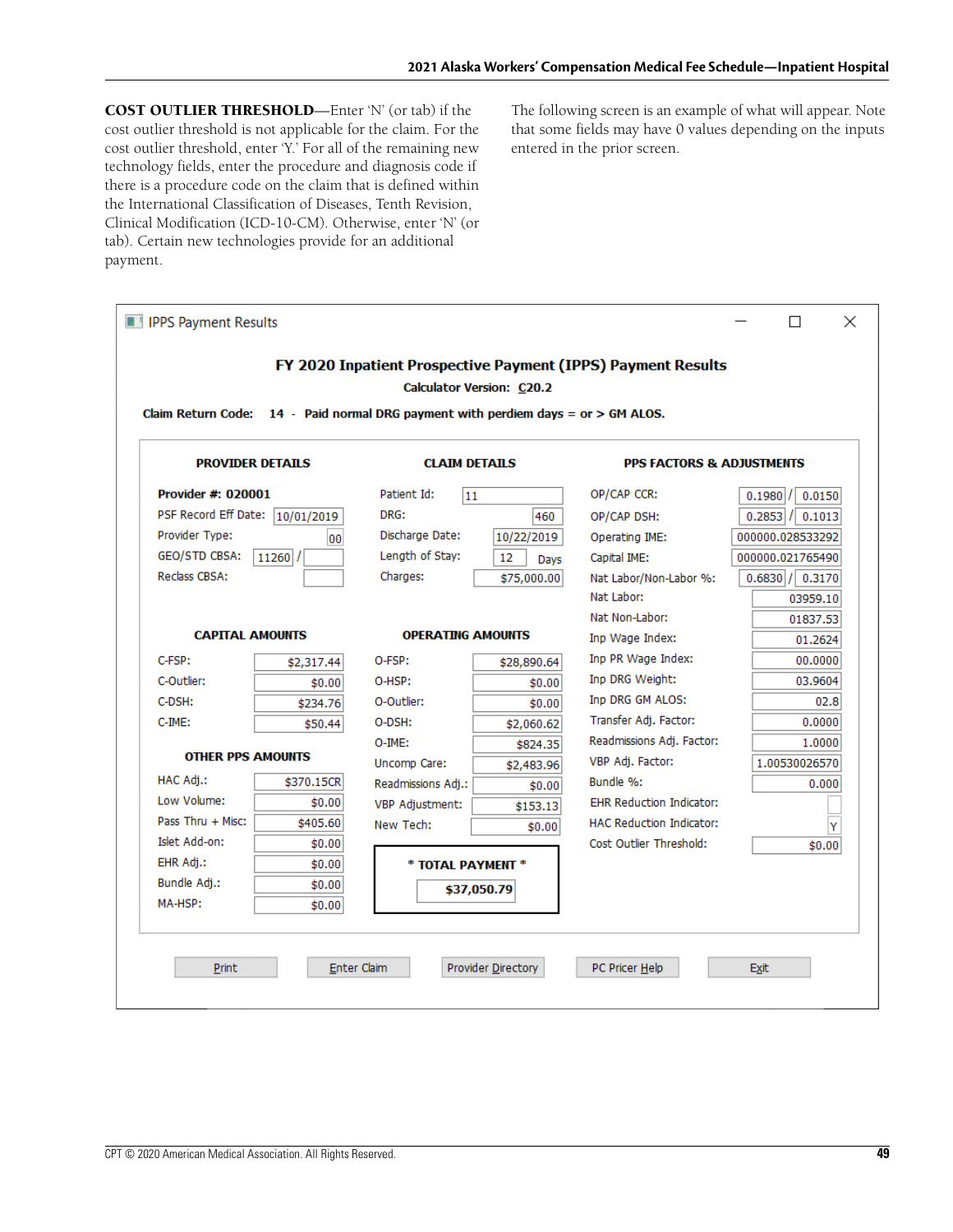**COST OUTLIER THRESHOLD**—Enter 'N' (or tab) if the cost outlier threshold is not applicable for the claim. For the cost outlier threshold, enter 'Y.' For all of the remaining new technology fields, enter the procedure and diagnosis code if there is a procedure code on the claim that is defined within the International Classification of Diseases, Tenth Revision, Clinical Modification (ICD-10-CM). Otherwise, enter 'N' (or tab). Certain new technologies provide for an additional payment.

The following screen is an example of what will appear. Note that some fields may have 0 values depending on the inputs entered in the prior screen.

**IPPS Payment Results**

**FY 2020 Inpatient Prospective Payment (IPPS) Payment Results**

**Calculator Version: C20.2**

**Claim Return Code: 14 - Paid normal DRG payment with perdiem days = or > GM ALOS.**

**PROVIDER DETAILS**

| | |
|---|---|
| **Provider #: 020001** | |
| PSF Record Eff Date: | 10/01/2019 |
| Provider Type: | 00 |
| GEO/STD CBSA: | 11260 / |
| Reclass CBSA: | |

**CLAIM DETAILS**

| | |
|---|---|
| Patient Id: | 11 |
| DRG: | 460 |
| Discharge Date: | 10/22/2019 |
| Length of Stay: | 12 Days |
| Charges: | $75,000.00 |

**PPS FACTORS & ADJUSTMENTS**

| | |
|---|---|
| OP/CAP CCR: | 0.1980 / 0.0150 |
| OP/CAP DSH: | 0.2853 / 0.1013 |
| Operating IME: | 000000.028533292 |
| Capital IME: | 000000.021765490 |
| Nat Labor/Non-Labor %: | 0.6830 / 0.3170 |
| Nat Labor: | 03959.10 |
| Nat Non-Labor: | 01837.53 |
| Inp Wage Index: | 01.2624 |
| Inp PR Wage Index: | 00.0000 |
| Inp DRG Weight: | 03.9604 |
| Inp DRG GM ALOS: | 02.8 |
| Transfer Adj. Factor: | 0.0000 |
| Readmissions Adj. Factor: | 1.0000 |
| VBP Adj. Factor: | 1.00530026570 |
| Bundle %: | 0.000 |
| EHR Reduction Indicator: | |
| HAC Reduction Indicator: | Y |
| Cost Outlier Threshold: | $0.00 |

**CAPITAL AMOUNTS**

| | |
|---|---|
| C-FSP: | $2,317.44 |
| C-Outlier: | $0.00 |
| C-DSH: | $234.76 |
| C-IME: | $50.44 |

**OPERATING AMOUNTS**

| | |
|---|---|
| O-FSP: | $28,890.64 |
| O-HSP: | $0.00 |
| O-Outlier: | $0.00 |
| O-DSH: | $2,060.62 |
| O-IME: | $824.35 |
| Uncomp Care: | $2,483.96 |
| Readmissions Adj.: | $0.00 |
| VBP Adjustment: | $153.13 |
| New Tech: | $0.00 |

**OTHER PPS AMOUNTS**

| | |
|---|---|
| HAC Adj.: | $370.15CR |
| Low Volume: | $0.00 |
| Pass Thru + Misc: | $405.60 |
| Islet Add-on: | $0.00 |
| EHR Adj.: | $0.00 |
| Bundle Adj.: | $0.00 |
| MA-HSP: | $0.00 |

**\* TOTAL PAYMENT \***

**$37,050.79**

Print | Enter Claim | Provider Directory | PC Pricer Help | Exit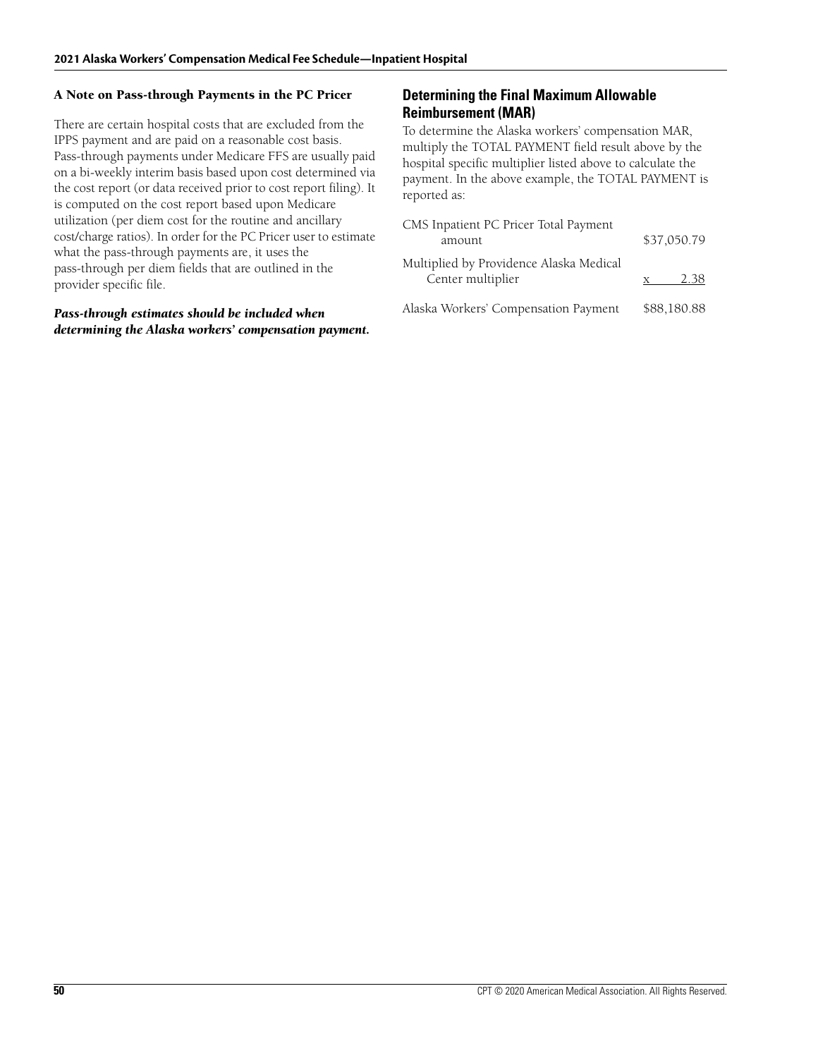### A Note on Pass-through Payments in the PC Pricer

There are certain hospital costs that are excluded from the IPPS payment and are paid on a reasonable cost basis. Pass-through payments under Medicare FFS are usually paid on a bi-weekly interim basis based upon cost determined via the cost report (or data received prior to cost report filing). It is computed on the cost report based upon Medicare utilization (per diem cost for the routine and ancillary cost/charge ratios). In order for the PC Pricer user to estimate what the pass-through payments are, it uses the pass-through per diem fields that are outlined in the provider specific file.

***Pass-through estimates should be included when determining the Alaska workers' compensation payment.***

## Determining the Final Maximum Allowable Reimbursement (MAR)

To determine the Alaska workers' compensation MAR, multiply the TOTAL PAYMENT field result above by the hospital specific multiplier listed above to calculate the payment. In the above example, the TOTAL PAYMENT is reported as:

| | |
|---|---|
| CMS Inpatient PC Pricer Total Payment amount | \$37,050.79 |
| Multiplied by Providence Alaska Medical Center multiplier | x 2.38 |
| Alaska Workers' Compensation Payment | \$88,180.88 |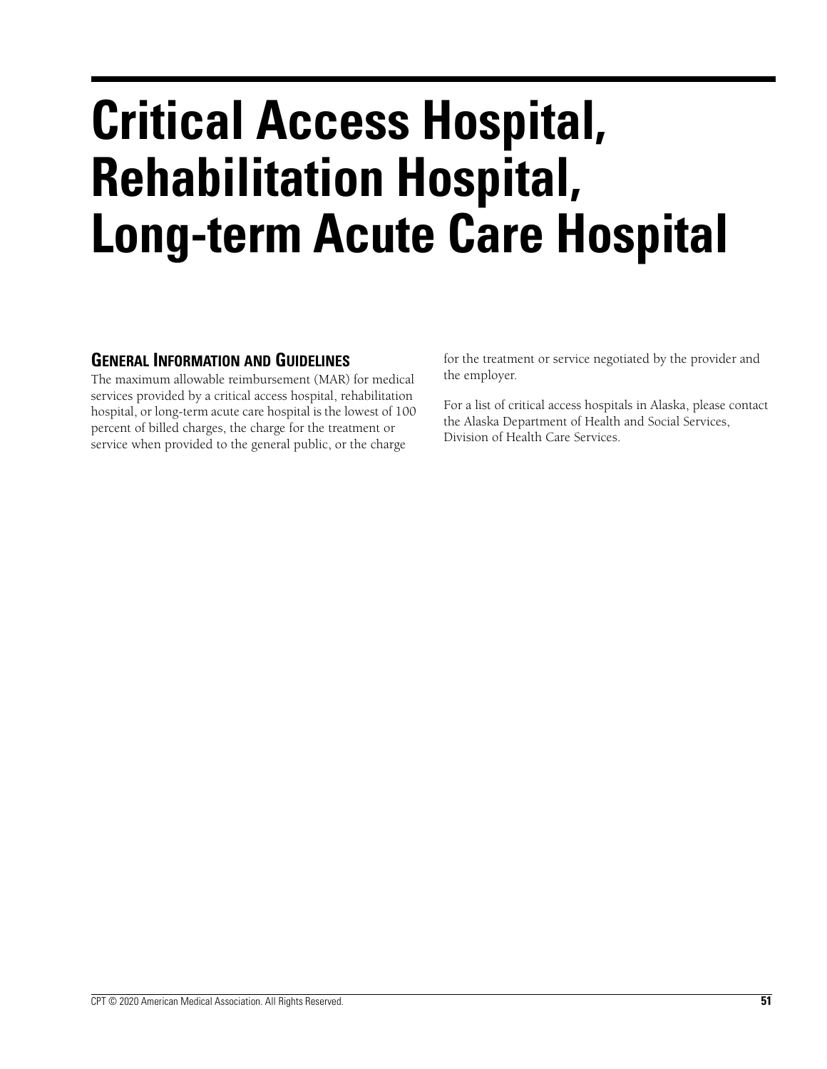# Critical Access Hospital, Rehabilitation Hospital, Long-term Acute Care Hospital

## General Information and Guidelines

The maximum allowable reimbursement (MAR) for medical services provided by a critical access hospital, rehabilitation hospital, or long-term acute care hospital is the lowest of 100 percent of billed charges, the charge for the treatment or service when provided to the general public, or the charge for the treatment or service negotiated by the provider and the employer.

For a list of critical access hospitals in Alaska, please contact the Alaska Department of Health and Social Services, Division of Health Care Services.